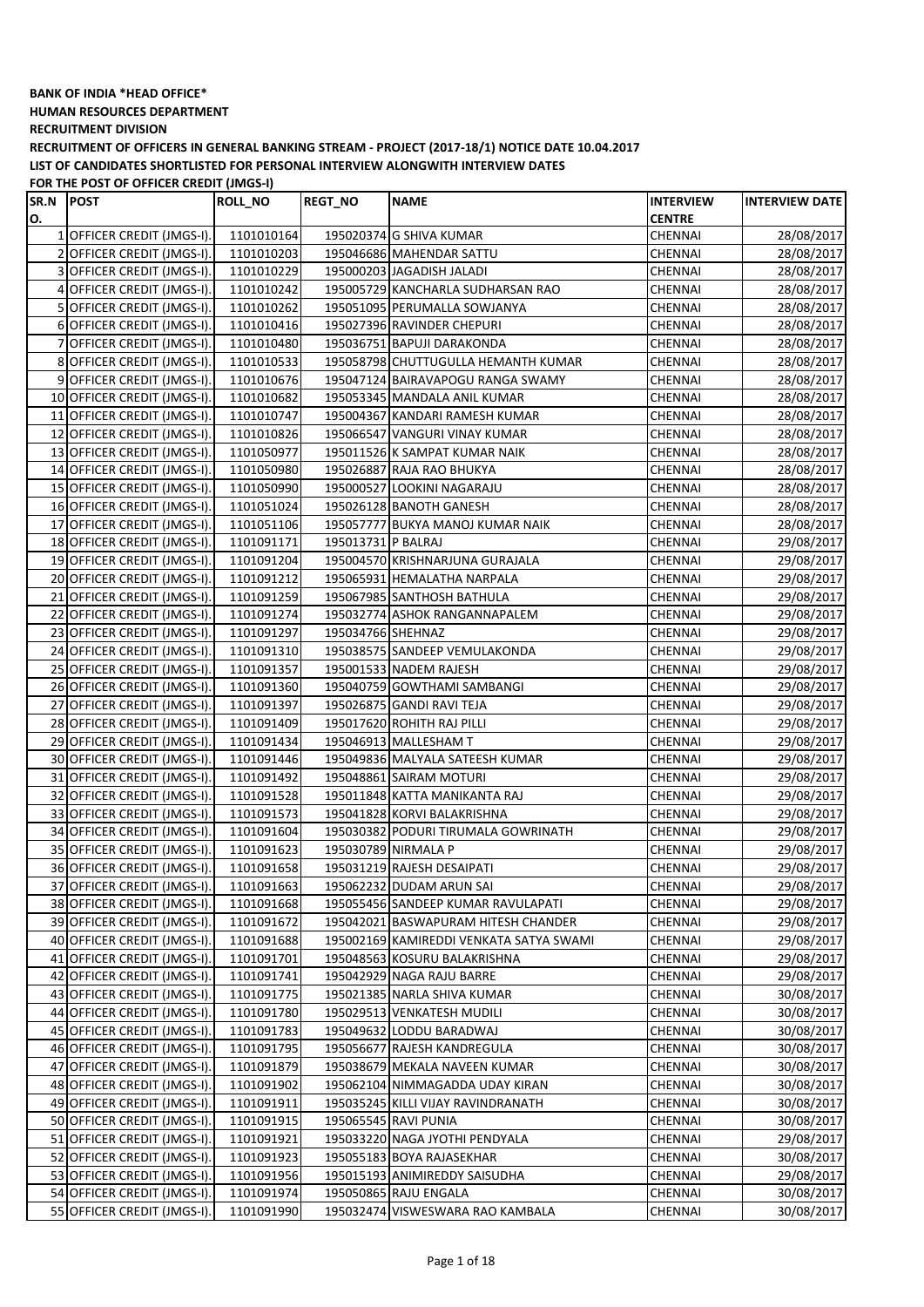**BANK OF INDIA *HEAD OFFICE***

**HUMAN RESOURCES DEPARTMENT**

**RECRUITMENT DIVISION**

**RECRUITMENT OF OFFICERS IN GENERAL BANKING STREAM - PROJECT (2017-18/1) NOTICE DATE 10.04.2017**

**LIST OF CANDIDATES SHORTLISTED FOR PERSONAL INTERVIEW ALONGWITH INTERVIEW DATES**

**FOR THE POST OF OFFICER CREDIT (JMGS-I)**

| SR.NO. | POST | ROLL_NO | REGT_NO | NAME | INTERVIEW CENTRE | INTERVIEW DATE |
|---|---|---|---|---|---|---|
| 1 | OFFICER CREDIT (JMGS-I). | 1101010164 | 195020374 | G SHIVA KUMAR | CHENNAI | 28/08/2017 |
| 2 | OFFICER CREDIT (JMGS-I). | 1101010203 | 195046686 | MAHENDAR SATTU | CHENNAI | 28/08/2017 |
| 3 | OFFICER CREDIT (JMGS-I). | 1101010229 | 195000203 | JAGADISH JALADI | CHENNAI | 28/08/2017 |
| 4 | OFFICER CREDIT (JMGS-I). | 1101010242 | 195005729 | KANCHARLA SUDHARSAN RAO | CHENNAI | 28/08/2017 |
| 5 | OFFICER CREDIT (JMGS-I). | 1101010262 | 195051095 | PERUMALLA SOWJANYA | CHENNAI | 28/08/2017 |
| 6 | OFFICER CREDIT (JMGS-I). | 1101010416 | 195027396 | RAVINDER CHEPURI | CHENNAI | 28/08/2017 |
| 7 | OFFICER CREDIT (JMGS-I). | 1101010480 | 195036751 | BAPUJI DARAKONDA | CHENNAI | 28/08/2017 |
| 8 | OFFICER CREDIT (JMGS-I). | 1101010533 | 195058798 | CHUTTUGULLA HEMANTH KUMAR | CHENNAI | 28/08/2017 |
| 9 | OFFICER CREDIT (JMGS-I). | 1101010676 | 195047124 | BAIRAVAPOGU RANGA SWAMY | CHENNAI | 28/08/2017 |
| 10 | OFFICER CREDIT (JMGS-I). | 1101010682 | 195053345 | MANDALA ANIL KUMAR | CHENNAI | 28/08/2017 |
| 11 | OFFICER CREDIT (JMGS-I). | 1101010747 | 195004367 | KANDARI RAMESH KUMAR | CHENNAI | 28/08/2017 |
| 12 | OFFICER CREDIT (JMGS-I). | 1101010826 | 195066547 | VANGURI VINAY KUMAR | CHENNAI | 28/08/2017 |
| 13 | OFFICER CREDIT (JMGS-I). | 1101050977 | 195011526 | K SAMPAT KUMAR NAIK | CHENNAI | 28/08/2017 |
| 14 | OFFICER CREDIT (JMGS-I). | 1101050980 | 195026887 | RAJA RAO BHUKYA | CHENNAI | 28/08/2017 |
| 15 | OFFICER CREDIT (JMGS-I). | 1101050990 | 195000527 | LOOKINI NAGARAJU | CHENNAI | 28/08/2017 |
| 16 | OFFICER CREDIT (JMGS-I). | 1101051024 | 195026128 | BANOTH GANESH | CHENNAI | 28/08/2017 |
| 17 | OFFICER CREDIT (JMGS-I). | 1101051106 | 195057777 | BUKYA MANOJ KUMAR NAIK | CHENNAI | 28/08/2017 |
| 18 | OFFICER CREDIT (JMGS-I). | 1101091171 | 195013731 | P BALRAJ | CHENNAI | 29/08/2017 |
| 19 | OFFICER CREDIT (JMGS-I). | 1101091204 | 195004570 | KRISHNARJUNA GURAJALA | CHENNAI | 29/08/2017 |
| 20 | OFFICER CREDIT (JMGS-I). | 1101091212 | 195065931 | HEMALATHA NARPALA | CHENNAI | 29/08/2017 |
| 21 | OFFICER CREDIT (JMGS-I). | 1101091259 | 195067985 | SANTHOSH BATHULA | CHENNAI | 29/08/2017 |
| 22 | OFFICER CREDIT (JMGS-I). | 1101091274 | 195032774 | ASHOK RANGANNAPALEM | CHENNAI | 29/08/2017 |
| 23 | OFFICER CREDIT (JMGS-I). | 1101091297 | 195034766 | SHEHNAZ | CHENNAI | 29/08/2017 |
| 24 | OFFICER CREDIT (JMGS-I). | 1101091310 | 195038575 | SANDEEP VEMULAKONDA | CHENNAI | 29/08/2017 |
| 25 | OFFICER CREDIT (JMGS-I). | 1101091357 | 195001533 | NADEM RAJESH | CHENNAI | 29/08/2017 |
| 26 | OFFICER CREDIT (JMGS-I). | 1101091360 | 195040759 | GOWTHAMI SAMBANGI | CHENNAI | 29/08/2017 |
| 27 | OFFICER CREDIT (JMGS-I). | 1101091397 | 195026875 | GANDI RAVI TEJA | CHENNAI | 29/08/2017 |
| 28 | OFFICER CREDIT (JMGS-I). | 1101091409 | 195017620 | ROHITH RAJ PILLI | CHENNAI | 29/08/2017 |
| 29 | OFFICER CREDIT (JMGS-I). | 1101091434 | 195046913 | MALLESHAM T | CHENNAI | 29/08/2017 |
| 30 | OFFICER CREDIT (JMGS-I). | 1101091446 | 195049836 | MALYALA SATEESH KUMAR | CHENNAI | 29/08/2017 |
| 31 | OFFICER CREDIT (JMGS-I). | 1101091492 | 195048861 | SAIRAM MOTURI | CHENNAI | 29/08/2017 |
| 32 | OFFICER CREDIT (JMGS-I). | 1101091528 | 195011848 | KATTA MANIKANTA RAJ | CHENNAI | 29/08/2017 |
| 33 | OFFICER CREDIT (JMGS-I). | 1101091573 | 195041828 | KORVI BALAKRISHNA | CHENNAI | 29/08/2017 |
| 34 | OFFICER CREDIT (JMGS-I). | 1101091604 | 195030382 | PODURI TIRUMALA GOWRINATH | CHENNAI | 29/08/2017 |
| 35 | OFFICER CREDIT (JMGS-I). | 1101091623 | 195030789 | NIRMALA P | CHENNAI | 29/08/2017 |
| 36 | OFFICER CREDIT (JMGS-I). | 1101091658 | 195031219 | RAJESH DESAIPATI | CHENNAI | 29/08/2017 |
| 37 | OFFICER CREDIT (JMGS-I). | 1101091663 | 195062232 | DUDAM ARUN SAI | CHENNAI | 29/08/2017 |
| 38 | OFFICER CREDIT (JMGS-I). | 1101091668 | 195055456 | SANDEEP KUMAR RAVULAPATI | CHENNAI | 29/08/2017 |
| 39 | OFFICER CREDIT (JMGS-I). | 1101091672 | 195042021 | BASWAPURAM HITESH CHANDER | CHENNAI | 29/08/2017 |
| 40 | OFFICER CREDIT (JMGS-I). | 1101091688 | 195002169 | KAMIREDDI VENKATA SATYA SWAMI | CHENNAI | 29/08/2017 |
| 41 | OFFICER CREDIT (JMGS-I). | 1101091701 | 195048563 | KOSURU BALAKRISHNA | CHENNAI | 29/08/2017 |
| 42 | OFFICER CREDIT (JMGS-I). | 1101091741 | 195042929 | NAGA RAJU BARRE | CHENNAI | 29/08/2017 |
| 43 | OFFICER CREDIT (JMGS-I). | 1101091775 | 195021385 | NARLA SHIVA KUMAR | CHENNAI | 30/08/2017 |
| 44 | OFFICER CREDIT (JMGS-I). | 1101091780 | 195029513 | VENKATESH MUDILI | CHENNAI | 30/08/2017 |
| 45 | OFFICER CREDIT (JMGS-I). | 1101091783 | 195049632 | LODDU BARADWAJ | CHENNAI | 30/08/2017 |
| 46 | OFFICER CREDIT (JMGS-I). | 1101091795 | 195056677 | RAJESH KANDREGULA | CHENNAI | 30/08/2017 |
| 47 | OFFICER CREDIT (JMGS-I). | 1101091879 | 195038679 | MEKALA NAVEEN KUMAR | CHENNAI | 30/08/2017 |
| 48 | OFFICER CREDIT (JMGS-I). | 1101091902 | 195062104 | NIMMAGADDA UDAY KIRAN | CHENNAI | 30/08/2017 |
| 49 | OFFICER CREDIT (JMGS-I). | 1101091911 | 195035245 | KILLI VIJAY RAVINDRANATH | CHENNAI | 30/08/2017 |
| 50 | OFFICER CREDIT (JMGS-I). | 1101091915 | 195065545 | RAVI PUNIA | CHENNAI | 30/08/2017 |
| 51 | OFFICER CREDIT (JMGS-I). | 1101091921 | 195033220 | NAGA JYOTHI PENDYALA | CHENNAI | 29/08/2017 |
| 52 | OFFICER CREDIT (JMGS-I). | 1101091923 | 195055183 | BOYA RAJASEKHAR | CHENNAI | 30/08/2017 |
| 53 | OFFICER CREDIT (JMGS-I). | 1101091956 | 195015193 | ANIMIREDDY SAISUDHA | CHENNAI | 29/08/2017 |
| 54 | OFFICER CREDIT (JMGS-I). | 1101091974 | 195050865 | RAJU ENGALA | CHENNAI | 30/08/2017 |
| 55 | OFFICER CREDIT (JMGS-I). | 1101091990 | 195032474 | VISWESWARA RAO KAMBALA | CHENNAI | 30/08/2017 |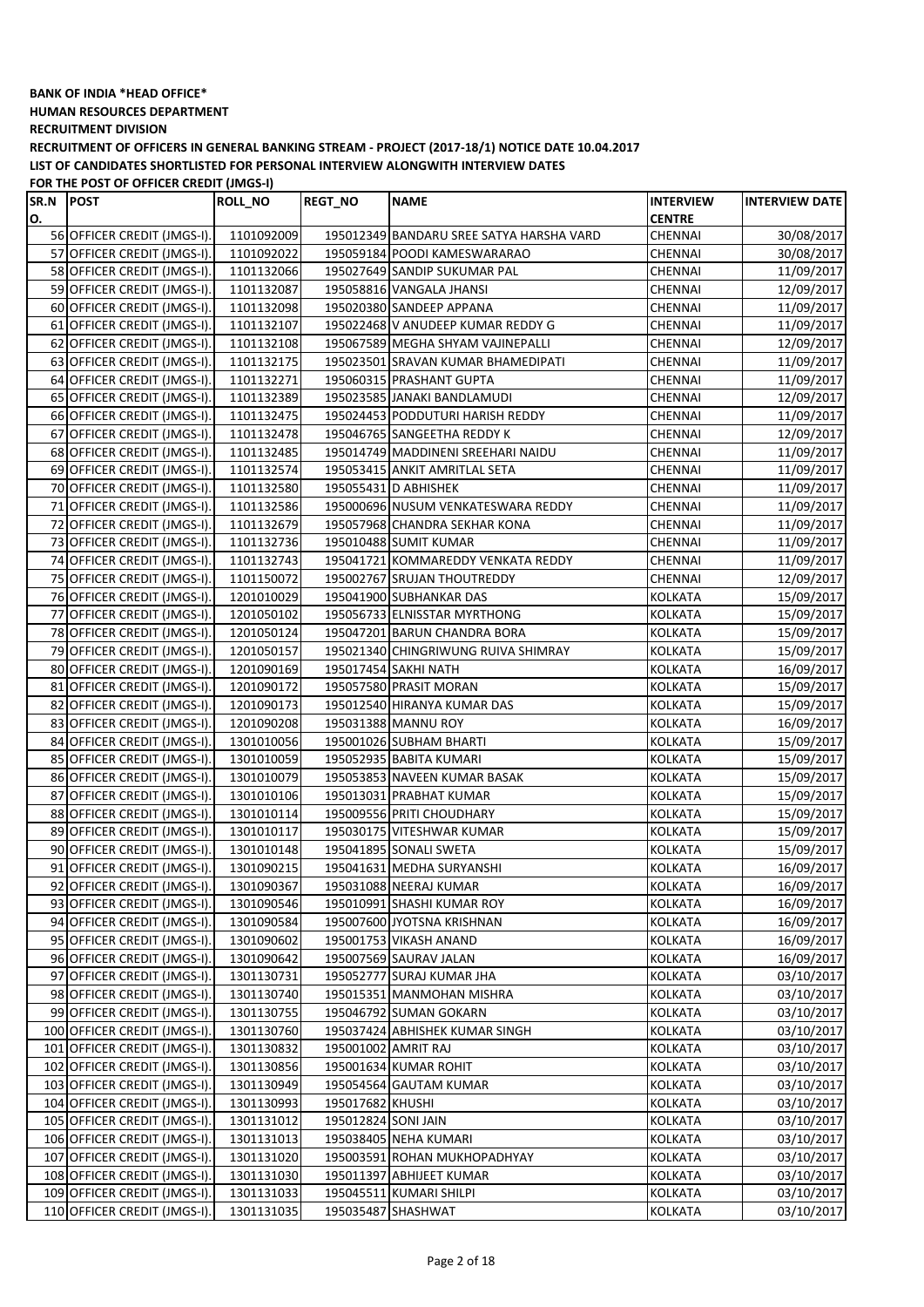**BANK OF INDIA *HEAD OFFICE***

**HUMAN RESOURCES DEPARTMENT**

**RECRUITMENT DIVISION**

**RECRUITMENT OF OFFICERS IN GENERAL BANKING STREAM - PROJECT (2017-18/1) NOTICE DATE 10.04.2017**

**LIST OF CANDIDATES SHORTLISTED FOR PERSONAL INTERVIEW ALONGWITH INTERVIEW DATES**

**FOR THE POST OF OFFICER CREDIT (JMGS-I)**

| SR.NO. | POST | ROLL_NO | REGT_NO | NAME | INTERVIEW CENTRE | INTERVIEW DATE |
|---|---|---|---|---|---|---|
| 56 | OFFICER CREDIT (JMGS-I). | 1101092009 | 195012349 | BANDARU SREE SATYA HARSHA VARD | CHENNAI | 30/08/2017 |
| 57 | OFFICER CREDIT (JMGS-I). | 1101092022 | 195059184 | POODI KAMESWARARAO | CHENNAI | 30/08/2017 |
| 58 | OFFICER CREDIT (JMGS-I). | 1101132066 | 195027649 | SANDIP SUKUMAR PAL | CHENNAI | 11/09/2017 |
| 59 | OFFICER CREDIT (JMGS-I). | 1101132087 | 195058816 | VANGALA JHANSI | CHENNAI | 12/09/2017 |
| 60 | OFFICER CREDIT (JMGS-I). | 1101132098 | 195020380 | SANDEEP APPANA | CHENNAI | 11/09/2017 |
| 61 | OFFICER CREDIT (JMGS-I). | 1101132107 | 195022468 | V ANUDEEP KUMAR REDDY G | CHENNAI | 11/09/2017 |
| 62 | OFFICER CREDIT (JMGS-I). | 1101132108 | 195067589 | MEGHA SHYAM VAJINEPALLI | CHENNAI | 12/09/2017 |
| 63 | OFFICER CREDIT (JMGS-I). | 1101132175 | 195023501 | SRAVAN KUMAR BHAMEDIPATI | CHENNAI | 11/09/2017 |
| 64 | OFFICER CREDIT (JMGS-I). | 1101132271 | 195060315 | PRASHANT GUPTA | CHENNAI | 11/09/2017 |
| 65 | OFFICER CREDIT (JMGS-I). | 1101132389 | 195023585 | JANAKI BANDLAMUDI | CHENNAI | 12/09/2017 |
| 66 | OFFICER CREDIT (JMGS-I). | 1101132475 | 195024453 | PODDUTURI HARISH REDDY | CHENNAI | 11/09/2017 |
| 67 | OFFICER CREDIT (JMGS-I). | 1101132478 | 195046765 | SANGEETHA REDDY K | CHENNAI | 12/09/2017 |
| 68 | OFFICER CREDIT (JMGS-I). | 1101132485 | 195014749 | MADDINENI SREEHARI NAIDU | CHENNAI | 11/09/2017 |
| 69 | OFFICER CREDIT (JMGS-I). | 1101132574 | 195053415 | ANKIT AMRITLAL SETA | CHENNAI | 11/09/2017 |
| 70 | OFFICER CREDIT (JMGS-I). | 1101132580 | 195055431 | D ABHISHEK | CHENNAI | 11/09/2017 |
| 71 | OFFICER CREDIT (JMGS-I). | 1101132586 | 195000696 | NUSUM VENKATESWARA REDDY | CHENNAI | 11/09/2017 |
| 72 | OFFICER CREDIT (JMGS-I). | 1101132679 | 195057968 | CHANDRA SEKHAR KONA | CHENNAI | 11/09/2017 |
| 73 | OFFICER CREDIT (JMGS-I). | 1101132736 | 195010488 | SUMIT KUMAR | CHENNAI | 11/09/2017 |
| 74 | OFFICER CREDIT (JMGS-I). | 1101132743 | 195041721 | KOMMAREDDY VENKATA REDDY | CHENNAI | 11/09/2017 |
| 75 | OFFICER CREDIT (JMGS-I). | 1101150072 | 195002767 | SRUJAN THOUTREDDY | CHENNAI | 12/09/2017 |
| 76 | OFFICER CREDIT (JMGS-I). | 1201010029 | 195041900 | SUBHANKAR DAS | KOLKATA | 15/09/2017 |
| 77 | OFFICER CREDIT (JMGS-I). | 1201050102 | 195056733 | ELNISSTAR MYRTHONG | KOLKATA | 15/09/2017 |
| 78 | OFFICER CREDIT (JMGS-I). | 1201050124 | 195047201 | BARUN CHANDRA BORA | KOLKATA | 15/09/2017 |
| 79 | OFFICER CREDIT (JMGS-I). | 1201050157 | 195021340 | CHINGRIWUNG RUIVA SHIMRAY | KOLKATA | 15/09/2017 |
| 80 | OFFICER CREDIT (JMGS-I). | 1201090169 | 195017454 | SAKHI NATH | KOLKATA | 16/09/2017 |
| 81 | OFFICER CREDIT (JMGS-I). | 1201090172 | 195057580 | PRASIT MORAN | KOLKATA | 15/09/2017 |
| 82 | OFFICER CREDIT (JMGS-I). | 1201090173 | 195012540 | HIRANYA KUMAR DAS | KOLKATA | 15/09/2017 |
| 83 | OFFICER CREDIT (JMGS-I). | 1201090208 | 195031388 | MANNU ROY | KOLKATA | 16/09/2017 |
| 84 | OFFICER CREDIT (JMGS-I). | 1301010056 | 195001026 | SUBHAM BHARTI | KOLKATA | 15/09/2017 |
| 85 | OFFICER CREDIT (JMGS-I). | 1301010059 | 195052935 | BABITA KUMARI | KOLKATA | 15/09/2017 |
| 86 | OFFICER CREDIT (JMGS-I). | 1301010079 | 195053853 | NAVEEN KUMAR BASAK | KOLKATA | 15/09/2017 |
| 87 | OFFICER CREDIT (JMGS-I). | 1301010106 | 195013031 | PRABHAT KUMAR | KOLKATA | 15/09/2017 |
| 88 | OFFICER CREDIT (JMGS-I). | 1301010114 | 195009556 | PRITI CHOUDHARY | KOLKATA | 15/09/2017 |
| 89 | OFFICER CREDIT (JMGS-I). | 1301010117 | 195030175 | VITESHWAR KUMAR | KOLKATA | 15/09/2017 |
| 90 | OFFICER CREDIT (JMGS-I). | 1301010148 | 195041895 | SONALI SWETA | KOLKATA | 15/09/2017 |
| 91 | OFFICER CREDIT (JMGS-I). | 1301090215 | 195041631 | MEDHA SURYANSHI | KOLKATA | 16/09/2017 |
| 92 | OFFICER CREDIT (JMGS-I). | 1301090367 | 195031088 | NEERAJ KUMAR | KOLKATA | 16/09/2017 |
| 93 | OFFICER CREDIT (JMGS-I). | 1301090546 | 195010991 | SHASHI KUMAR ROY | KOLKATA | 16/09/2017 |
| 94 | OFFICER CREDIT (JMGS-I). | 1301090584 | 195007600 | JYOTSNA KRISHNAN | KOLKATA | 16/09/2017 |
| 95 | OFFICER CREDIT (JMGS-I). | 1301090602 | 195001753 | VIKASH ANAND | KOLKATA | 16/09/2017 |
| 96 | OFFICER CREDIT (JMGS-I). | 1301090642 | 195007569 | SAURAV JALAN | KOLKATA | 16/09/2017 |
| 97 | OFFICER CREDIT (JMGS-I). | 1301130731 | 195052777 | SURAJ KUMAR JHA | KOLKATA | 03/10/2017 |
| 98 | OFFICER CREDIT (JMGS-I). | 1301130740 | 195015351 | MANMOHAN MISHRA | KOLKATA | 03/10/2017 |
| 99 | OFFICER CREDIT (JMGS-I). | 1301130755 | 195046792 | SUMAN GOKARN | KOLKATA | 03/10/2017 |
| 100 | OFFICER CREDIT (JMGS-I). | 1301130760 | 195037424 | ABHISHEK KUMAR SINGH | KOLKATA | 03/10/2017 |
| 101 | OFFICER CREDIT (JMGS-I). | 1301130832 | 195001002 | AMRIT RAJ | KOLKATA | 03/10/2017 |
| 102 | OFFICER CREDIT (JMGS-I). | 1301130856 | 195001634 | KUMAR ROHIT | KOLKATA | 03/10/2017 |
| 103 | OFFICER CREDIT (JMGS-I). | 1301130949 | 195054564 | GAUTAM KUMAR | KOLKATA | 03/10/2017 |
| 104 | OFFICER CREDIT (JMGS-I). | 1301130993 | 195017682 | KHUSHI | KOLKATA | 03/10/2017 |
| 105 | OFFICER CREDIT (JMGS-I). | 1301131012 | 195012824 | SONI JAIN | KOLKATA | 03/10/2017 |
| 106 | OFFICER CREDIT (JMGS-I). | 1301131013 | 195038405 | NEHA KUMARI | KOLKATA | 03/10/2017 |
| 107 | OFFICER CREDIT (JMGS-I). | 1301131020 | 195003591 | ROHAN MUKHOPADHYAY | KOLKATA | 03/10/2017 |
| 108 | OFFICER CREDIT (JMGS-I). | 1301131030 | 195011397 | ABHIJEET KUMAR | KOLKATA | 03/10/2017 |
| 109 | OFFICER CREDIT (JMGS-I). | 1301131033 | 195045511 | KUMARI SHILPI | KOLKATA | 03/10/2017 |
| 110 | OFFICER CREDIT (JMGS-I). | 1301131035 | 195035487 | SHASHWAT | KOLKATA | 03/10/2017 |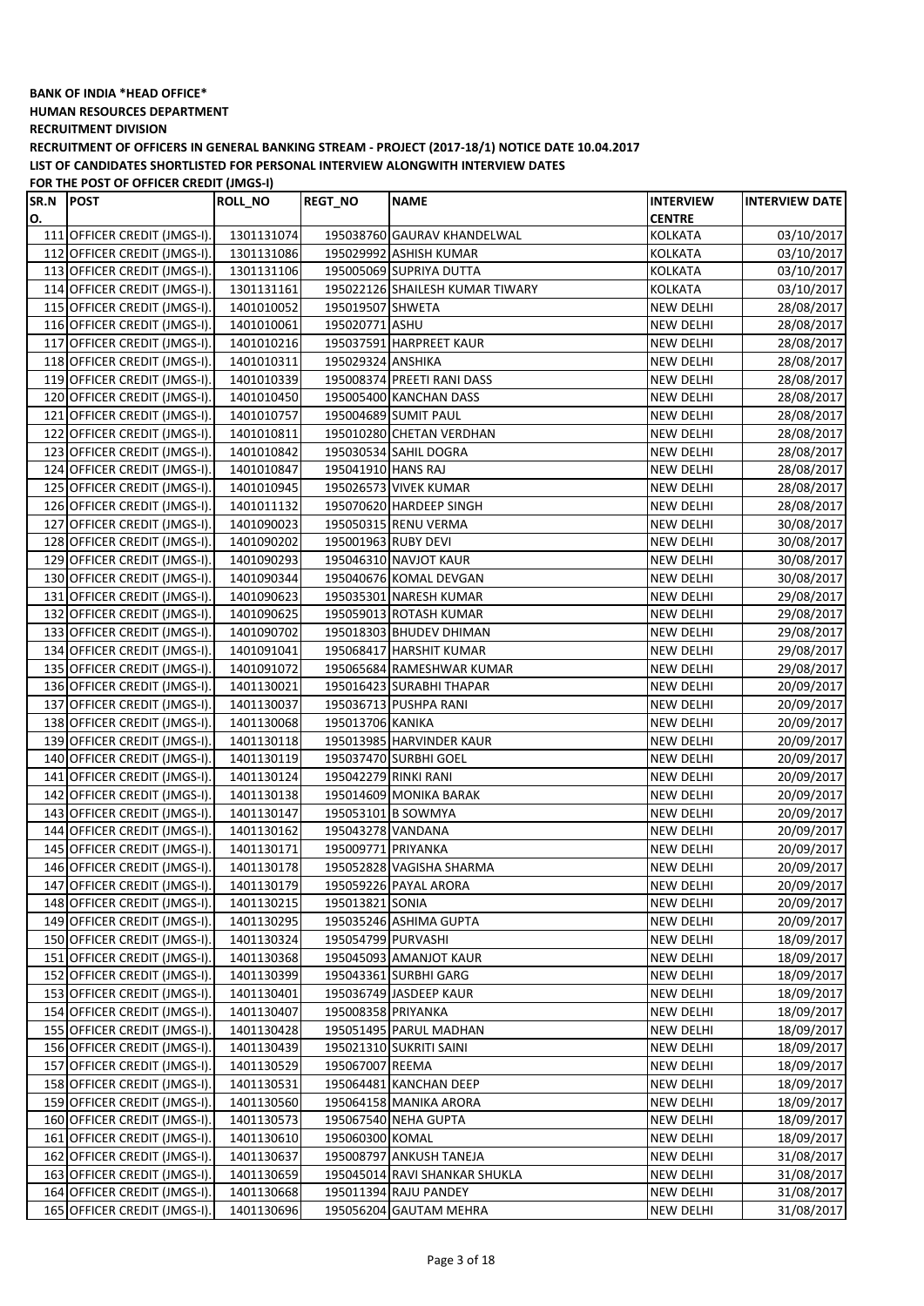**BANK OF INDIA \*HEAD OFFICE\***

**HUMAN RESOURCES DEPARTMENT**

**RECRUITMENT DIVISION**

**RECRUITMENT OF OFFICERS IN GENERAL BANKING STREAM - PROJECT (2017-18/1) NOTICE DATE 10.04.2017**

**LIST OF CANDIDATES SHORTLISTED FOR PERSONAL INTERVIEW ALONGWITH INTERVIEW DATES**

**FOR THE POST OF OFFICER CREDIT (JMGS-I)**

| SR.NO. | POST | ROLL_NO | REGT_NO | NAME | INTERVIEW CENTRE | INTERVIEW DATE |
|---|---|---|---|---|---|---|
| 111 | OFFICER CREDIT (JMGS-I). | 1301131074 | 195038760 | GAURAV KHANDELWAL | KOLKATA | 03/10/2017 |
| 112 | OFFICER CREDIT (JMGS-I). | 1301131086 | 195029992 | ASHISH KUMAR | KOLKATA | 03/10/2017 |
| 113 | OFFICER CREDIT (JMGS-I). | 1301131106 | 195005069 | SUPRIYA DUTTA | KOLKATA | 03/10/2017 |
| 114 | OFFICER CREDIT (JMGS-I). | 1301131161 | 195022126 | SHAILESH KUMAR TIWARY | KOLKATA | 03/10/2017 |
| 115 | OFFICER CREDIT (JMGS-I). | 1401010052 | 195019507 | SHWETA | NEW DELHI | 28/08/2017 |
| 116 | OFFICER CREDIT (JMGS-I). | 1401010061 | 195020771 | ASHU | NEW DELHI | 28/08/2017 |
| 117 | OFFICER CREDIT (JMGS-I). | 1401010216 | 195037591 | HARPREET KAUR | NEW DELHI | 28/08/2017 |
| 118 | OFFICER CREDIT (JMGS-I). | 1401010311 | 195029324 | ANSHIKA | NEW DELHI | 28/08/2017 |
| 119 | OFFICER CREDIT (JMGS-I). | 1401010339 | 195008374 | PREETI RANI DASS | NEW DELHI | 28/08/2017 |
| 120 | OFFICER CREDIT (JMGS-I). | 1401010450 | 195005400 | KANCHAN DASS | NEW DELHI | 28/08/2017 |
| 121 | OFFICER CREDIT (JMGS-I). | 1401010757 | 195004689 | SUMIT PAUL | NEW DELHI | 28/08/2017 |
| 122 | OFFICER CREDIT (JMGS-I). | 1401010811 | 195010280 | CHETAN VERDHAN | NEW DELHI | 28/08/2017 |
| 123 | OFFICER CREDIT (JMGS-I). | 1401010842 | 195030534 | SAHIL DOGRA | NEW DELHI | 28/08/2017 |
| 124 | OFFICER CREDIT (JMGS-I). | 1401010847 | 195041910 | HANS RAJ | NEW DELHI | 28/08/2017 |
| 125 | OFFICER CREDIT (JMGS-I). | 1401010945 | 195026573 | VIVEK KUMAR | NEW DELHI | 28/08/2017 |
| 126 | OFFICER CREDIT (JMGS-I). | 1401011132 | 195070620 | HARDEEP SINGH | NEW DELHI | 28/08/2017 |
| 127 | OFFICER CREDIT (JMGS-I). | 1401090023 | 195050315 | RENU VERMA | NEW DELHI | 30/08/2017 |
| 128 | OFFICER CREDIT (JMGS-I). | 1401090202 | 195001963 | RUBY DEVI | NEW DELHI | 30/08/2017 |
| 129 | OFFICER CREDIT (JMGS-I). | 1401090293 | 195046310 | NAVJOT KAUR | NEW DELHI | 30/08/2017 |
| 130 | OFFICER CREDIT (JMGS-I). | 1401090344 | 195040676 | KOMAL DEVGAN | NEW DELHI | 30/08/2017 |
| 131 | OFFICER CREDIT (JMGS-I). | 1401090623 | 195035301 | NARESH KUMAR | NEW DELHI | 29/08/2017 |
| 132 | OFFICER CREDIT (JMGS-I). | 1401090625 | 195059013 | ROTASH KUMAR | NEW DELHI | 29/08/2017 |
| 133 | OFFICER CREDIT (JMGS-I). | 1401090702 | 195018303 | BHUDEV DHIMAN | NEW DELHI | 29/08/2017 |
| 134 | OFFICER CREDIT (JMGS-I). | 1401091041 | 195068417 | HARSHIT KUMAR | NEW DELHI | 29/08/2017 |
| 135 | OFFICER CREDIT (JMGS-I). | 1401091072 | 195065684 | RAMESHWAR KUMAR | NEW DELHI | 29/08/2017 |
| 136 | OFFICER CREDIT (JMGS-I). | 1401130021 | 195016423 | SURABHI THAPAR | NEW DELHI | 20/09/2017 |
| 137 | OFFICER CREDIT (JMGS-I). | 1401130037 | 195036713 | PUSHPA RANI | NEW DELHI | 20/09/2017 |
| 138 | OFFICER CREDIT (JMGS-I). | 1401130068 | 195013706 | KANIKA | NEW DELHI | 20/09/2017 |
| 139 | OFFICER CREDIT (JMGS-I). | 1401130118 | 195013985 | HARVINDER KAUR | NEW DELHI | 20/09/2017 |
| 140 | OFFICER CREDIT (JMGS-I). | 1401130119 | 195037470 | SURBHI GOEL | NEW DELHI | 20/09/2017 |
| 141 | OFFICER CREDIT (JMGS-I). | 1401130124 | 195042279 | RINKI RANI | NEW DELHI | 20/09/2017 |
| 142 | OFFICER CREDIT (JMGS-I). | 1401130138 | 195014609 | MONIKA BARAK | NEW DELHI | 20/09/2017 |
| 143 | OFFICER CREDIT (JMGS-I). | 1401130147 | 195053101 | B SOWMYA | NEW DELHI | 20/09/2017 |
| 144 | OFFICER CREDIT (JMGS-I). | 1401130162 | 195043278 | VANDANA | NEW DELHI | 20/09/2017 |
| 145 | OFFICER CREDIT (JMGS-I). | 1401130171 | 195009771 | PRIYANKA | NEW DELHI | 20/09/2017 |
| 146 | OFFICER CREDIT (JMGS-I). | 1401130178 | 195052828 | VAGISHA SHARMA | NEW DELHI | 20/09/2017 |
| 147 | OFFICER CREDIT (JMGS-I). | 1401130179 | 195059226 | PAYAL ARORA | NEW DELHI | 20/09/2017 |
| 148 | OFFICER CREDIT (JMGS-I). | 1401130215 | 195013821 | SONIA | NEW DELHI | 20/09/2017 |
| 149 | OFFICER CREDIT (JMGS-I). | 1401130295 | 195035246 | ASHIMA GUPTA | NEW DELHI | 20/09/2017 |
| 150 | OFFICER CREDIT (JMGS-I). | 1401130324 | 195054799 | PURVASHI | NEW DELHI | 18/09/2017 |
| 151 | OFFICER CREDIT (JMGS-I). | 1401130368 | 195045093 | AMANJOT KAUR | NEW DELHI | 18/09/2017 |
| 152 | OFFICER CREDIT (JMGS-I). | 1401130399 | 195043361 | SURBHI GARG | NEW DELHI | 18/09/2017 |
| 153 | OFFICER CREDIT (JMGS-I). | 1401130401 | 195036749 | JASDEEP KAUR | NEW DELHI | 18/09/2017 |
| 154 | OFFICER CREDIT (JMGS-I). | 1401130407 | 195008358 | PRIYANKA | NEW DELHI | 18/09/2017 |
| 155 | OFFICER CREDIT (JMGS-I). | 1401130428 | 195051495 | PARUL MADHAN | NEW DELHI | 18/09/2017 |
| 156 | OFFICER CREDIT (JMGS-I). | 1401130439 | 195021310 | SUKRITI SAINI | NEW DELHI | 18/09/2017 |
| 157 | OFFICER CREDIT (JMGS-I). | 1401130529 | 195067007 | REEMA | NEW DELHI | 18/09/2017 |
| 158 | OFFICER CREDIT (JMGS-I). | 1401130531 | 195064481 | KANCHAN DEEP | NEW DELHI | 18/09/2017 |
| 159 | OFFICER CREDIT (JMGS-I). | 1401130560 | 195064158 | MANIKA ARORA | NEW DELHI | 18/09/2017 |
| 160 | OFFICER CREDIT (JMGS-I). | 1401130573 | 195067540 | NEHA GUPTA | NEW DELHI | 18/09/2017 |
| 161 | OFFICER CREDIT (JMGS-I). | 1401130610 | 195060300 | KOMAL | NEW DELHI | 18/09/2017 |
| 162 | OFFICER CREDIT (JMGS-I). | 1401130637 | 195008797 | ANKUSH TANEJA | NEW DELHI | 31/08/2017 |
| 163 | OFFICER CREDIT (JMGS-I). | 1401130659 | 195045014 | RAVI SHANKAR SHUKLA | NEW DELHI | 31/08/2017 |
| 164 | OFFICER CREDIT (JMGS-I). | 1401130668 | 195011394 | RAJU PANDEY | NEW DELHI | 31/08/2017 |
| 165 | OFFICER CREDIT (JMGS-I). | 1401130696 | 195056204 | GAUTAM MEHRA | NEW DELHI | 31/08/2017 |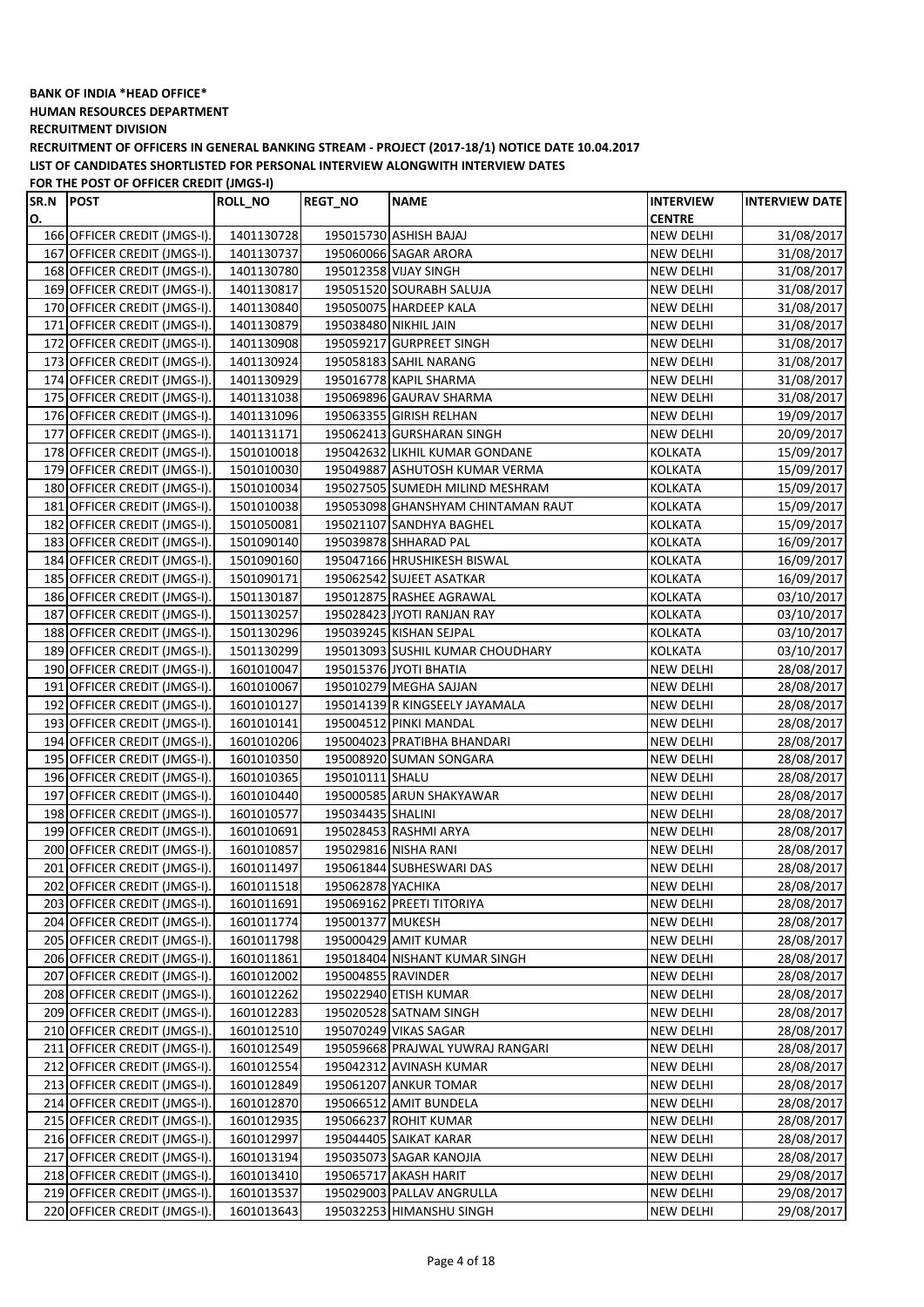**BANK OF INDIA *HEAD OFFICE***

**HUMAN RESOURCES DEPARTMENT**

**RECRUITMENT DIVISION**

**RECRUITMENT OF OFFICERS IN GENERAL BANKING STREAM - PROJECT (2017-18/1) NOTICE DATE 10.04.2017**

**LIST OF CANDIDATES SHORTLISTED FOR PERSONAL INTERVIEW ALONGWITH INTERVIEW DATES**

**FOR THE POST OF OFFICER CREDIT (JMGS-I)**

| SR.NO. | POST | ROLL_NO | REGT_NO | NAME | INTERVIEW CENTRE | INTERVIEW DATE |
|---|---|---|---|---|---|---|
| 166 | OFFICER CREDIT (JMGS-I). | 1401130728 | 195015730 | ASHISH BAJAJ | NEW DELHI | 31/08/2017 |
| 167 | OFFICER CREDIT (JMGS-I). | 1401130737 | 195060066 | SAGAR ARORA | NEW DELHI | 31/08/2017 |
| 168 | OFFICER CREDIT (JMGS-I). | 1401130780 | 195012358 | VIJAY SINGH | NEW DELHI | 31/08/2017 |
| 169 | OFFICER CREDIT (JMGS-I). | 1401130817 | 195051520 | SOURABH SALUJA | NEW DELHI | 31/08/2017 |
| 170 | OFFICER CREDIT (JMGS-I). | 1401130840 | 195050075 | HARDEEP KALA | NEW DELHI | 31/08/2017 |
| 171 | OFFICER CREDIT (JMGS-I). | 1401130879 | 195038480 | NIKHIL JAIN | NEW DELHI | 31/08/2017 |
| 172 | OFFICER CREDIT (JMGS-I). | 1401130908 | 195059217 | GURPREET SINGH | NEW DELHI | 31/08/2017 |
| 173 | OFFICER CREDIT (JMGS-I). | 1401130924 | 195058183 | SAHIL NARANG | NEW DELHI | 31/08/2017 |
| 174 | OFFICER CREDIT (JMGS-I). | 1401130929 | 195016778 | KAPIL SHARMA | NEW DELHI | 31/08/2017 |
| 175 | OFFICER CREDIT (JMGS-I). | 1401131038 | 195069896 | GAURAV SHARMA | NEW DELHI | 31/08/2017 |
| 176 | OFFICER CREDIT (JMGS-I). | 1401131096 | 195063355 | GIRISH RELHAN | NEW DELHI | 19/09/2017 |
| 177 | OFFICER CREDIT (JMGS-I). | 1401131171 | 195062413 | GURSHARAN SINGH | NEW DELHI | 20/09/2017 |
| 178 | OFFICER CREDIT (JMGS-I). | 1501010018 | 195042632 | LIKHIL KUMAR GONDANE | KOLKATA | 15/09/2017 |
| 179 | OFFICER CREDIT (JMGS-I). | 1501010030 | 195049887 | ASHUTOSH KUMAR VERMA | KOLKATA | 15/09/2017 |
| 180 | OFFICER CREDIT (JMGS-I). | 1501010034 | 195027505 | SUMEDH MILIND MESHRAM | KOLKATA | 15/09/2017 |
| 181 | OFFICER CREDIT (JMGS-I). | 1501010038 | 195053098 | GHANSHYAM CHINTAMAN RAUT | KOLKATA | 15/09/2017 |
| 182 | OFFICER CREDIT (JMGS-I). | 1501050081 | 195021107 | SANDHYA BAGHEL | KOLKATA | 15/09/2017 |
| 183 | OFFICER CREDIT (JMGS-I). | 1501090140 | 195039878 | SHHARAD PAL | KOLKATA | 16/09/2017 |
| 184 | OFFICER CREDIT (JMGS-I). | 1501090160 | 195047166 | HRUSHIKESH BISWAL | KOLKATA | 16/09/2017 |
| 185 | OFFICER CREDIT (JMGS-I). | 1501090171 | 195062542 | SUJEET ASATKAR | KOLKATA | 16/09/2017 |
| 186 | OFFICER CREDIT (JMGS-I). | 1501130187 | 195012875 | RASHEE AGRAWAL | KOLKATA | 03/10/2017 |
| 187 | OFFICER CREDIT (JMGS-I). | 1501130257 | 195028423 | JYOTI RANJAN RAY | KOLKATA | 03/10/2017 |
| 188 | OFFICER CREDIT (JMGS-I). | 1501130296 | 195039245 | KISHAN SEJPAL | KOLKATA | 03/10/2017 |
| 189 | OFFICER CREDIT (JMGS-I). | 1501130299 | 195013093 | SUSHIL KUMAR CHOUDHARY | KOLKATA | 03/10/2017 |
| 190 | OFFICER CREDIT (JMGS-I). | 1601010047 | 195015376 | JYOTI BHATIA | NEW DELHI | 28/08/2017 |
| 191 | OFFICER CREDIT (JMGS-I). | 1601010067 | 195010279 | MEGHA SAJJAN | NEW DELHI | 28/08/2017 |
| 192 | OFFICER CREDIT (JMGS-I). | 1601010127 | 195014139 | R KINGSEELY JAYAMALA | NEW DELHI | 28/08/2017 |
| 193 | OFFICER CREDIT (JMGS-I). | 1601010141 | 195004512 | PINKI MANDAL | NEW DELHI | 28/08/2017 |
| 194 | OFFICER CREDIT (JMGS-I). | 1601010206 | 195004023 | PRATIBHA BHANDARI | NEW DELHI | 28/08/2017 |
| 195 | OFFICER CREDIT (JMGS-I). | 1601010350 | 195008920 | SUMAN SONGARA | NEW DELHI | 28/08/2017 |
| 196 | OFFICER CREDIT (JMGS-I). | 1601010365 | 195010111 | SHALU | NEW DELHI | 28/08/2017 |
| 197 | OFFICER CREDIT (JMGS-I). | 1601010440 | 195000585 | ARUN SHAKYAWAR | NEW DELHI | 28/08/2017 |
| 198 | OFFICER CREDIT (JMGS-I). | 1601010577 | 195034435 | SHALINI | NEW DELHI | 28/08/2017 |
| 199 | OFFICER CREDIT (JMGS-I). | 1601010691 | 195028453 | RASHMI ARYA | NEW DELHI | 28/08/2017 |
| 200 | OFFICER CREDIT (JMGS-I). | 1601010857 | 195029816 | NISHA RANI | NEW DELHI | 28/08/2017 |
| 201 | OFFICER CREDIT (JMGS-I). | 1601011497 | 195061844 | SUBHESWARI DAS | NEW DELHI | 28/08/2017 |
| 202 | OFFICER CREDIT (JMGS-I). | 1601011518 | 195062878 | YACHIKA | NEW DELHI | 28/08/2017 |
| 203 | OFFICER CREDIT (JMGS-I). | 1601011691 | 195069162 | PREETI TITORIYA | NEW DELHI | 28/08/2017 |
| 204 | OFFICER CREDIT (JMGS-I). | 1601011774 | 195001377 | MUKESH | NEW DELHI | 28/08/2017 |
| 205 | OFFICER CREDIT (JMGS-I). | 1601011798 | 195000429 | AMIT KUMAR | NEW DELHI | 28/08/2017 |
| 206 | OFFICER CREDIT (JMGS-I). | 1601011861 | 195018404 | NISHANT KUMAR SINGH | NEW DELHI | 28/08/2017 |
| 207 | OFFICER CREDIT (JMGS-I). | 1601012002 | 195004855 | RAVINDER | NEW DELHI | 28/08/2017 |
| 208 | OFFICER CREDIT (JMGS-I). | 1601012262 | 195022940 | ETISH KUMAR | NEW DELHI | 28/08/2017 |
| 209 | OFFICER CREDIT (JMGS-I). | 1601012283 | 195020528 | SATNAM SINGH | NEW DELHI | 28/08/2017 |
| 210 | OFFICER CREDIT (JMGS-I). | 1601012510 | 195070249 | VIKAS SAGAR | NEW DELHI | 28/08/2017 |
| 211 | OFFICER CREDIT (JMGS-I). | 1601012549 | 195059668 | PRAJWAL YUWRAJ RANGARI | NEW DELHI | 28/08/2017 |
| 212 | OFFICER CREDIT (JMGS-I). | 1601012554 | 195042312 | AVINASH KUMAR | NEW DELHI | 28/08/2017 |
| 213 | OFFICER CREDIT (JMGS-I). | 1601012849 | 195061207 | ANKUR TOMAR | NEW DELHI | 28/08/2017 |
| 214 | OFFICER CREDIT (JMGS-I). | 1601012870 | 195066512 | AMIT BUNDELA | NEW DELHI | 28/08/2017 |
| 215 | OFFICER CREDIT (JMGS-I). | 1601012935 | 195066237 | ROHIT KUMAR | NEW DELHI | 28/08/2017 |
| 216 | OFFICER CREDIT (JMGS-I). | 1601012997 | 195044405 | SAIKAT KARAR | NEW DELHI | 28/08/2017 |
| 217 | OFFICER CREDIT (JMGS-I). | 1601013194 | 195035073 | SAGAR KANOJIA | NEW DELHI | 28/08/2017 |
| 218 | OFFICER CREDIT (JMGS-I). | 1601013410 | 195065717 | AKASH HARIT | NEW DELHI | 29/08/2017 |
| 219 | OFFICER CREDIT (JMGS-I). | 1601013537 | 195029003 | PALLAV ANGRULLA | NEW DELHI | 29/08/2017 |
| 220 | OFFICER CREDIT (JMGS-I). | 1601013643 | 195032253 | HIMANSHU SINGH | NEW DELHI | 29/08/2017 |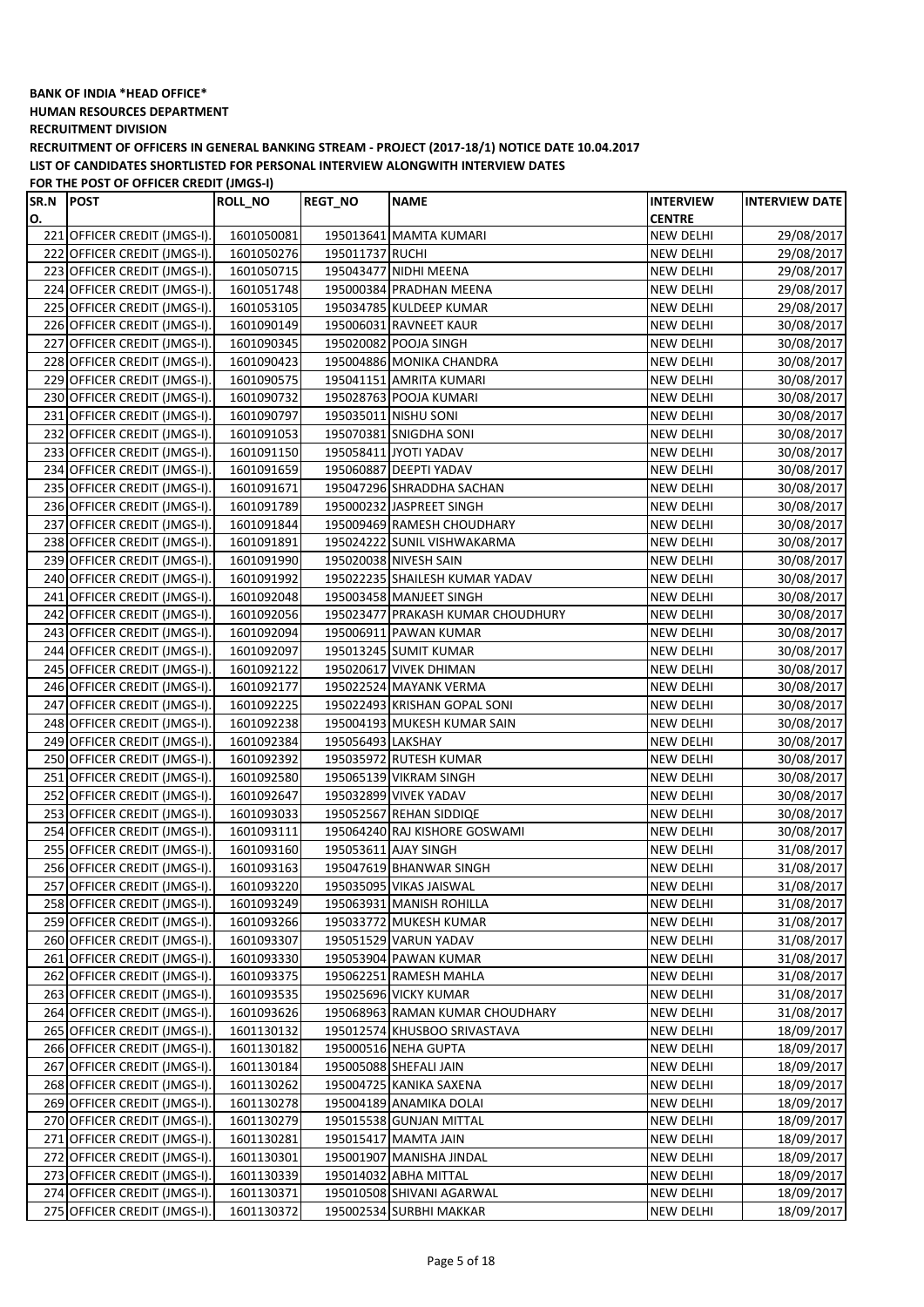**BANK OF INDIA *HEAD OFFICE***

**HUMAN RESOURCES DEPARTMENT**

**RECRUITMENT DIVISION**

**RECRUITMENT OF OFFICERS IN GENERAL BANKING STREAM - PROJECT (2017-18/1) NOTICE DATE 10.04.2017**

**LIST OF CANDIDATES SHORTLISTED FOR PERSONAL INTERVIEW ALONGWITH INTERVIEW DATES**

**FOR THE POST OF OFFICER CREDIT (JMGS-I)**

| SR.NO. | POST | ROLL_NO | REGT_NO | NAME | INTERVIEW CENTRE | INTERVIEW DATE |
|---|---|---|---|---|---|---|
| 221 | OFFICER CREDIT (JMGS-I). | 1601050081 | 195013641 | MAMTA KUMARI | NEW DELHI | 29/08/2017 |
| 222 | OFFICER CREDIT (JMGS-I). | 1601050276 | 195011737 | RUCHI | NEW DELHI | 29/08/2017 |
| 223 | OFFICER CREDIT (JMGS-I). | 1601050715 | 195043477 | NIDHI MEENA | NEW DELHI | 29/08/2017 |
| 224 | OFFICER CREDIT (JMGS-I). | 1601051748 | 195000384 | PRADHAN MEENA | NEW DELHI | 29/08/2017 |
| 225 | OFFICER CREDIT (JMGS-I). | 1601053105 | 195034785 | KULDEEP KUMAR | NEW DELHI | 29/08/2017 |
| 226 | OFFICER CREDIT (JMGS-I). | 1601090149 | 195006031 | RAVNEET KAUR | NEW DELHI | 30/08/2017 |
| 227 | OFFICER CREDIT (JMGS-I). | 1601090345 | 195020082 | POOJA SINGH | NEW DELHI | 30/08/2017 |
| 228 | OFFICER CREDIT (JMGS-I). | 1601090423 | 195004886 | MONIKA CHANDRA | NEW DELHI | 30/08/2017 |
| 229 | OFFICER CREDIT (JMGS-I). | 1601090575 | 195041151 | AMRITA KUMARI | NEW DELHI | 30/08/2017 |
| 230 | OFFICER CREDIT (JMGS-I). | 1601090732 | 195028763 | POOJA KUMARI | NEW DELHI | 30/08/2017 |
| 231 | OFFICER CREDIT (JMGS-I). | 1601090797 | 195035011 | NISHU SONI | NEW DELHI | 30/08/2017 |
| 232 | OFFICER CREDIT (JMGS-I). | 1601091053 | 195070381 | SNIGDHA SONI | NEW DELHI | 30/08/2017 |
| 233 | OFFICER CREDIT (JMGS-I). | 1601091150 | 195058411 | JYOTI YADAV | NEW DELHI | 30/08/2017 |
| 234 | OFFICER CREDIT (JMGS-I). | 1601091659 | 195060887 | DEEPTI YADAV | NEW DELHI | 30/08/2017 |
| 235 | OFFICER CREDIT (JMGS-I). | 1601091671 | 195047296 | SHRADDHA SACHAN | NEW DELHI | 30/08/2017 |
| 236 | OFFICER CREDIT (JMGS-I). | 1601091789 | 195000232 | JASPREET SINGH | NEW DELHI | 30/08/2017 |
| 237 | OFFICER CREDIT (JMGS-I). | 1601091844 | 195009469 | RAMESH CHOUDHARY | NEW DELHI | 30/08/2017 |
| 238 | OFFICER CREDIT (JMGS-I). | 1601091891 | 195024222 | SUNIL VISHWAKARMA | NEW DELHI | 30/08/2017 |
| 239 | OFFICER CREDIT (JMGS-I). | 1601091990 | 195020038 | NIVESH SAIN | NEW DELHI | 30/08/2017 |
| 240 | OFFICER CREDIT (JMGS-I). | 1601091992 | 195022235 | SHAILESH KUMAR YADAV | NEW DELHI | 30/08/2017 |
| 241 | OFFICER CREDIT (JMGS-I). | 1601092048 | 195003458 | MANJEET SINGH | NEW DELHI | 30/08/2017 |
| 242 | OFFICER CREDIT (JMGS-I). | 1601092056 | 195023477 | PRAKASH KUMAR CHOUDHURY | NEW DELHI | 30/08/2017 |
| 243 | OFFICER CREDIT (JMGS-I). | 1601092094 | 195006911 | PAWAN KUMAR | NEW DELHI | 30/08/2017 |
| 244 | OFFICER CREDIT (JMGS-I). | 1601092097 | 195013245 | SUMIT KUMAR | NEW DELHI | 30/08/2017 |
| 245 | OFFICER CREDIT (JMGS-I). | 1601092122 | 195020617 | VIVEK DHIMAN | NEW DELHI | 30/08/2017 |
| 246 | OFFICER CREDIT (JMGS-I). | 1601092177 | 195022524 | MAYANK VERMA | NEW DELHI | 30/08/2017 |
| 247 | OFFICER CREDIT (JMGS-I). | 1601092225 | 195022493 | KRISHAN GOPAL SONI | NEW DELHI | 30/08/2017 |
| 248 | OFFICER CREDIT (JMGS-I). | 1601092238 | 195004193 | MUKESH KUMAR SAIN | NEW DELHI | 30/08/2017 |
| 249 | OFFICER CREDIT (JMGS-I). | 1601092384 | 195056493 | LAKSHAY | NEW DELHI | 30/08/2017 |
| 250 | OFFICER CREDIT (JMGS-I). | 1601092392 | 195035972 | RUTESH KUMAR | NEW DELHI | 30/08/2017 |
| 251 | OFFICER CREDIT (JMGS-I). | 1601092580 | 195065139 | VIKRAM SINGH | NEW DELHI | 30/08/2017 |
| 252 | OFFICER CREDIT (JMGS-I). | 1601092647 | 195032899 | VIVEK YADAV | NEW DELHI | 30/08/2017 |
| 253 | OFFICER CREDIT (JMGS-I). | 1601093033 | 195052567 | REHAN SIDDIQE | NEW DELHI | 30/08/2017 |
| 254 | OFFICER CREDIT (JMGS-I). | 1601093111 | 195064240 | RAJ KISHORE GOSWAMI | NEW DELHI | 30/08/2017 |
| 255 | OFFICER CREDIT (JMGS-I). | 1601093160 | 195053611 | AJAY SINGH | NEW DELHI | 31/08/2017 |
| 256 | OFFICER CREDIT (JMGS-I). | 1601093163 | 195047619 | BHANWAR SINGH | NEW DELHI | 31/08/2017 |
| 257 | OFFICER CREDIT (JMGS-I). | 1601093220 | 195035095 | VIKAS JAISWAL | NEW DELHI | 31/08/2017 |
| 258 | OFFICER CREDIT (JMGS-I). | 1601093249 | 195063931 | MANISH ROHILLA | NEW DELHI | 31/08/2017 |
| 259 | OFFICER CREDIT (JMGS-I). | 1601093266 | 195033772 | MUKESH KUMAR | NEW DELHI | 31/08/2017 |
| 260 | OFFICER CREDIT (JMGS-I). | 1601093307 | 195051529 | VARUN YADAV | NEW DELHI | 31/08/2017 |
| 261 | OFFICER CREDIT (JMGS-I). | 1601093330 | 195053904 | PAWAN KUMAR | NEW DELHI | 31/08/2017 |
| 262 | OFFICER CREDIT (JMGS-I). | 1601093375 | 195062251 | RAMESH MAHLA | NEW DELHI | 31/08/2017 |
| 263 | OFFICER CREDIT (JMGS-I). | 1601093535 | 195025696 | VICKY KUMAR | NEW DELHI | 31/08/2017 |
| 264 | OFFICER CREDIT (JMGS-I). | 1601093626 | 195068963 | RAMAN KUMAR CHOUDHARY | NEW DELHI | 31/08/2017 |
| 265 | OFFICER CREDIT (JMGS-I). | 1601130132 | 195012574 | KHUSBOO SRIVASTAVA | NEW DELHI | 18/09/2017 |
| 266 | OFFICER CREDIT (JMGS-I). | 1601130182 | 195000516 | NEHA GUPTA | NEW DELHI | 18/09/2017 |
| 267 | OFFICER CREDIT (JMGS-I). | 1601130184 | 195005088 | SHEFALI JAIN | NEW DELHI | 18/09/2017 |
| 268 | OFFICER CREDIT (JMGS-I). | 1601130262 | 195004725 | KANIKA SAXENA | NEW DELHI | 18/09/2017 |
| 269 | OFFICER CREDIT (JMGS-I). | 1601130278 | 195004189 | ANAMIKA DOLAI | NEW DELHI | 18/09/2017 |
| 270 | OFFICER CREDIT (JMGS-I). | 1601130279 | 195015538 | GUNJAN MITTAL | NEW DELHI | 18/09/2017 |
| 271 | OFFICER CREDIT (JMGS-I). | 1601130281 | 195015417 | MAMTA JAIN | NEW DELHI | 18/09/2017 |
| 272 | OFFICER CREDIT (JMGS-I). | 1601130301 | 195001907 | MANISHA JINDAL | NEW DELHI | 18/09/2017 |
| 273 | OFFICER CREDIT (JMGS-I). | 1601130339 | 195014032 | ABHA MITTAL | NEW DELHI | 18/09/2017 |
| 274 | OFFICER CREDIT (JMGS-I). | 1601130371 | 195010508 | SHIVANI AGARWAL | NEW DELHI | 18/09/2017 |
| 275 | OFFICER CREDIT (JMGS-I). | 1601130372 | 195002534 | SURBHI MAKKAR | NEW DELHI | 18/09/2017 |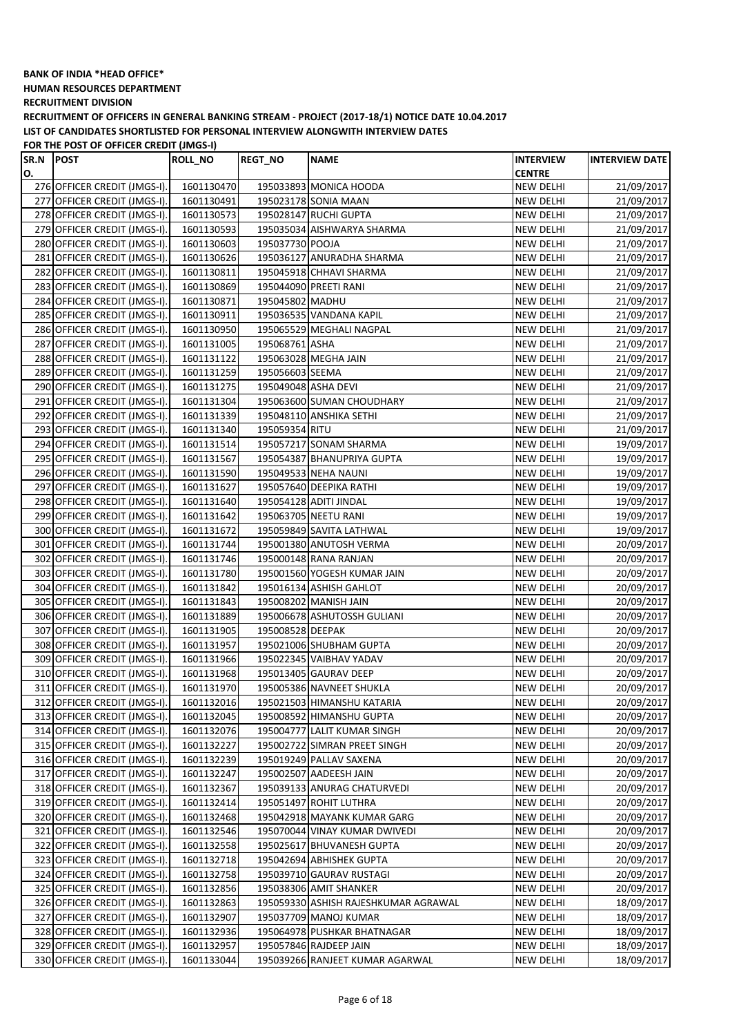**BANK OF INDIA \*HEAD OFFICE\***

**HUMAN RESOURCES DEPARTMENT**

**RECRUITMENT DIVISION**

**RECRUITMENT OF OFFICERS IN GENERAL BANKING STREAM - PROJECT (2017-18/1) NOTICE DATE 10.04.2017**

**LIST OF CANDIDATES SHORTLISTED FOR PERSONAL INTERVIEW ALONGWITH INTERVIEW DATES**

**FOR THE POST OF OFFICER CREDIT (JMGS-I)**

| SR.NO. | POST | ROLL_NO | REGT_NO | NAME | INTERVIEW CENTRE | INTERVIEW DATE |
|---|---|---|---|---|---|---|
| 276 | OFFICER CREDIT (JMGS-I). | 1601130470 | 195033893 | MONICA HOODA | NEW DELHI | 21/09/2017 |
| 277 | OFFICER CREDIT (JMGS-I). | 1601130491 | 195023178 | SONIA MAAN | NEW DELHI | 21/09/2017 |
| 278 | OFFICER CREDIT (JMGS-I). | 1601130573 | 195028147 | RUCHI GUPTA | NEW DELHI | 21/09/2017 |
| 279 | OFFICER CREDIT (JMGS-I). | 1601130593 | 195035034 | AISHWARYA SHARMA | NEW DELHI | 21/09/2017 |
| 280 | OFFICER CREDIT (JMGS-I). | 1601130603 | 195037730 | POOJA | NEW DELHI | 21/09/2017 |
| 281 | OFFICER CREDIT (JMGS-I). | 1601130626 | 195036127 | ANURADHA SHARMA | NEW DELHI | 21/09/2017 |
| 282 | OFFICER CREDIT (JMGS-I). | 1601130811 | 195045918 | CHHAVI SHARMA | NEW DELHI | 21/09/2017 |
| 283 | OFFICER CREDIT (JMGS-I). | 1601130869 | 195044090 | PREETI RANI | NEW DELHI | 21/09/2017 |
| 284 | OFFICER CREDIT (JMGS-I). | 1601130871 | 195045802 | MADHU | NEW DELHI | 21/09/2017 |
| 285 | OFFICER CREDIT (JMGS-I). | 1601130911 | 195036535 | VANDANA KAPIL | NEW DELHI | 21/09/2017 |
| 286 | OFFICER CREDIT (JMGS-I). | 1601130950 | 195065529 | MEGHALI NAGPAL | NEW DELHI | 21/09/2017 |
| 287 | OFFICER CREDIT (JMGS-I). | 1601131005 | 195068761 | ASHA | NEW DELHI | 21/09/2017 |
| 288 | OFFICER CREDIT (JMGS-I). | 1601131122 | 195063028 | MEGHA JAIN | NEW DELHI | 21/09/2017 |
| 289 | OFFICER CREDIT (JMGS-I). | 1601131259 | 195056603 | SEEMA | NEW DELHI | 21/09/2017 |
| 290 | OFFICER CREDIT (JMGS-I). | 1601131275 | 195049048 | ASHA DEVI | NEW DELHI | 21/09/2017 |
| 291 | OFFICER CREDIT (JMGS-I). | 1601131304 | 195063600 | SUMAN CHOUDHARY | NEW DELHI | 21/09/2017 |
| 292 | OFFICER CREDIT (JMGS-I). | 1601131339 | 195048110 | ANSHIKA SETHI | NEW DELHI | 21/09/2017 |
| 293 | OFFICER CREDIT (JMGS-I). | 1601131340 | 195059354 | RITU | NEW DELHI | 21/09/2017 |
| 294 | OFFICER CREDIT (JMGS-I). | 1601131514 | 195057217 | SONAM SHARMA | NEW DELHI | 19/09/2017 |
| 295 | OFFICER CREDIT (JMGS-I). | 1601131567 | 195054387 | BHANUPRIYA GUPTA | NEW DELHI | 19/09/2017 |
| 296 | OFFICER CREDIT (JMGS-I). | 1601131590 | 195049533 | NEHA NAUNI | NEW DELHI | 19/09/2017 |
| 297 | OFFICER CREDIT (JMGS-I). | 1601131627 | 195057640 | DEEPIKA RATHI | NEW DELHI | 19/09/2017 |
| 298 | OFFICER CREDIT (JMGS-I). | 1601131640 | 195054128 | ADITI JINDAL | NEW DELHI | 19/09/2017 |
| 299 | OFFICER CREDIT (JMGS-I). | 1601131642 | 195063705 | NEETU RANI | NEW DELHI | 19/09/2017 |
| 300 | OFFICER CREDIT (JMGS-I). | 1601131672 | 195059849 | SAVITA LATHWAL | NEW DELHI | 19/09/2017 |
| 301 | OFFICER CREDIT (JMGS-I). | 1601131744 | 195001380 | ANUTOSH VERMA | NEW DELHI | 20/09/2017 |
| 302 | OFFICER CREDIT (JMGS-I). | 1601131746 | 195000148 | RANA RANJAN | NEW DELHI | 20/09/2017 |
| 303 | OFFICER CREDIT (JMGS-I). | 1601131780 | 195001560 | YOGESH KUMAR JAIN | NEW DELHI | 20/09/2017 |
| 304 | OFFICER CREDIT (JMGS-I). | 1601131842 | 195016134 | ASHISH GAHLOT | NEW DELHI | 20/09/2017 |
| 305 | OFFICER CREDIT (JMGS-I). | 1601131843 | 195008202 | MANISH JAIN | NEW DELHI | 20/09/2017 |
| 306 | OFFICER CREDIT (JMGS-I). | 1601131889 | 195006678 | ASHUTOSSH GULIANI | NEW DELHI | 20/09/2017 |
| 307 | OFFICER CREDIT (JMGS-I). | 1601131905 | 195008528 | DEEPAK | NEW DELHI | 20/09/2017 |
| 308 | OFFICER CREDIT (JMGS-I). | 1601131957 | 195021006 | SHUBHAM GUPTA | NEW DELHI | 20/09/2017 |
| 309 | OFFICER CREDIT (JMGS-I). | 1601131966 | 195022345 | VAIBHAV YADAV | NEW DELHI | 20/09/2017 |
| 310 | OFFICER CREDIT (JMGS-I). | 1601131968 | 195013405 | GAURAV DEEP | NEW DELHI | 20/09/2017 |
| 311 | OFFICER CREDIT (JMGS-I). | 1601131970 | 195005386 | NAVNEET SHUKLA | NEW DELHI | 20/09/2017 |
| 312 | OFFICER CREDIT (JMGS-I). | 1601132016 | 195021503 | HIMANSHU KATARIA | NEW DELHI | 20/09/2017 |
| 313 | OFFICER CREDIT (JMGS-I). | 1601132045 | 195008592 | HIMANSHU GUPTA | NEW DELHI | 20/09/2017 |
| 314 | OFFICER CREDIT (JMGS-I). | 1601132076 | 195004777 | LALIT KUMAR SINGH | NEW DELHI | 20/09/2017 |
| 315 | OFFICER CREDIT (JMGS-I). | 1601132227 | 195002722 | SIMRAN PREET SINGH | NEW DELHI | 20/09/2017 |
| 316 | OFFICER CREDIT (JMGS-I). | 1601132239 | 195019249 | PALLAV SAXENA | NEW DELHI | 20/09/2017 |
| 317 | OFFICER CREDIT (JMGS-I). | 1601132247 | 195002507 | AADEESH JAIN | NEW DELHI | 20/09/2017 |
| 318 | OFFICER CREDIT (JMGS-I). | 1601132367 | 195039133 | ANURAG CHATURVEDI | NEW DELHI | 20/09/2017 |
| 319 | OFFICER CREDIT (JMGS-I). | 1601132414 | 195051497 | ROHIT LUTHRA | NEW DELHI | 20/09/2017 |
| 320 | OFFICER CREDIT (JMGS-I). | 1601132468 | 195042918 | MAYANK KUMAR GARG | NEW DELHI | 20/09/2017 |
| 321 | OFFICER CREDIT (JMGS-I). | 1601132546 | 195070044 | VINAY KUMAR DWIVEDI | NEW DELHI | 20/09/2017 |
| 322 | OFFICER CREDIT (JMGS-I). | 1601132558 | 195025617 | BHUVANESH GUPTA | NEW DELHI | 20/09/2017 |
| 323 | OFFICER CREDIT (JMGS-I). | 1601132718 | 195042694 | ABHISHEK GUPTA | NEW DELHI | 20/09/2017 |
| 324 | OFFICER CREDIT (JMGS-I). | 1601132758 | 195039710 | GAURAV RUSTAGI | NEW DELHI | 20/09/2017 |
| 325 | OFFICER CREDIT (JMGS-I). | 1601132856 | 195038306 | AMIT SHANKER | NEW DELHI | 20/09/2017 |
| 326 | OFFICER CREDIT (JMGS-I). | 1601132863 | 195059330 | ASHISH RAJESHKUMAR AGRAWAL | NEW DELHI | 18/09/2017 |
| 327 | OFFICER CREDIT (JMGS-I). | 1601132907 | 195037709 | MANOJ KUMAR | NEW DELHI | 18/09/2017 |
| 328 | OFFICER CREDIT (JMGS-I). | 1601132936 | 195064978 | PUSHKAR BHATNAGAR | NEW DELHI | 18/09/2017 |
| 329 | OFFICER CREDIT (JMGS-I). | 1601132957 | 195057846 | RAJDEEP JAIN | NEW DELHI | 18/09/2017 |
| 330 | OFFICER CREDIT (JMGS-I). | 1601133044 | 195039266 | RANJEET KUMAR AGARWAL | NEW DELHI | 18/09/2017 |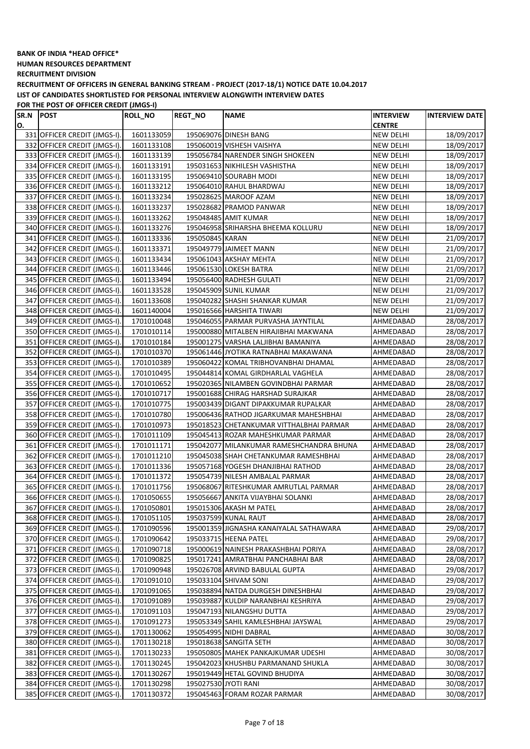**BANK OF INDIA \*HEAD OFFICE\***

**HUMAN RESOURCES DEPARTMENT**

**RECRUITMENT DIVISION**

**RECRUITMENT OF OFFICERS IN GENERAL BANKING STREAM - PROJECT (2017-18/1) NOTICE DATE 10.04.2017**

**LIST OF CANDIDATES SHORTLISTED FOR PERSONAL INTERVIEW ALONGWITH INTERVIEW DATES**

**FOR THE POST OF OFFICER CREDIT (JMGS-I)**

| SR.NO. | POST | ROLL_NO | REGT_NO | NAME | INTERVIEW CENTRE | INTERVIEW DATE |
|---|---|---|---|---|---|---|
| 331 | OFFICER CREDIT (JMGS-I). | 1601133059 | 195069076 | DINESH BANG | NEW DELHI | 18/09/2017 |
| 332 | OFFICER CREDIT (JMGS-I). | 1601133108 | 195060019 | VISHESH VAISHYA | NEW DELHI | 18/09/2017 |
| 333 | OFFICER CREDIT (JMGS-I). | 1601133139 | 195056784 | NARENDER SINGH SHOKEEN | NEW DELHI | 18/09/2017 |
| 334 | OFFICER CREDIT (JMGS-I). | 1601133191 | 195031653 | NIKHILESH VASHISTHA | NEW DELHI | 18/09/2017 |
| 335 | OFFICER CREDIT (JMGS-I). | 1601133195 | 195069410 | SOURABH MODI | NEW DELHI | 18/09/2017 |
| 336 | OFFICER CREDIT (JMGS-I). | 1601133212 | 195064010 | RAHUL BHARDWAJ | NEW DELHI | 18/09/2017 |
| 337 | OFFICER CREDIT (JMGS-I). | 1601133234 | 195028625 | MAROOF AZAM | NEW DELHI | 18/09/2017 |
| 338 | OFFICER CREDIT (JMGS-I). | 1601133237 | 195028682 | PRAMOD PANWAR | NEW DELHI | 18/09/2017 |
| 339 | OFFICER CREDIT (JMGS-I). | 1601133262 | 195048485 | AMIT KUMAR | NEW DELHI | 18/09/2017 |
| 340 | OFFICER CREDIT (JMGS-I). | 1601133276 | 195046958 | SRIHARSHA BHEEMA KOLLURU | NEW DELHI | 18/09/2017 |
| 341 | OFFICER CREDIT (JMGS-I). | 1601133336 | 195050845 | KARAN | NEW DELHI | 21/09/2017 |
| 342 | OFFICER CREDIT (JMGS-I). | 1601133371 | 195049779 | JAIMEET MANN | NEW DELHI | 21/09/2017 |
| 343 | OFFICER CREDIT (JMGS-I). | 1601133434 | 195061043 | AKSHAY MEHTA | NEW DELHI | 21/09/2017 |
| 344 | OFFICER CREDIT (JMGS-I). | 1601133446 | 195061530 | LOKESH BATRA | NEW DELHI | 21/09/2017 |
| 345 | OFFICER CREDIT (JMGS-I). | 1601133494 | 195056400 | RADHESH GULATI | NEW DELHI | 21/09/2017 |
| 346 | OFFICER CREDIT (JMGS-I). | 1601133528 | 195045909 | SUNIL KUMAR | NEW DELHI | 21/09/2017 |
| 347 | OFFICER CREDIT (JMGS-I). | 1601133608 | 195040282 | SHASHI SHANKAR KUMAR | NEW DELHI | 21/09/2017 |
| 348 | OFFICER CREDIT (JMGS-I). | 1601140004 | 195016566 | HARSHITA TIWARI | NEW DELHI | 21/09/2017 |
| 349 | OFFICER CREDIT (JMGS-I). | 1701010048 | 195046055 | PARMAR PURVASHA JAYNTILAL | AHMEDABAD | 28/08/2017 |
| 350 | OFFICER CREDIT (JMGS-I). | 1701010114 | 195000880 | MITALBEN HIRAJIBHAI MAKWANA | AHMEDABAD | 28/08/2017 |
| 351 | OFFICER CREDIT (JMGS-I). | 1701010184 | 195001275 | VARSHA LALJIBHAI BAMANIYA | AHMEDABAD | 28/08/2017 |
| 352 | OFFICER CREDIT (JMGS-I). | 1701010370 | 195061446 | JYOTIKA RATNABHAI MAKAWANA | AHMEDABAD | 28/08/2017 |
| 353 | OFFICER CREDIT (JMGS-I). | 1701010389 | 195060422 | KOMAL TRIBHOVANBHAI DHAMAL | AHMEDABAD | 28/08/2017 |
| 354 | OFFICER CREDIT (JMGS-I). | 1701010495 | 195044814 | KOMAL GIRDHARLAL VAGHELA | AHMEDABAD | 28/08/2017 |
| 355 | OFFICER CREDIT (JMGS-I). | 1701010652 | 195020365 | NILAMBEN GOVINDBHAI PARMAR | AHMEDABAD | 28/08/2017 |
| 356 | OFFICER CREDIT (JMGS-I). | 1701010717 | 195001688 | CHIRAG HARSHAD SURAJKAR | AHMEDABAD | 28/08/2017 |
| 357 | OFFICER CREDIT (JMGS-I). | 1701010775 | 195003439 | DIGANT DIPAKKUMAR RUPALKAR | AHMEDABAD | 28/08/2017 |
| 358 | OFFICER CREDIT (JMGS-I). | 1701010780 | 195006436 | RATHOD JIGARKUMAR MAHESHBHAI | AHMEDABAD | 28/08/2017 |
| 359 | OFFICER CREDIT (JMGS-I). | 1701010973 | 195018523 | CHETANKUMAR VITTHALBHAI PARMAR | AHMEDABAD | 28/08/2017 |
| 360 | OFFICER CREDIT (JMGS-I). | 1701011109 | 195045413 | ROZAR MAHESHKUMAR PARMAR | AHMEDABAD | 28/08/2017 |
| 361 | OFFICER CREDIT (JMGS-I). | 1701011171 | 195042077 | MILANKUMAR RAMESHCHANDRA BHUNA | AHMEDABAD | 28/08/2017 |
| 362 | OFFICER CREDIT (JMGS-I). | 1701011210 | 195045038 | SHAH CHETANKUMAR RAMESHBHAI | AHMEDABAD | 28/08/2017 |
| 363 | OFFICER CREDIT (JMGS-I). | 1701011336 | 195057168 | YOGESH DHANJIBHAI RATHOD | AHMEDABAD | 28/08/2017 |
| 364 | OFFICER CREDIT (JMGS-I). | 1701011372 | 195054739 | NILESH AMBALAL PARMAR | AHMEDABAD | 28/08/2017 |
| 365 | OFFICER CREDIT (JMGS-I). | 1701011756 | 195068067 | RITESHKUMAR AMRUTLAL PARMAR | AHMEDABAD | 28/08/2017 |
| 366 | OFFICER CREDIT (JMGS-I). | 1701050655 | 195056667 | ANKITA VIJAYBHAI SOLANKI | AHMEDABAD | 28/08/2017 |
| 367 | OFFICER CREDIT (JMGS-I). | 1701050801 | 195015306 | AKASH M PATEL | AHMEDABAD | 28/08/2017 |
| 368 | OFFICER CREDIT (JMGS-I). | 1701051105 | 195037599 | KUNAL RAUT | AHMEDABAD | 28/08/2017 |
| 369 | OFFICER CREDIT (JMGS-I). | 1701090596 | 195001359 | JIGNASHA KANAIYALAL SATHAWARA | AHMEDABAD | 29/08/2017 |
| 370 | OFFICER CREDIT (JMGS-I). | 1701090642 | 195033715 | HEENA PATEL | AHMEDABAD | 29/08/2017 |
| 371 | OFFICER CREDIT (JMGS-I). | 1701090718 | 195000619 | NAINESH PRAKASHBHAI PORIYA | AHMEDABAD | 28/08/2017 |
| 372 | OFFICER CREDIT (JMGS-I). | 1701090825 | 195017241 | AMRATBHAI PANCHABHAI BAR | AHMEDABAD | 28/08/2017 |
| 373 | OFFICER CREDIT (JMGS-I). | 1701090948 | 195026708 | ARVIND BABULAL GUPTA | AHMEDABAD | 29/08/2017 |
| 374 | OFFICER CREDIT (JMGS-I). | 1701091010 | 195033104 | SHIVAM SONI | AHMEDABAD | 29/08/2017 |
| 375 | OFFICER CREDIT (JMGS-I). | 1701091065 | 195038894 | NATDA DURGESH DINESHBHAI | AHMEDABAD | 29/08/2017 |
| 376 | OFFICER CREDIT (JMGS-I). | 1701091089 | 195039887 | KULDIP NARANBHAI KESHRIYA | AHMEDABAD | 29/08/2017 |
| 377 | OFFICER CREDIT (JMGS-I). | 1701091103 | 195047193 | NILANGSHU DUTTA | AHMEDABAD | 29/08/2017 |
| 378 | OFFICER CREDIT (JMGS-I). | 1701091273 | 195053349 | SAHIL KAMLESHBHAI JAYSWAL | AHMEDABAD | 29/08/2017 |
| 379 | OFFICER CREDIT (JMGS-I). | 1701130062 | 195054995 | NIDHI DABRAL | AHMEDABAD | 30/08/2017 |
| 380 | OFFICER CREDIT (JMGS-I). | 1701130218 | 195018638 | SANGITA SETH | AHMEDABAD | 30/08/2017 |
| 381 | OFFICER CREDIT (JMGS-I). | 1701130233 | 195050805 | MAHEK PANKAJKUMAR UDESHI | AHMEDABAD | 30/08/2017 |
| 382 | OFFICER CREDIT (JMGS-I). | 1701130245 | 195042023 | KHUSHBU PARMANAND SHUKLA | AHMEDABAD | 30/08/2017 |
| 383 | OFFICER CREDIT (JMGS-I). | 1701130267 | 195019449 | HETAL GOVIND BHUDIYA | AHMEDABAD | 30/08/2017 |
| 384 | OFFICER CREDIT (JMGS-I). | 1701130298 | 195027530 | JYOTI RANI | AHMEDABAD | 30/08/2017 |
| 385 | OFFICER CREDIT (JMGS-I). | 1701130372 | 195045463 | FORAM ROZAR PARMAR | AHMEDABAD | 30/08/2017 |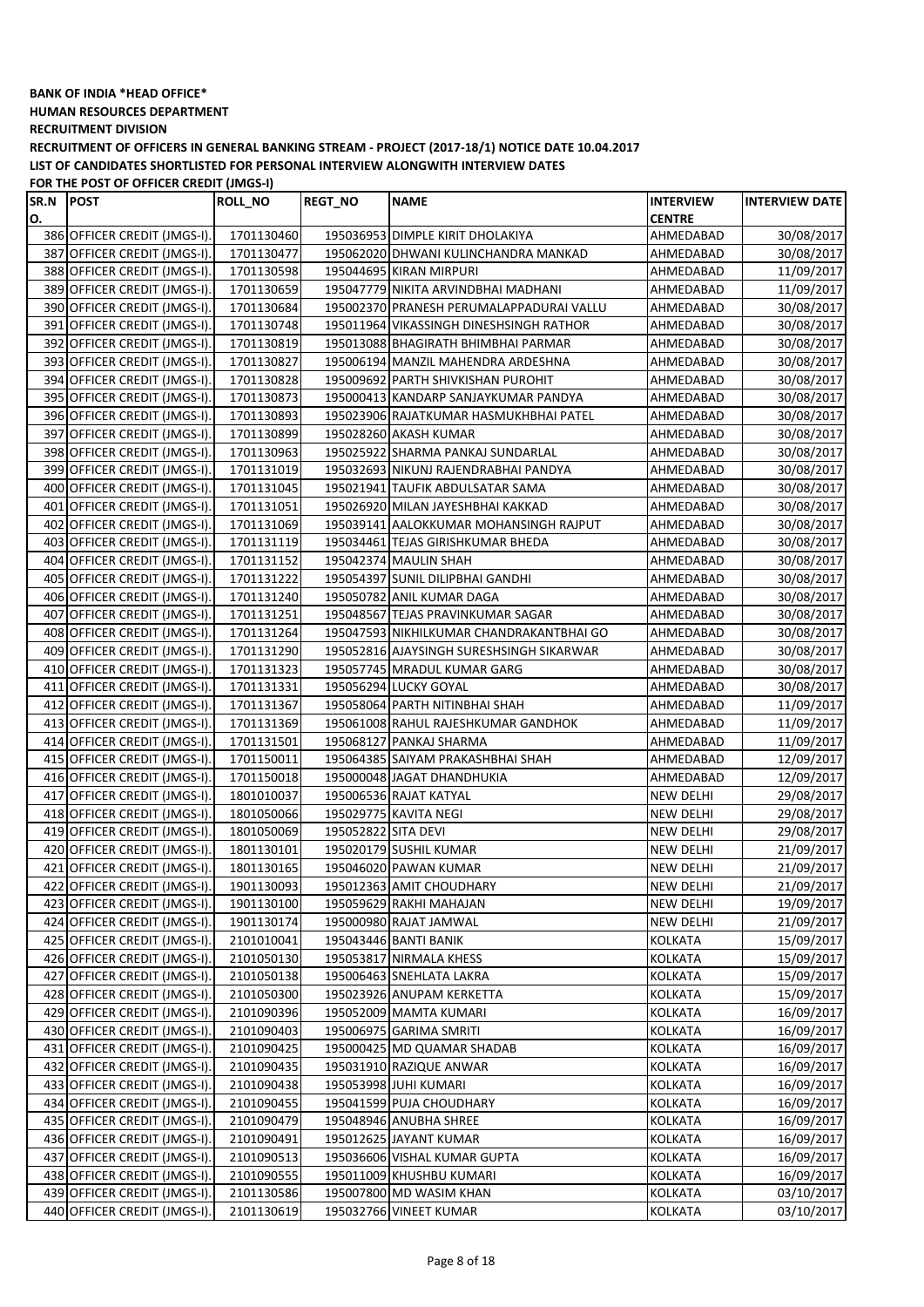**BANK OF INDIA *HEAD OFFICE***

**HUMAN RESOURCES DEPARTMENT**

**RECRUITMENT DIVISION**

**RECRUITMENT OF OFFICERS IN GENERAL BANKING STREAM - PROJECT (2017-18/1) NOTICE DATE 10.04.2017**

**LIST OF CANDIDATES SHORTLISTED FOR PERSONAL INTERVIEW ALONGWITH INTERVIEW DATES**

**FOR THE POST OF OFFICER CREDIT (JMGS-I)**

| SR.NO. | POST | ROLL_NO | REGT_NO | NAME | INTERVIEW CENTRE | INTERVIEW DATE |
|---|---|---|---|---|---|---|
| 386 | OFFICER CREDIT (JMGS-I). | 1701130460 | 195036953 | DIMPLE KIRIT DHOLAKIYA | AHMEDABAD | 30/08/2017 |
| 387 | OFFICER CREDIT (JMGS-I). | 1701130477 | 195062020 | DHWANI KULINCHANDRA MANKAD | AHMEDABAD | 30/08/2017 |
| 388 | OFFICER CREDIT (JMGS-I). | 1701130598 | 195044695 | KIRAN MIRPURI | AHMEDABAD | 11/09/2017 |
| 389 | OFFICER CREDIT (JMGS-I). | 1701130659 | 195047779 | NIKITA ARVINDBHAI MADHANI | AHMEDABAD | 11/09/2017 |
| 390 | OFFICER CREDIT (JMGS-I). | 1701130684 | 195002370 | PRANESH PERUMALAPPADURAI VALLU | AHMEDABAD | 30/08/2017 |
| 391 | OFFICER CREDIT (JMGS-I). | 1701130748 | 195011964 | VIKASSINGH DINESHSINGH RATHOR | AHMEDABAD | 30/08/2017 |
| 392 | OFFICER CREDIT (JMGS-I). | 1701130819 | 195013088 | BHAGIRATH BHIMBHAI PARMAR | AHMEDABAD | 30/08/2017 |
| 393 | OFFICER CREDIT (JMGS-I). | 1701130827 | 195006194 | MANZIL MAHENDRA ARDESHNA | AHMEDABAD | 30/08/2017 |
| 394 | OFFICER CREDIT (JMGS-I). | 1701130828 | 195009692 | PARTH SHIVKISHAN PUROHIT | AHMEDABAD | 30/08/2017 |
| 395 | OFFICER CREDIT (JMGS-I). | 1701130873 | 195000413 | KANDARP SANJAYKUMAR PANDYA | AHMEDABAD | 30/08/2017 |
| 396 | OFFICER CREDIT (JMGS-I). | 1701130893 | 195023906 | RAJATKUMAR HASMUKHBHAI PATEL | AHMEDABAD | 30/08/2017 |
| 397 | OFFICER CREDIT (JMGS-I). | 1701130899 | 195028260 | AKASH KUMAR | AHMEDABAD | 30/08/2017 |
| 398 | OFFICER CREDIT (JMGS-I). | 1701130963 | 195025922 | SHARMA PANKAJ SUNDARLAL | AHMEDABAD | 30/08/2017 |
| 399 | OFFICER CREDIT (JMGS-I). | 1701131019 | 195032693 | NIKUNJ RAJENDRABHAI PANDYA | AHMEDABAD | 30/08/2017 |
| 400 | OFFICER CREDIT (JMGS-I). | 1701131045 | 195021941 | TAUFIK ABDULSATAR SAMA | AHMEDABAD | 30/08/2017 |
| 401 | OFFICER CREDIT (JMGS-I). | 1701131051 | 195026920 | MILAN JAYESHBHAI KAKKAD | AHMEDABAD | 30/08/2017 |
| 402 | OFFICER CREDIT (JMGS-I). | 1701131069 | 195039141 | AALOKKUMAR MOHANSINGH RAJPUT | AHMEDABAD | 30/08/2017 |
| 403 | OFFICER CREDIT (JMGS-I). | 1701131119 | 195034461 | TEJAS GIRISHKUMAR BHEDA | AHMEDABAD | 30/08/2017 |
| 404 | OFFICER CREDIT (JMGS-I). | 1701131152 | 195042374 | MAULIN SHAH | AHMEDABAD | 30/08/2017 |
| 405 | OFFICER CREDIT (JMGS-I). | 1701131222 | 195054397 | SUNIL DILIPBHAI GANDHI | AHMEDABAD | 30/08/2017 |
| 406 | OFFICER CREDIT (JMGS-I). | 1701131240 | 195050782 | ANIL KUMAR DAGA | AHMEDABAD | 30/08/2017 |
| 407 | OFFICER CREDIT (JMGS-I). | 1701131251 | 195048567 | TEJAS PRAVINKUMAR SAGAR | AHMEDABAD | 30/08/2017 |
| 408 | OFFICER CREDIT (JMGS-I). | 1701131264 | 195047593 | NIKHILKUMAR CHANDRAKANTBHAI GO | AHMEDABAD | 30/08/2017 |
| 409 | OFFICER CREDIT (JMGS-I). | 1701131290 | 195052816 | AJAYSINGH SURESHSINGH SIKARWAR | AHMEDABAD | 30/08/2017 |
| 410 | OFFICER CREDIT (JMGS-I). | 1701131323 | 195057745 | MRADUL KUMAR GARG | AHMEDABAD | 30/08/2017 |
| 411 | OFFICER CREDIT (JMGS-I). | 1701131331 | 195056294 | LUCKY GOYAL | AHMEDABAD | 30/08/2017 |
| 412 | OFFICER CREDIT (JMGS-I). | 1701131367 | 195058064 | PARTH NITINBHAI SHAH | AHMEDABAD | 11/09/2017 |
| 413 | OFFICER CREDIT (JMGS-I). | 1701131369 | 195061008 | RAHUL RAJESHKUMAR GANDHOK | AHMEDABAD | 11/09/2017 |
| 414 | OFFICER CREDIT (JMGS-I). | 1701131501 | 195068127 | PANKAJ SHARMA | AHMEDABAD | 11/09/2017 |
| 415 | OFFICER CREDIT (JMGS-I). | 1701150011 | 195064385 | SAIYAM PRAKASHBHAI SHAH | AHMEDABAD | 12/09/2017 |
| 416 | OFFICER CREDIT (JMGS-I). | 1701150018 | 195000048 | JAGAT DHANDHUKIA | AHMEDABAD | 12/09/2017 |
| 417 | OFFICER CREDIT (JMGS-I). | 1801010037 | 195006536 | RAJAT KATYAL | NEW DELHI | 29/08/2017 |
| 418 | OFFICER CREDIT (JMGS-I). | 1801050066 | 195029775 | KAVITA NEGI | NEW DELHI | 29/08/2017 |
| 419 | OFFICER CREDIT (JMGS-I). | 1801050069 | 195052822 | SITA DEVI | NEW DELHI | 29/08/2017 |
| 420 | OFFICER CREDIT (JMGS-I). | 1801130101 | 195020179 | SUSHIL KUMAR | NEW DELHI | 21/09/2017 |
| 421 | OFFICER CREDIT (JMGS-I). | 1801130165 | 195046020 | PAWAN KUMAR | NEW DELHI | 21/09/2017 |
| 422 | OFFICER CREDIT (JMGS-I). | 1901130093 | 195012363 | AMIT CHOUDHARY | NEW DELHI | 21/09/2017 |
| 423 | OFFICER CREDIT (JMGS-I). | 1901130100 | 195059629 | RAKHI MAHAJAN | NEW DELHI | 19/09/2017 |
| 424 | OFFICER CREDIT (JMGS-I). | 1901130174 | 195000980 | RAJAT JAMWAL | NEW DELHI | 21/09/2017 |
| 425 | OFFICER CREDIT (JMGS-I). | 2101010041 | 195043446 | BANTI BANIK | KOLKATA | 15/09/2017 |
| 426 | OFFICER CREDIT (JMGS-I). | 2101050130 | 195053817 | NIRMALA KHESS | KOLKATA | 15/09/2017 |
| 427 | OFFICER CREDIT (JMGS-I). | 2101050138 | 195006463 | SNEHLATA LAKRA | KOLKATA | 15/09/2017 |
| 428 | OFFICER CREDIT (JMGS-I). | 2101050300 | 195023926 | ANUPAM KERKETTA | KOLKATA | 15/09/2017 |
| 429 | OFFICER CREDIT (JMGS-I). | 2101090396 | 195052009 | MAMTA KUMARI | KOLKATA | 16/09/2017 |
| 430 | OFFICER CREDIT (JMGS-I). | 2101090403 | 195006975 | GARIMA SMRITI | KOLKATA | 16/09/2017 |
| 431 | OFFICER CREDIT (JMGS-I). | 2101090425 | 195000425 | MD QUAMAR SHADAB | KOLKATA | 16/09/2017 |
| 432 | OFFICER CREDIT (JMGS-I). | 2101090435 | 195031910 | RAZIQUE ANWAR | KOLKATA | 16/09/2017 |
| 433 | OFFICER CREDIT (JMGS-I). | 2101090438 | 195053998 | JUHI KUMARI | KOLKATA | 16/09/2017 |
| 434 | OFFICER CREDIT (JMGS-I). | 2101090455 | 195041599 | PUJA CHOUDHARY | KOLKATA | 16/09/2017 |
| 435 | OFFICER CREDIT (JMGS-I). | 2101090479 | 195048946 | ANUBHA SHREE | KOLKATA | 16/09/2017 |
| 436 | OFFICER CREDIT (JMGS-I). | 2101090491 | 195012625 | JAYANT KUMAR | KOLKATA | 16/09/2017 |
| 437 | OFFICER CREDIT (JMGS-I). | 2101090513 | 195036606 | VISHAL KUMAR GUPTA | KOLKATA | 16/09/2017 |
| 438 | OFFICER CREDIT (JMGS-I). | 2101090555 | 195011009 | KHUSHBU KUMARI | KOLKATA | 16/09/2017 |
| 439 | OFFICER CREDIT (JMGS-I). | 2101130586 | 195007800 | MD WASIM KHAN | KOLKATA | 03/10/2017 |
| 440 | OFFICER CREDIT (JMGS-I). | 2101130619 | 195032766 | VINEET KUMAR | KOLKATA | 03/10/2017 |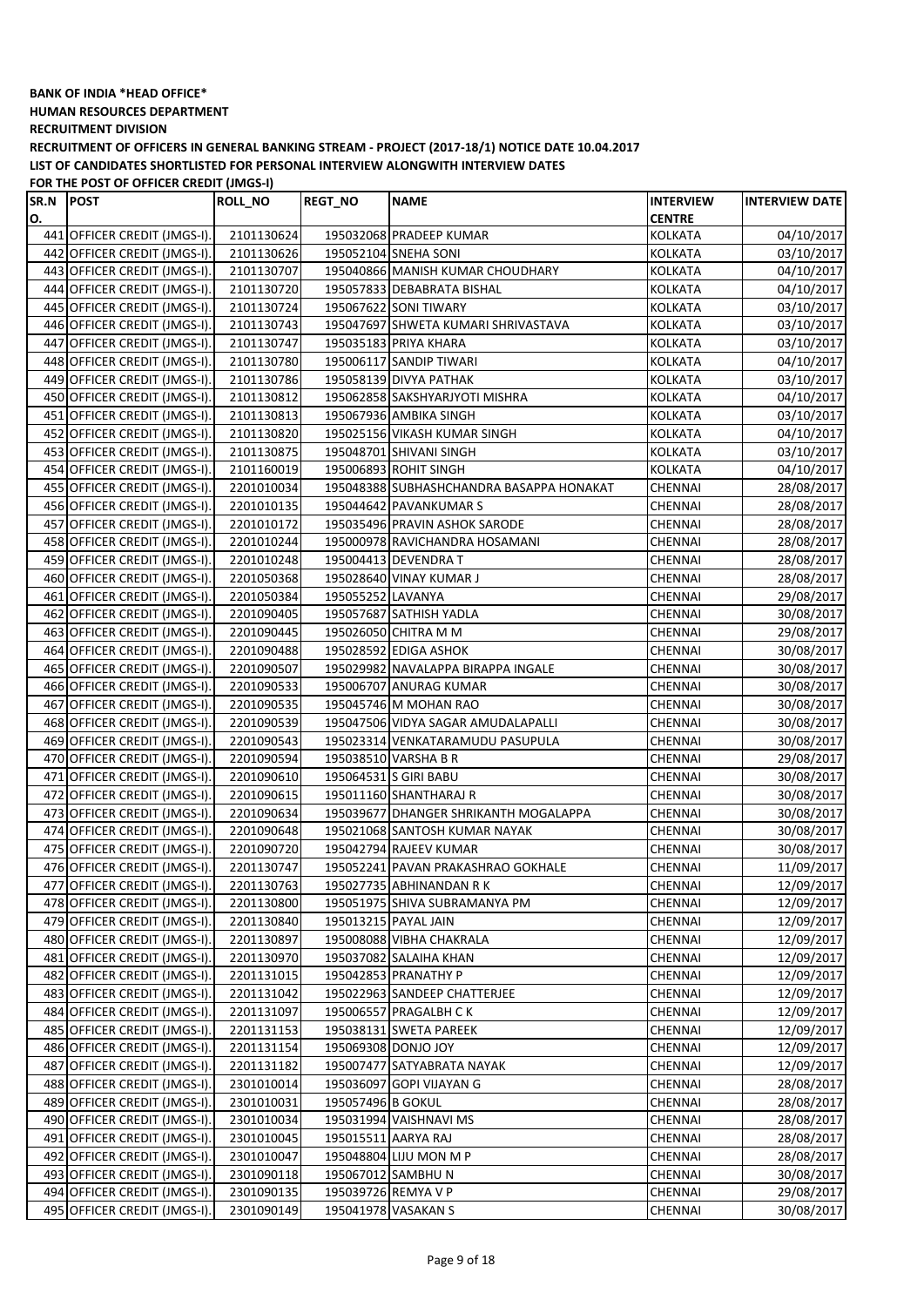**BANK OF INDIA *HEAD OFFICE***

**HUMAN RESOURCES DEPARTMENT**

**RECRUITMENT DIVISION**

**RECRUITMENT OF OFFICERS IN GENERAL BANKING STREAM - PROJECT (2017-18/1) NOTICE DATE 10.04.2017**

**LIST OF CANDIDATES SHORTLISTED FOR PERSONAL INTERVIEW ALONGWITH INTERVIEW DATES**

**FOR THE POST OF OFFICER CREDIT (JMGS-I)**

| SR.NO. | POST | ROLL_NO | REGT_NO | NAME | INTERVIEW CENTRE | INTERVIEW DATE |
|---|---|---|---|---|---|---|
| 441 | OFFICER CREDIT (JMGS-I). | 2101130624 | 195032068 | PRADEEP KUMAR | KOLKATA | 04/10/2017 |
| 442 | OFFICER CREDIT (JMGS-I). | 2101130626 | 195052104 | SNEHA SONI | KOLKATA | 03/10/2017 |
| 443 | OFFICER CREDIT (JMGS-I). | 2101130707 | 195040866 | MANISH KUMAR CHOUDHARY | KOLKATA | 04/10/2017 |
| 444 | OFFICER CREDIT (JMGS-I). | 2101130720 | 195057833 | DEBABRATA BISHAL | KOLKATA | 04/10/2017 |
| 445 | OFFICER CREDIT (JMGS-I). | 2101130724 | 195067622 | SONI TIWARY | KOLKATA | 03/10/2017 |
| 446 | OFFICER CREDIT (JMGS-I). | 2101130743 | 195047697 | SHWETA KUMARI SHRIVASTAVA | KOLKATA | 03/10/2017 |
| 447 | OFFICER CREDIT (JMGS-I). | 2101130747 | 195035183 | PRIYA KHARA | KOLKATA | 03/10/2017 |
| 448 | OFFICER CREDIT (JMGS-I). | 2101130780 | 195006117 | SANDIP TIWARI | KOLKATA | 04/10/2017 |
| 449 | OFFICER CREDIT (JMGS-I). | 2101130786 | 195058139 | DIVYA PATHAK | KOLKATA | 03/10/2017 |
| 450 | OFFICER CREDIT (JMGS-I). | 2101130812 | 195062858 | SAKSHYARJYOTI MISHRA | KOLKATA | 04/10/2017 |
| 451 | OFFICER CREDIT (JMGS-I). | 2101130813 | 195067936 | AMBIKA SINGH | KOLKATA | 03/10/2017 |
| 452 | OFFICER CREDIT (JMGS-I). | 2101130820 | 195025156 | VIKASH KUMAR SINGH | KOLKATA | 04/10/2017 |
| 453 | OFFICER CREDIT (JMGS-I). | 2101130875 | 195048701 | SHIVANI SINGH | KOLKATA | 03/10/2017 |
| 454 | OFFICER CREDIT (JMGS-I). | 2101160019 | 195006893 | ROHIT SINGH | KOLKATA | 04/10/2017 |
| 455 | OFFICER CREDIT (JMGS-I). | 2201010034 | 195048388 | SUBHASHCHANDRA BASAPPA HONAKAT | CHENNAI | 28/08/2017 |
| 456 | OFFICER CREDIT (JMGS-I). | 2201010135 | 195044642 | PAVANKUMAR S | CHENNAI | 28/08/2017 |
| 457 | OFFICER CREDIT (JMGS-I). | 2201010172 | 195035496 | PRAVIN ASHOK SARODE | CHENNAI | 28/08/2017 |
| 458 | OFFICER CREDIT (JMGS-I). | 2201010244 | 195000978 | RAVICHANDRA HOSAMANI | CHENNAI | 28/08/2017 |
| 459 | OFFICER CREDIT (JMGS-I). | 2201010248 | 195004413 | DEVENDRA T | CHENNAI | 28/08/2017 |
| 460 | OFFICER CREDIT (JMGS-I). | 2201050368 | 195028640 | VINAY KUMAR J | CHENNAI | 28/08/2017 |
| 461 | OFFICER CREDIT (JMGS-I). | 2201050384 | 195055252 | LAVANYA | CHENNAI | 29/08/2017 |
| 462 | OFFICER CREDIT (JMGS-I). | 2201090405 | 195057687 | SATHISH YADLA | CHENNAI | 30/08/2017 |
| 463 | OFFICER CREDIT (JMGS-I). | 2201090445 | 195026050 | CHITRA M M | CHENNAI | 29/08/2017 |
| 464 | OFFICER CREDIT (JMGS-I). | 2201090488 | 195028592 | EDIGA ASHOK | CHENNAI | 30/08/2017 |
| 465 | OFFICER CREDIT (JMGS-I). | 2201090507 | 195029982 | NAVALAPPA BIRAPPA INGALE | CHENNAI | 30/08/2017 |
| 466 | OFFICER CREDIT (JMGS-I). | 2201090533 | 195006707 | ANURAG KUMAR | CHENNAI | 30/08/2017 |
| 467 | OFFICER CREDIT (JMGS-I). | 2201090535 | 195045746 | M MOHAN RAO | CHENNAI | 30/08/2017 |
| 468 | OFFICER CREDIT (JMGS-I). | 2201090539 | 195047506 | VIDYA SAGAR AMUDALAPALLI | CHENNAI | 30/08/2017 |
| 469 | OFFICER CREDIT (JMGS-I). | 2201090543 | 195023314 | VENKATARAMUDU PASUPULA | CHENNAI | 30/08/2017 |
| 470 | OFFICER CREDIT (JMGS-I). | 2201090594 | 195038510 | VARSHA B R | CHENNAI | 29/08/2017 |
| 471 | OFFICER CREDIT (JMGS-I). | 2201090610 | 195064531 | S GIRI BABU | CHENNAI | 30/08/2017 |
| 472 | OFFICER CREDIT (JMGS-I). | 2201090615 | 195011160 | SHANTHARAJ R | CHENNAI | 30/08/2017 |
| 473 | OFFICER CREDIT (JMGS-I). | 2201090634 | 195039677 | DHANGER SHRIKANTH MOGALAPPA | CHENNAI | 30/08/2017 |
| 474 | OFFICER CREDIT (JMGS-I). | 2201090648 | 195021068 | SANTOSH KUMAR NAYAK | CHENNAI | 30/08/2017 |
| 475 | OFFICER CREDIT (JMGS-I). | 2201090720 | 195042794 | RAJEEV KUMAR | CHENNAI | 30/08/2017 |
| 476 | OFFICER CREDIT (JMGS-I). | 2201130747 | 195052241 | PAVAN PRAKASHRAO GOKHALE | CHENNAI | 11/09/2017 |
| 477 | OFFICER CREDIT (JMGS-I). | 2201130763 | 195027735 | ABHINANDAN R K | CHENNAI | 12/09/2017 |
| 478 | OFFICER CREDIT (JMGS-I). | 2201130800 | 195051975 | SHIVA SUBRAMANYA PM | CHENNAI | 12/09/2017 |
| 479 | OFFICER CREDIT (JMGS-I). | 2201130840 | 195013215 | PAYAL JAIN | CHENNAI | 12/09/2017 |
| 480 | OFFICER CREDIT (JMGS-I). | 2201130897 | 195008088 | VIBHA CHAKRALA | CHENNAI | 12/09/2017 |
| 481 | OFFICER CREDIT (JMGS-I). | 2201130970 | 195037082 | SALAIHA KHAN | CHENNAI | 12/09/2017 |
| 482 | OFFICER CREDIT (JMGS-I). | 2201131015 | 195042853 | PRANATHY P | CHENNAI | 12/09/2017 |
| 483 | OFFICER CREDIT (JMGS-I). | 2201131042 | 195022963 | SANDEEP CHATTERJEE | CHENNAI | 12/09/2017 |
| 484 | OFFICER CREDIT (JMGS-I). | 2201131097 | 195006557 | PRAGALBH C K | CHENNAI | 12/09/2017 |
| 485 | OFFICER CREDIT (JMGS-I). | 2201131153 | 195038131 | SWETA PAREEK | CHENNAI | 12/09/2017 |
| 486 | OFFICER CREDIT (JMGS-I). | 2201131154 | 195069308 | DONJO JOY | CHENNAI | 12/09/2017 |
| 487 | OFFICER CREDIT (JMGS-I). | 2201131182 | 195007477 | SATYABRATA NAYAK | CHENNAI | 12/09/2017 |
| 488 | OFFICER CREDIT (JMGS-I). | 2301010014 | 195036097 | GOPI VIJAYAN G | CHENNAI | 28/08/2017 |
| 489 | OFFICER CREDIT (JMGS-I). | 2301010031 | 195057496 | B GOKUL | CHENNAI | 28/08/2017 |
| 490 | OFFICER CREDIT (JMGS-I). | 2301010034 | 195031994 | VAISHNAVI MS | CHENNAI | 28/08/2017 |
| 491 | OFFICER CREDIT (JMGS-I). | 2301010045 | 195015511 | AARYA RAJ | CHENNAI | 28/08/2017 |
| 492 | OFFICER CREDIT (JMGS-I). | 2301010047 | 195048804 | LIJU MON M P | CHENNAI | 28/08/2017 |
| 493 | OFFICER CREDIT (JMGS-I). | 2301090118 | 195067012 | SAMBHU N | CHENNAI | 30/08/2017 |
| 494 | OFFICER CREDIT (JMGS-I). | 2301090135 | 195039726 | REMYA V P | CHENNAI | 29/08/2017 |
| 495 | OFFICER CREDIT (JMGS-I). | 2301090149 | 195041978 | VASAKAN S | CHENNAI | 30/08/2017 |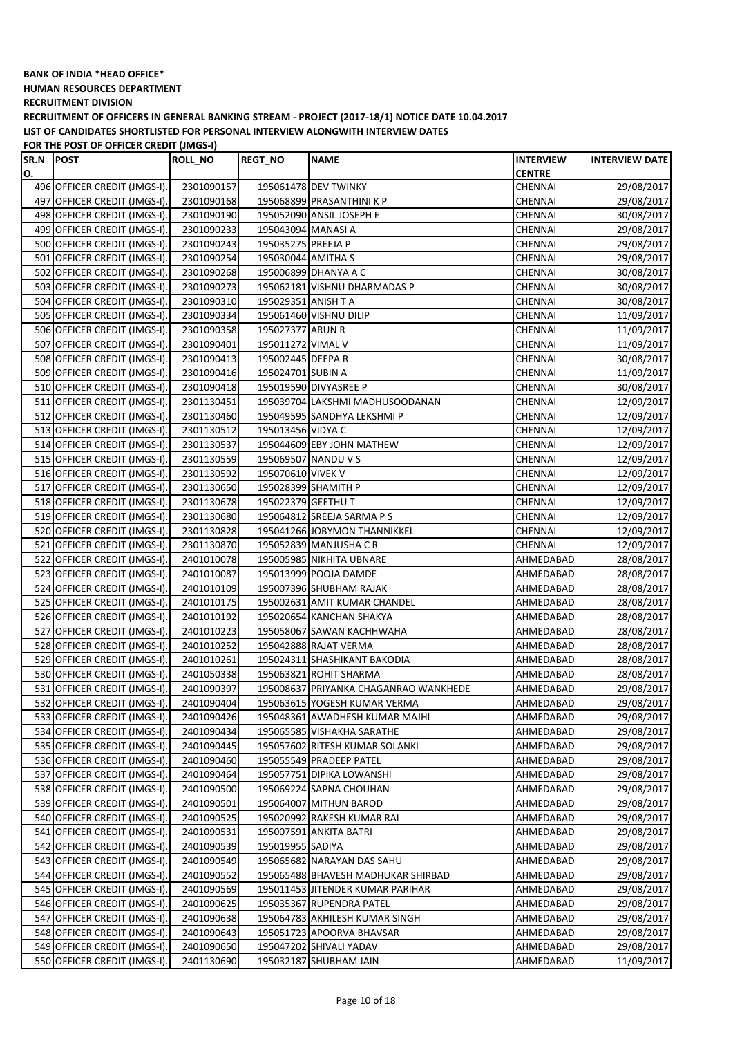**BANK OF INDIA \*HEAD OFFICE\***

**HUMAN RESOURCES DEPARTMENT**

**RECRUITMENT DIVISION**

**RECRUITMENT OF OFFICERS IN GENERAL BANKING STREAM - PROJECT (2017-18/1) NOTICE DATE 10.04.2017**

**LIST OF CANDIDATES SHORTLISTED FOR PERSONAL INTERVIEW ALONGWITH INTERVIEW DATES**

**FOR THE POST OF OFFICER CREDIT (JMGS-I)**

| SR.NO. | POST | ROLL_NO | REGT_NO | NAME | INTERVIEW CENTRE | INTERVIEW DATE |
|---|---|---|---|---|---|---|
| 496 | OFFICER CREDIT (JMGS-I). | 2301090157 | 195061478 | DEV TWINKY | CHENNAI | 29/08/2017 |
| 497 | OFFICER CREDIT (JMGS-I). | 2301090168 | 195068899 | PRASANTHINI K P | CHENNAI | 29/08/2017 |
| 498 | OFFICER CREDIT (JMGS-I). | 2301090190 | 195052090 | ANSIL JOSEPH E | CHENNAI | 30/08/2017 |
| 499 | OFFICER CREDIT (JMGS-I). | 2301090233 | 195043094 | MANASI A | CHENNAI | 29/08/2017 |
| 500 | OFFICER CREDIT (JMGS-I). | 2301090243 | 195035275 | PREEJA P | CHENNAI | 29/08/2017 |
| 501 | OFFICER CREDIT (JMGS-I). | 2301090254 | 195030044 | AMITHA S | CHENNAI | 29/08/2017 |
| 502 | OFFICER CREDIT (JMGS-I). | 2301090268 | 195006899 | DHANYA A C | CHENNAI | 30/08/2017 |
| 503 | OFFICER CREDIT (JMGS-I). | 2301090273 | 195062181 | VISHNU DHARMADAS P | CHENNAI | 30/08/2017 |
| 504 | OFFICER CREDIT (JMGS-I). | 2301090310 | 195029351 | ANISH T A | CHENNAI | 30/08/2017 |
| 505 | OFFICER CREDIT (JMGS-I). | 2301090334 | 195061460 | VISHNU DILIP | CHENNAI | 11/09/2017 |
| 506 | OFFICER CREDIT (JMGS-I). | 2301090358 | 195027377 | ARUN R | CHENNAI | 11/09/2017 |
| 507 | OFFICER CREDIT (JMGS-I). | 2301090401 | 195011272 | VIMAL V | CHENNAI | 11/09/2017 |
| 508 | OFFICER CREDIT (JMGS-I). | 2301090413 | 195002445 | DEEPA R | CHENNAI | 30/08/2017 |
| 509 | OFFICER CREDIT (JMGS-I). | 2301090416 | 195024701 | SUBIN A | CHENNAI | 11/09/2017 |
| 510 | OFFICER CREDIT (JMGS-I). | 2301090418 | 195019590 | DIVYASREE P | CHENNAI | 30/08/2017 |
| 511 | OFFICER CREDIT (JMGS-I). | 2301130451 | 195039704 | LAKSHMI MADHUSOODANAN | CHENNAI | 12/09/2017 |
| 512 | OFFICER CREDIT (JMGS-I). | 2301130460 | 195049595 | SANDHYA LEKSHMI P | CHENNAI | 12/09/2017 |
| 513 | OFFICER CREDIT (JMGS-I). | 2301130512 | 195013456 | VIDYA C | CHENNAI | 12/09/2017 |
| 514 | OFFICER CREDIT (JMGS-I). | 2301130537 | 195044609 | EBY JOHN MATHEW | CHENNAI | 12/09/2017 |
| 515 | OFFICER CREDIT (JMGS-I). | 2301130559 | 195069507 | NANDU V S | CHENNAI | 12/09/2017 |
| 516 | OFFICER CREDIT (JMGS-I). | 2301130592 | 195070610 | VIVEK V | CHENNAI | 12/09/2017 |
| 517 | OFFICER CREDIT (JMGS-I). | 2301130650 | 195028399 | SHAMITH P | CHENNAI | 12/09/2017 |
| 518 | OFFICER CREDIT (JMGS-I). | 2301130678 | 195022379 | GEETHU T | CHENNAI | 12/09/2017 |
| 519 | OFFICER CREDIT (JMGS-I). | 2301130680 | 195064812 | SREEJA SARMA P S | CHENNAI | 12/09/2017 |
| 520 | OFFICER CREDIT (JMGS-I). | 2301130828 | 195041266 | JOBYMON THANNIKKEL | CHENNAI | 12/09/2017 |
| 521 | OFFICER CREDIT (JMGS-I). | 2301130870 | 195052839 | MANJUSHA C R | CHENNAI | 12/09/2017 |
| 522 | OFFICER CREDIT (JMGS-I). | 2401010078 | 195005985 | NIKHITA UBNARE | AHMEDABAD | 28/08/2017 |
| 523 | OFFICER CREDIT (JMGS-I). | 2401010087 | 195013999 | POOJA DAMDE | AHMEDABAD | 28/08/2017 |
| 524 | OFFICER CREDIT (JMGS-I). | 2401010109 | 195007396 | SHUBHAM RAJAK | AHMEDABAD | 28/08/2017 |
| 525 | OFFICER CREDIT (JMGS-I). | 2401010175 | 195002631 | AMIT KUMAR CHANDEL | AHMEDABAD | 28/08/2017 |
| 526 | OFFICER CREDIT (JMGS-I). | 2401010192 | 195020654 | KANCHAN SHAKYA | AHMEDABAD | 28/08/2017 |
| 527 | OFFICER CREDIT (JMGS-I). | 2401010223 | 195058067 | SAWAN KACHHWAHA | AHMEDABAD | 28/08/2017 |
| 528 | OFFICER CREDIT (JMGS-I). | 2401010252 | 195042888 | RAJAT VERMA | AHMEDABAD | 28/08/2017 |
| 529 | OFFICER CREDIT (JMGS-I). | 2401010261 | 195024311 | SHASHIKANT BAKODIA | AHMEDABAD | 28/08/2017 |
| 530 | OFFICER CREDIT (JMGS-I). | 2401050338 | 195063821 | ROHIT SHARMA | AHMEDABAD | 28/08/2017 |
| 531 | OFFICER CREDIT (JMGS-I). | 2401090397 | 195008637 | PRIYANKA CHAGANRAO WANKHEDE | AHMEDABAD | 29/08/2017 |
| 532 | OFFICER CREDIT (JMGS-I). | 2401090404 | 195063615 | YOGESH KUMAR VERMA | AHMEDABAD | 29/08/2017 |
| 533 | OFFICER CREDIT (JMGS-I). | 2401090426 | 195048361 | AWADHESH KUMAR MAJHI | AHMEDABAD | 29/08/2017 |
| 534 | OFFICER CREDIT (JMGS-I). | 2401090434 | 195065585 | VISHAKHA SARATHE | AHMEDABAD | 29/08/2017 |
| 535 | OFFICER CREDIT (JMGS-I). | 2401090445 | 195057602 | RITESH KUMAR SOLANKI | AHMEDABAD | 29/08/2017 |
| 536 | OFFICER CREDIT (JMGS-I). | 2401090460 | 195055549 | PRADEEP PATEL | AHMEDABAD | 29/08/2017 |
| 537 | OFFICER CREDIT (JMGS-I). | 2401090464 | 195057751 | DIPIKA LOWANSHI | AHMEDABAD | 29/08/2017 |
| 538 | OFFICER CREDIT (JMGS-I). | 2401090500 | 195069224 | SAPNA CHOUHAN | AHMEDABAD | 29/08/2017 |
| 539 | OFFICER CREDIT (JMGS-I). | 2401090501 | 195064007 | MITHUN BAROD | AHMEDABAD | 29/08/2017 |
| 540 | OFFICER CREDIT (JMGS-I). | 2401090525 | 195020992 | RAKESH KUMAR RAI | AHMEDABAD | 29/08/2017 |
| 541 | OFFICER CREDIT (JMGS-I). | 2401090531 | 195007591 | ANKITA BATRI | AHMEDABAD | 29/08/2017 |
| 542 | OFFICER CREDIT (JMGS-I). | 2401090539 | 195019955 | SADIYA | AHMEDABAD | 29/08/2017 |
| 543 | OFFICER CREDIT (JMGS-I). | 2401090549 | 195065682 | NARAYAN DAS SAHU | AHMEDABAD | 29/08/2017 |
| 544 | OFFICER CREDIT (JMGS-I). | 2401090552 | 195065488 | BHAVESH MADHUKAR SHIRBAD | AHMEDABAD | 29/08/2017 |
| 545 | OFFICER CREDIT (JMGS-I). | 2401090569 | 195011453 | JITENDER KUMAR PARIHAR | AHMEDABAD | 29/08/2017 |
| 546 | OFFICER CREDIT (JMGS-I). | 2401090625 | 195035367 | RUPENDRA PATEL | AHMEDABAD | 29/08/2017 |
| 547 | OFFICER CREDIT (JMGS-I). | 2401090638 | 195064783 | AKHILESH KUMAR SINGH | AHMEDABAD | 29/08/2017 |
| 548 | OFFICER CREDIT (JMGS-I). | 2401090643 | 195051723 | APOORVA BHAVSAR | AHMEDABAD | 29/08/2017 |
| 549 | OFFICER CREDIT (JMGS-I). | 2401090650 | 195047202 | SHIVALI YADAV | AHMEDABAD | 29/08/2017 |
| 550 | OFFICER CREDIT (JMGS-I). | 2401130690 | 195032187 | SHUBHAM JAIN | AHMEDABAD | 11/09/2017 |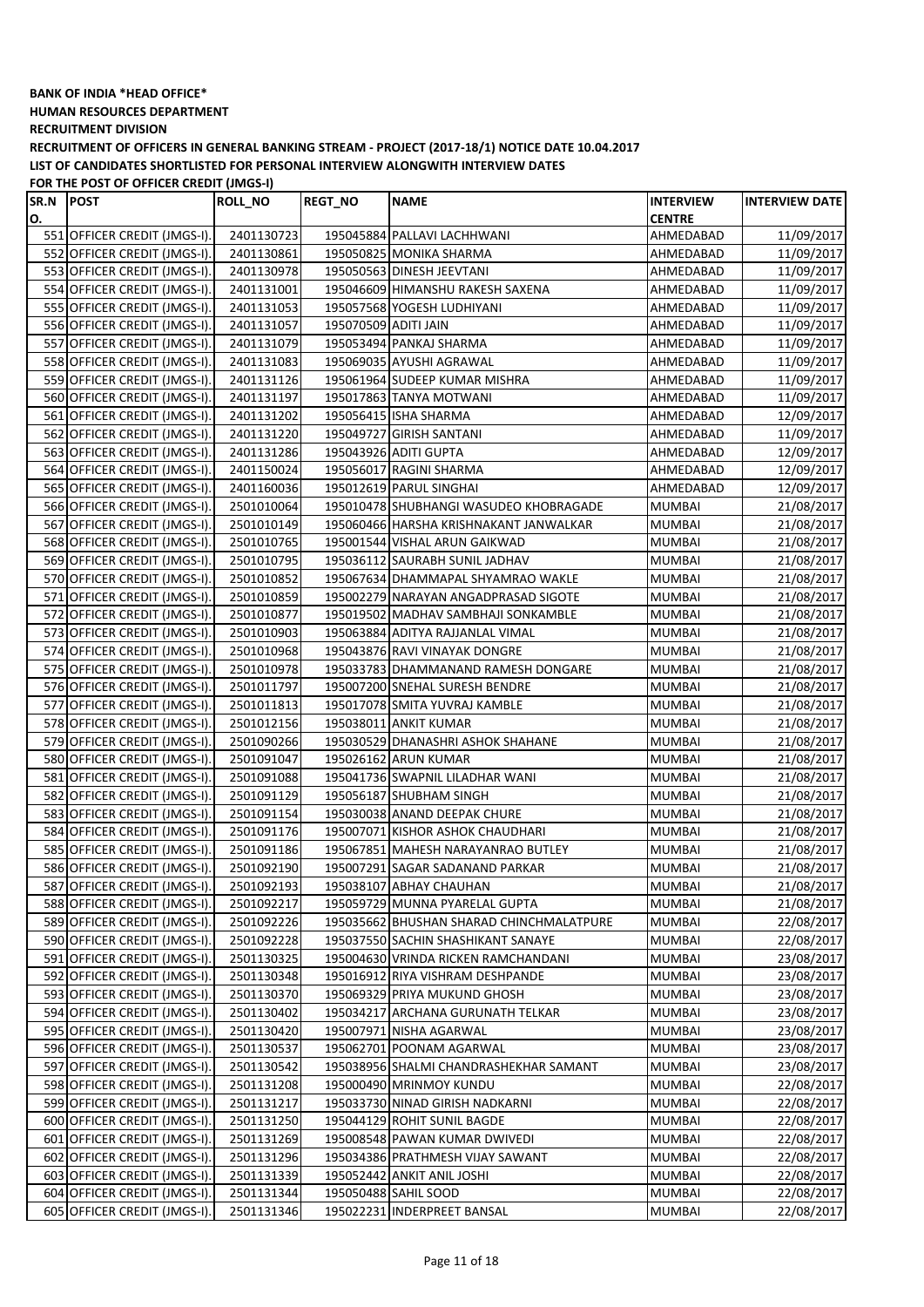**BANK OF INDIA *HEAD OFFICE***

**HUMAN RESOURCES DEPARTMENT**

**RECRUITMENT DIVISION**

**RECRUITMENT OF OFFICERS IN GENERAL BANKING STREAM - PROJECT (2017-18/1) NOTICE DATE 10.04.2017**

**LIST OF CANDIDATES SHORTLISTED FOR PERSONAL INTERVIEW ALONGWITH INTERVIEW DATES**

**FOR THE POST OF OFFICER CREDIT (JMGS-I)**

| SR.NO. | POST | ROLL_NO | REGT_NO | NAME | INTERVIEW CENTRE | INTERVIEW DATE |
|---|---|---|---|---|---|---|
| 551 | OFFICER CREDIT (JMGS-I). | 2401130723 | 195045884 | PALLAVI LACHHWANI | AHMEDABAD | 11/09/2017 |
| 552 | OFFICER CREDIT (JMGS-I). | 2401130861 | 195050825 | MONIKA SHARMA | AHMEDABAD | 11/09/2017 |
| 553 | OFFICER CREDIT (JMGS-I). | 2401130978 | 195050563 | DINESH JEEVTANI | AHMEDABAD | 11/09/2017 |
| 554 | OFFICER CREDIT (JMGS-I). | 2401131001 | 195046609 | HIMANSHU RAKESH SAXENA | AHMEDABAD | 11/09/2017 |
| 555 | OFFICER CREDIT (JMGS-I). | 2401131053 | 195057568 | YOGESH LUDHIYANI | AHMEDABAD | 11/09/2017 |
| 556 | OFFICER CREDIT (JMGS-I). | 2401131057 | 195070509 | ADITI JAIN | AHMEDABAD | 11/09/2017 |
| 557 | OFFICER CREDIT (JMGS-I). | 2401131079 | 195053494 | PANKAJ SHARMA | AHMEDABAD | 11/09/2017 |
| 558 | OFFICER CREDIT (JMGS-I). | 2401131083 | 195069035 | AYUSHI AGRAWAL | AHMEDABAD | 11/09/2017 |
| 559 | OFFICER CREDIT (JMGS-I). | 2401131126 | 195061964 | SUDEEP KUMAR MISHRA | AHMEDABAD | 11/09/2017 |
| 560 | OFFICER CREDIT (JMGS-I). | 2401131197 | 195017863 | TANYA MOTWANI | AHMEDABAD | 11/09/2017 |
| 561 | OFFICER CREDIT (JMGS-I). | 2401131202 | 195056415 | ISHA SHARMA | AHMEDABAD | 12/09/2017 |
| 562 | OFFICER CREDIT (JMGS-I). | 2401131220 | 195049727 | GIRISH SANTANI | AHMEDABAD | 11/09/2017 |
| 563 | OFFICER CREDIT (JMGS-I). | 2401131286 | 195043926 | ADITI GUPTA | AHMEDABAD | 12/09/2017 |
| 564 | OFFICER CREDIT (JMGS-I). | 2401150024 | 195056017 | RAGINI SHARMA | AHMEDABAD | 12/09/2017 |
| 565 | OFFICER CREDIT (JMGS-I). | 2401160036 | 195012619 | PARUL SINGHAI | AHMEDABAD | 12/09/2017 |
| 566 | OFFICER CREDIT (JMGS-I). | 2501010064 | 195010478 | SHUBHANGI WASUDEO KHOBRAGADE | MUMBAI | 21/08/2017 |
| 567 | OFFICER CREDIT (JMGS-I). | 2501010149 | 195060466 | HARSHA KRISHNAKANT JANWALKAR | MUMBAI | 21/08/2017 |
| 568 | OFFICER CREDIT (JMGS-I). | 2501010765 | 195001544 | VISHAL ARUN GAIKWAD | MUMBAI | 21/08/2017 |
| 569 | OFFICER CREDIT (JMGS-I). | 2501010795 | 195036112 | SAURABH SUNIL JADHAV | MUMBAI | 21/08/2017 |
| 570 | OFFICER CREDIT (JMGS-I). | 2501010852 | 195067634 | DHAMMAPAL SHYAMRAO WAKLE | MUMBAI | 21/08/2017 |
| 571 | OFFICER CREDIT (JMGS-I). | 2501010859 | 195002279 | NARAYAN ANGADPRASAD SIGOTE | MUMBAI | 21/08/2017 |
| 572 | OFFICER CREDIT (JMGS-I). | 2501010877 | 195019502 | MADHAV SAMBHAJI SONKAMBLE | MUMBAI | 21/08/2017 |
| 573 | OFFICER CREDIT (JMGS-I). | 2501010903 | 195063884 | ADITYA RAJJANLAL VIMAL | MUMBAI | 21/08/2017 |
| 574 | OFFICER CREDIT (JMGS-I). | 2501010968 | 195043876 | RAVI VINAYAK DONGRE | MUMBAI | 21/08/2017 |
| 575 | OFFICER CREDIT (JMGS-I). | 2501010978 | 195033783 | DHAMMANAND RAMESH DONGARE | MUMBAI | 21/08/2017 |
| 576 | OFFICER CREDIT (JMGS-I). | 2501011797 | 195007200 | SNEHAL SURESH BENDRE | MUMBAI | 21/08/2017 |
| 577 | OFFICER CREDIT (JMGS-I). | 2501011813 | 195017078 | SMITA YUVRAJ KAMBLE | MUMBAI | 21/08/2017 |
| 578 | OFFICER CREDIT (JMGS-I). | 2501012156 | 195038011 | ANKIT KUMAR | MUMBAI | 21/08/2017 |
| 579 | OFFICER CREDIT (JMGS-I). | 2501090266 | 195030529 | DHANASHRI ASHOK SHAHANE | MUMBAI | 21/08/2017 |
| 580 | OFFICER CREDIT (JMGS-I). | 2501091047 | 195026162 | ARUN KUMAR | MUMBAI | 21/08/2017 |
| 581 | OFFICER CREDIT (JMGS-I). | 2501091088 | 195041736 | SWAPNIL LILADHAR WANI | MUMBAI | 21/08/2017 |
| 582 | OFFICER CREDIT (JMGS-I). | 2501091129 | 195056187 | SHUBHAM SINGH | MUMBAI | 21/08/2017 |
| 583 | OFFICER CREDIT (JMGS-I). | 2501091154 | 195030038 | ANAND DEEPAK CHURE | MUMBAI | 21/08/2017 |
| 584 | OFFICER CREDIT (JMGS-I). | 2501091176 | 195007071 | KISHOR ASHOK CHAUDHARI | MUMBAI | 21/08/2017 |
| 585 | OFFICER CREDIT (JMGS-I). | 2501091186 | 195067851 | MAHESH NARAYANRAO BUTLEY | MUMBAI | 21/08/2017 |
| 586 | OFFICER CREDIT (JMGS-I). | 2501092190 | 195007291 | SAGAR SADANAND PARKAR | MUMBAI | 21/08/2017 |
| 587 | OFFICER CREDIT (JMGS-I). | 2501092193 | 195038107 | ABHAY CHAUHAN | MUMBAI | 21/08/2017 |
| 588 | OFFICER CREDIT (JMGS-I). | 2501092217 | 195059729 | MUNNA PYARELAL GUPTA | MUMBAI | 21/08/2017 |
| 589 | OFFICER CREDIT (JMGS-I). | 2501092226 | 195035662 | BHUSHAN SHARAD CHINCHMALATPURE | MUMBAI | 22/08/2017 |
| 590 | OFFICER CREDIT (JMGS-I). | 2501092228 | 195037550 | SACHIN SHASHIKANT SANAYE | MUMBAI | 22/08/2017 |
| 591 | OFFICER CREDIT (JMGS-I). | 2501130325 | 195004630 | VRINDA RICKEN RAMCHANDANI | MUMBAI | 23/08/2017 |
| 592 | OFFICER CREDIT (JMGS-I). | 2501130348 | 195016912 | RIYA VISHRAM DESHPANDE | MUMBAI | 23/08/2017 |
| 593 | OFFICER CREDIT (JMGS-I). | 2501130370 | 195069329 | PRIYA MUKUND GHOSH | MUMBAI | 23/08/2017 |
| 594 | OFFICER CREDIT (JMGS-I). | 2501130402 | 195034217 | ARCHANA GURUNATH TELKAR | MUMBAI | 23/08/2017 |
| 595 | OFFICER CREDIT (JMGS-I). | 2501130420 | 195007971 | NISHA AGARWAL | MUMBAI | 23/08/2017 |
| 596 | OFFICER CREDIT (JMGS-I). | 2501130537 | 195062701 | POONAM AGARWAL | MUMBAI | 23/08/2017 |
| 597 | OFFICER CREDIT (JMGS-I). | 2501130542 | 195038956 | SHALMI CHANDRASHEKHAR SAMANT | MUMBAI | 23/08/2017 |
| 598 | OFFICER CREDIT (JMGS-I). | 2501131208 | 195000490 | MRINMOY KUNDU | MUMBAI | 22/08/2017 |
| 599 | OFFICER CREDIT (JMGS-I). | 2501131217 | 195033730 | NINAD GIRISH NADKARNI | MUMBAI | 22/08/2017 |
| 600 | OFFICER CREDIT (JMGS-I). | 2501131250 | 195044129 | ROHIT SUNIL BAGDE | MUMBAI | 22/08/2017 |
| 601 | OFFICER CREDIT (JMGS-I). | 2501131269 | 195008548 | PAWAN KUMAR DWIVEDI | MUMBAI | 22/08/2017 |
| 602 | OFFICER CREDIT (JMGS-I). | 2501131296 | 195034386 | PRATHMESH VIJAY SAWANT | MUMBAI | 22/08/2017 |
| 603 | OFFICER CREDIT (JMGS-I). | 2501131339 | 195052442 | ANKIT ANIL JOSHI | MUMBAI | 22/08/2017 |
| 604 | OFFICER CREDIT (JMGS-I). | 2501131344 | 195050488 | SAHIL SOOD | MUMBAI | 22/08/2017 |
| 605 | OFFICER CREDIT (JMGS-I). | 2501131346 | 195022231 | INDERPREET BANSAL | MUMBAI | 22/08/2017 |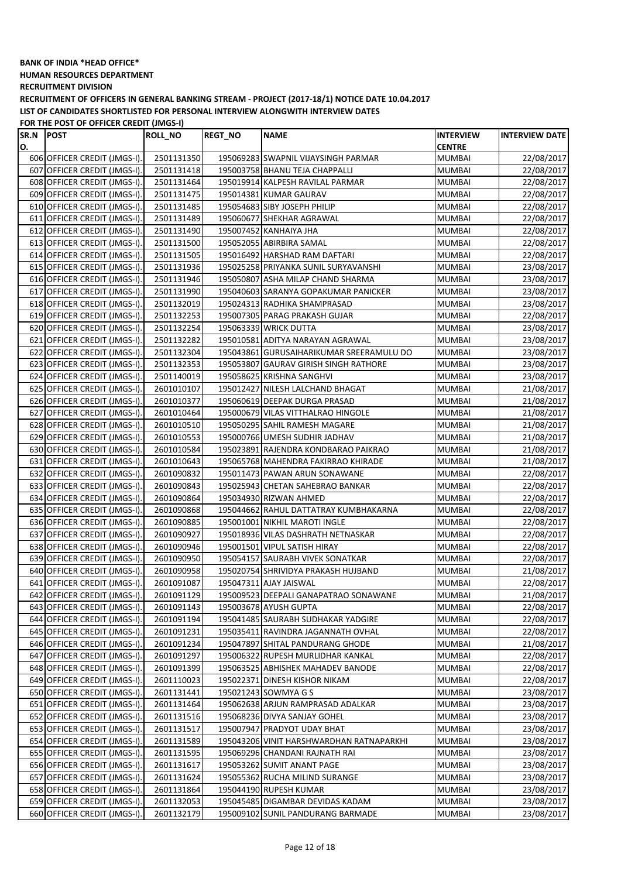**BANK OF INDIA *HEAD OFFICE***

**HUMAN RESOURCES DEPARTMENT**

**RECRUITMENT DIVISION**

**RECRUITMENT OF OFFICERS IN GENERAL BANKING STREAM - PROJECT (2017-18/1) NOTICE DATE 10.04.2017**

**LIST OF CANDIDATES SHORTLISTED FOR PERSONAL INTERVIEW ALONGWITH INTERVIEW DATES**

**FOR THE POST OF OFFICER CREDIT (JMGS-I)**

| SR.NO. | POST | ROLL_NO | REGT_NO | NAME | INTERVIEW CENTRE | INTERVIEW DATE |
|---|---|---|---|---|---|---|
| 606 | OFFICER CREDIT (JMGS-I). | 2501131350 | 195069283 | SWAPNIL VIJAYSINGH PARMAR | MUMBAI | 22/08/2017 |
| 607 | OFFICER CREDIT (JMGS-I). | 2501131418 | 195003758 | BHANU TEJA CHAPPALLI | MUMBAI | 22/08/2017 |
| 608 | OFFICER CREDIT (JMGS-I). | 2501131464 | 195019914 | KALPESH RAVILAL PARMAR | MUMBAI | 22/08/2017 |
| 609 | OFFICER CREDIT (JMGS-I). | 2501131475 | 195014381 | KUMAR GAURAV | MUMBAI | 22/08/2017 |
| 610 | OFFICER CREDIT (JMGS-I). | 2501131485 | 195054683 | SIBY JOSEPH PHILIP | MUMBAI | 22/08/2017 |
| 611 | OFFICER CREDIT (JMGS-I). | 2501131489 | 195060677 | SHEKHAR AGRAWAL | MUMBAI | 22/08/2017 |
| 612 | OFFICER CREDIT (JMGS-I). | 2501131490 | 195007452 | KANHAIYA JHA | MUMBAI | 22/08/2017 |
| 613 | OFFICER CREDIT (JMGS-I). | 2501131500 | 195052055 | ABIRBIRA SAMAL | MUMBAI | 22/08/2017 |
| 614 | OFFICER CREDIT (JMGS-I). | 2501131505 | 195016492 | HARSHAD RAM DAFTARI | MUMBAI | 22/08/2017 |
| 615 | OFFICER CREDIT (JMGS-I). | 2501131936 | 195025258 | PRIYANKA SUNIL SURYAVANSHI | MUMBAI | 23/08/2017 |
| 616 | OFFICER CREDIT (JMGS-I). | 2501131946 | 195050807 | ASHA MILAP CHAND SHARMA | MUMBAI | 23/08/2017 |
| 617 | OFFICER CREDIT (JMGS-I). | 2501131990 | 195040603 | SARANYA GOPAKUMAR PANICKER | MUMBAI | 23/08/2017 |
| 618 | OFFICER CREDIT (JMGS-I). | 2501132019 | 195024313 | RADHIKA SHAMPRASAD | MUMBAI | 23/08/2017 |
| 619 | OFFICER CREDIT (JMGS-I). | 2501132253 | 195007305 | PARAG PRAKASH GUJAR | MUMBAI | 22/08/2017 |
| 620 | OFFICER CREDIT (JMGS-I). | 2501132254 | 195063339 | WRICK DUTTA | MUMBAI | 23/08/2017 |
| 621 | OFFICER CREDIT (JMGS-I). | 2501132282 | 195010581 | ADITYA NARAYAN AGRAWAL | MUMBAI | 23/08/2017 |
| 622 | OFFICER CREDIT (JMGS-I). | 2501132304 | 195043861 | GURUSAIHARIKUMAR SREERAMULU DO | MUMBAI | 23/08/2017 |
| 623 | OFFICER CREDIT (JMGS-I). | 2501132353 | 195053807 | GAURAV GIRISH SINGH RATHORE | MUMBAI | 23/08/2017 |
| 624 | OFFICER CREDIT (JMGS-I). | 2501140019 | 195058625 | KRISHNA SANGHVI | MUMBAI | 23/08/2017 |
| 625 | OFFICER CREDIT (JMGS-I). | 2601010107 | 195012427 | NILESH LALCHAND BHAGAT | MUMBAI | 21/08/2017 |
| 626 | OFFICER CREDIT (JMGS-I). | 2601010377 | 195060619 | DEEPAK DURGA PRASAD | MUMBAI | 21/08/2017 |
| 627 | OFFICER CREDIT (JMGS-I). | 2601010464 | 195000679 | VILAS VITTHALRAO HINGOLE | MUMBAI | 21/08/2017 |
| 628 | OFFICER CREDIT (JMGS-I). | 2601010510 | 195050295 | SAHIL RAMESH MAGARE | MUMBAI | 21/08/2017 |
| 629 | OFFICER CREDIT (JMGS-I). | 2601010553 | 195000766 | UMESH SUDHIR JADHAV | MUMBAI | 21/08/2017 |
| 630 | OFFICER CREDIT (JMGS-I). | 2601010584 | 195023891 | RAJENDRA KONDBARAO PAIKRAO | MUMBAI | 21/08/2017 |
| 631 | OFFICER CREDIT (JMGS-I). | 2601010643 | 195065768 | MAHENDRA FAKIRRAO KHIRADE | MUMBAI | 21/08/2017 |
| 632 | OFFICER CREDIT (JMGS-I). | 2601090832 | 195011473 | PAWAN ARUN SONAWANE | MUMBAI | 22/08/2017 |
| 633 | OFFICER CREDIT (JMGS-I). | 2601090843 | 195025943 | CHETAN SAHEBRAO BANKAR | MUMBAI | 22/08/2017 |
| 634 | OFFICER CREDIT (JMGS-I). | 2601090864 | 195034930 | RIZWAN AHMED | MUMBAI | 22/08/2017 |
| 635 | OFFICER CREDIT (JMGS-I). | 2601090868 | 195044662 | RAHUL DATTATRAY KUMBHAKARNA | MUMBAI | 22/08/2017 |
| 636 | OFFICER CREDIT (JMGS-I). | 2601090885 | 195001001 | NIKHIL MAROTI INGLE | MUMBAI | 22/08/2017 |
| 637 | OFFICER CREDIT (JMGS-I). | 2601090927 | 195018936 | VILAS DASHRATH NETNASKAR | MUMBAI | 22/08/2017 |
| 638 | OFFICER CREDIT (JMGS-I). | 2601090946 | 195001501 | VIPUL SATISH HIRAY | MUMBAI | 22/08/2017 |
| 639 | OFFICER CREDIT (JMGS-I). | 2601090950 | 195054157 | SAURABH VIVEK SONATKAR | MUMBAI | 22/08/2017 |
| 640 | OFFICER CREDIT (JMGS-I). | 2601090958 | 195020754 | SHRIVIDYA PRAKASH HUJBAND | MUMBAI | 21/08/2017 |
| 641 | OFFICER CREDIT (JMGS-I). | 2601091087 | 195047311 | AJAY JAISWAL | MUMBAI | 22/08/2017 |
| 642 | OFFICER CREDIT (JMGS-I). | 2601091129 | 195009523 | DEEPALI GANAPATRAO SONAWANE | MUMBAI | 21/08/2017 |
| 643 | OFFICER CREDIT (JMGS-I). | 2601091143 | 195003678 | AYUSH GUPTA | MUMBAI | 22/08/2017 |
| 644 | OFFICER CREDIT (JMGS-I). | 2601091194 | 195041485 | SAURABH SUDHAKAR YADGIRE | MUMBAI | 22/08/2017 |
| 645 | OFFICER CREDIT (JMGS-I). | 2601091231 | 195035411 | RAVINDRA JAGANNATH OVHAL | MUMBAI | 22/08/2017 |
| 646 | OFFICER CREDIT (JMGS-I). | 2601091234 | 195047897 | SHITAL PANDURANG GHODE | MUMBAI | 21/08/2017 |
| 647 | OFFICER CREDIT (JMGS-I). | 2601091297 | 195006322 | RUPESH MURLIDHAR KANKAL | MUMBAI | 22/08/2017 |
| 648 | OFFICER CREDIT (JMGS-I). | 2601091399 | 195063525 | ABHISHEK MAHADEV BANODE | MUMBAI | 22/08/2017 |
| 649 | OFFICER CREDIT (JMGS-I). | 2601110023 | 195022371 | DINESH KISHOR NIKAM | MUMBAI | 22/08/2017 |
| 650 | OFFICER CREDIT (JMGS-I). | 2601131441 | 195021243 | SOWMYA G S | MUMBAI | 23/08/2017 |
| 651 | OFFICER CREDIT (JMGS-I). | 2601131464 | 195062638 | ARJUN RAMPRASAD ADALKAR | MUMBAI | 23/08/2017 |
| 652 | OFFICER CREDIT (JMGS-I). | 2601131516 | 195068236 | DIVYA SANJAY GOHEL | MUMBAI | 23/08/2017 |
| 653 | OFFICER CREDIT (JMGS-I). | 2601131517 | 195007947 | PRADYOT UDAY BHAT | MUMBAI | 23/08/2017 |
| 654 | OFFICER CREDIT (JMGS-I). | 2601131589 | 195043206 | VINIT HARSHWARDHAN RATNAPARKHI | MUMBAI | 23/08/2017 |
| 655 | OFFICER CREDIT (JMGS-I). | 2601131595 | 195069296 | CHANDANI RAJNATH RAI | MUMBAI | 23/08/2017 |
| 656 | OFFICER CREDIT (JMGS-I). | 2601131617 | 195053262 | SUMIT ANANT PAGE | MUMBAI | 23/08/2017 |
| 657 | OFFICER CREDIT (JMGS-I). | 2601131624 | 195055362 | RUCHA MILIND SURANGE | MUMBAI | 23/08/2017 |
| 658 | OFFICER CREDIT (JMGS-I). | 2601131864 | 195044190 | RUPESH KUMAR | MUMBAI | 23/08/2017 |
| 659 | OFFICER CREDIT (JMGS-I). | 2601132053 | 195045485 | DIGAMBAR DEVIDAS KADAM | MUMBAI | 23/08/2017 |
| 660 | OFFICER CREDIT (JMGS-I). | 2601132179 | 195009102 | SUNIL PANDURANG BARMADE | MUMBAI | 23/08/2017 |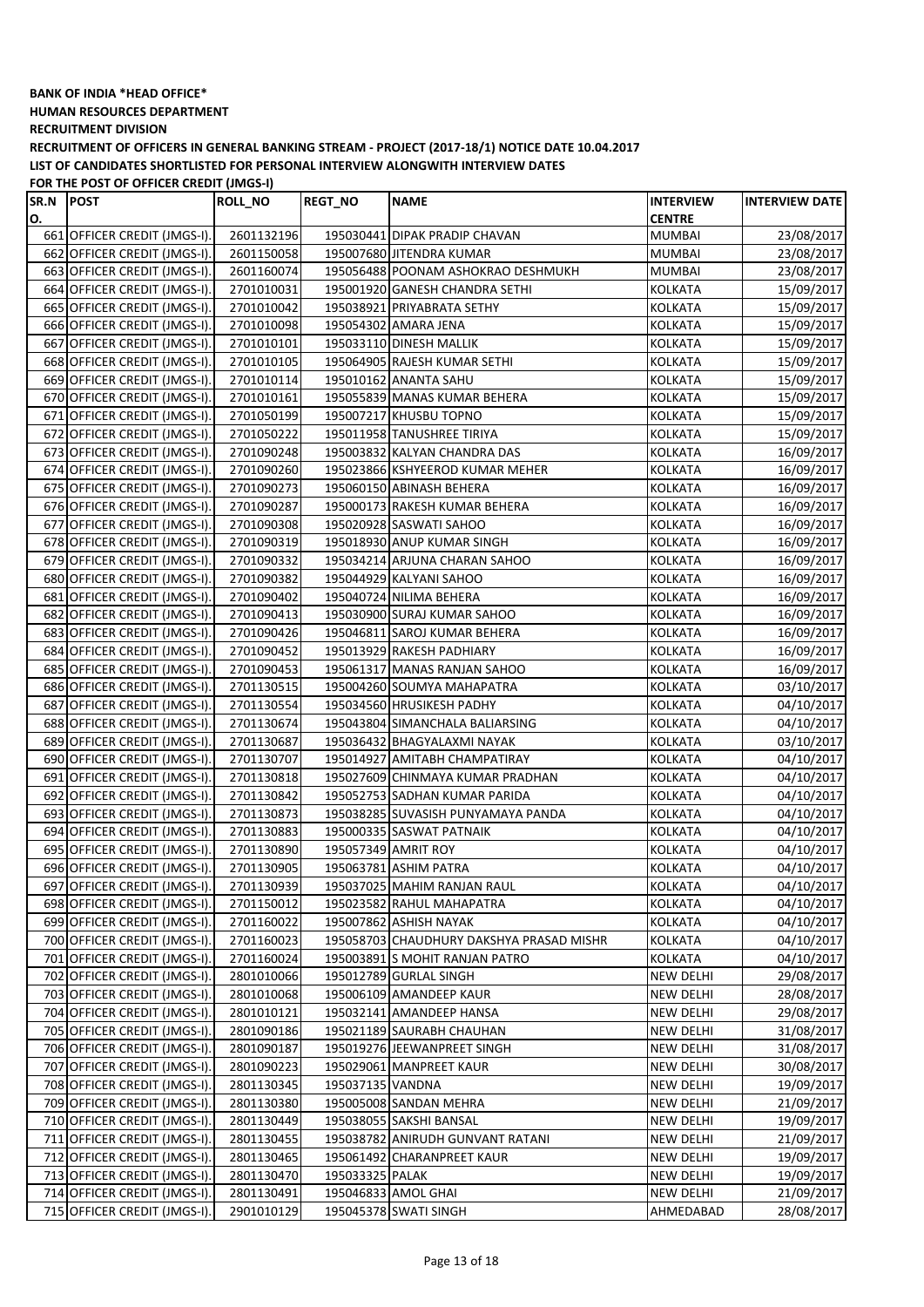**BANK OF INDIA *HEAD OFFICE***

**HUMAN RESOURCES DEPARTMENT**

**RECRUITMENT DIVISION**

**RECRUITMENT OF OFFICERS IN GENERAL BANKING STREAM - PROJECT (2017-18/1) NOTICE DATE 10.04.2017**

**LIST OF CANDIDATES SHORTLISTED FOR PERSONAL INTERVIEW ALONGWITH INTERVIEW DATES**

**FOR THE POST OF OFFICER CREDIT (JMGS-I)**

| SR.NO. | POST | ROLL_NO | REGT_NO | NAME | INTERVIEW CENTRE | INTERVIEW DATE |
|---|---|---|---|---|---|---|
| 661 | OFFICER CREDIT (JMGS-I). | 2601132196 | 195030441 | DIPAK PRADIP CHAVAN | MUMBAI | 23/08/2017 |
| 662 | OFFICER CREDIT (JMGS-I). | 2601150058 | 195007680 | JITENDRA KUMAR | MUMBAI | 23/08/2017 |
| 663 | OFFICER CREDIT (JMGS-I). | 2601160074 | 195056488 | POONAM ASHOKRAO DESHMUKH | MUMBAI | 23/08/2017 |
| 664 | OFFICER CREDIT (JMGS-I). | 2701010031 | 195001920 | GANESH CHANDRA SETHI | KOLKATA | 15/09/2017 |
| 665 | OFFICER CREDIT (JMGS-I). | 2701010042 | 195038921 | PRIYABRATA SETHY | KOLKATA | 15/09/2017 |
| 666 | OFFICER CREDIT (JMGS-I). | 2701010098 | 195054302 | AMARA JENA | KOLKATA | 15/09/2017 |
| 667 | OFFICER CREDIT (JMGS-I). | 2701010101 | 195033110 | DINESH MALLIK | KOLKATA | 15/09/2017 |
| 668 | OFFICER CREDIT (JMGS-I). | 2701010105 | 195064905 | RAJESH KUMAR SETHI | KOLKATA | 15/09/2017 |
| 669 | OFFICER CREDIT (JMGS-I). | 2701010114 | 195010162 | ANANTA SAHU | KOLKATA | 15/09/2017 |
| 670 | OFFICER CREDIT (JMGS-I). | 2701010161 | 195055839 | MANAS KUMAR BEHERA | KOLKATA | 15/09/2017 |
| 671 | OFFICER CREDIT (JMGS-I). | 2701050199 | 195007217 | KHUSBU TOPNO | KOLKATA | 15/09/2017 |
| 672 | OFFICER CREDIT (JMGS-I). | 2701050222 | 195011958 | TANUSHREE TIRIYA | KOLKATA | 15/09/2017 |
| 673 | OFFICER CREDIT (JMGS-I). | 2701090248 | 195003832 | KALYAN CHANDRA DAS | KOLKATA | 16/09/2017 |
| 674 | OFFICER CREDIT (JMGS-I). | 2701090260 | 195023866 | KSHYEEROD KUMAR MEHER | KOLKATA | 16/09/2017 |
| 675 | OFFICER CREDIT (JMGS-I). | 2701090273 | 195060150 | ABINASH BEHERA | KOLKATA | 16/09/2017 |
| 676 | OFFICER CREDIT (JMGS-I). | 2701090287 | 195000173 | RAKESH KUMAR BEHERA | KOLKATA | 16/09/2017 |
| 677 | OFFICER CREDIT (JMGS-I). | 2701090308 | 195020928 | SASWATI SAHOO | KOLKATA | 16/09/2017 |
| 678 | OFFICER CREDIT (JMGS-I). | 2701090319 | 195018930 | ANUP KUMAR SINGH | KOLKATA | 16/09/2017 |
| 679 | OFFICER CREDIT (JMGS-I). | 2701090332 | 195034214 | ARJUNA CHARAN SAHOO | KOLKATA | 16/09/2017 |
| 680 | OFFICER CREDIT (JMGS-I). | 2701090382 | 195044929 | KALYANI SAHOO | KOLKATA | 16/09/2017 |
| 681 | OFFICER CREDIT (JMGS-I). | 2701090402 | 195040724 | NILIMA BEHERA | KOLKATA | 16/09/2017 |
| 682 | OFFICER CREDIT (JMGS-I). | 2701090413 | 195030900 | SURAJ KUMAR SAHOO | KOLKATA | 16/09/2017 |
| 683 | OFFICER CREDIT (JMGS-I). | 2701090426 | 195046811 | SAROJ KUMAR BEHERA | KOLKATA | 16/09/2017 |
| 684 | OFFICER CREDIT (JMGS-I). | 2701090452 | 195013929 | RAKESH PADHIARY | KOLKATA | 16/09/2017 |
| 685 | OFFICER CREDIT (JMGS-I). | 2701090453 | 195061317 | MANAS RANJAN SAHOO | KOLKATA | 16/09/2017 |
| 686 | OFFICER CREDIT (JMGS-I). | 2701130515 | 195004260 | SOUMYA MAHAPATRA | KOLKATA | 03/10/2017 |
| 687 | OFFICER CREDIT (JMGS-I). | 2701130554 | 195034560 | HRUSIKESH PADHY | KOLKATA | 04/10/2017 |
| 688 | OFFICER CREDIT (JMGS-I). | 2701130674 | 195043804 | SIMANCHALA BALIARSING | KOLKATA | 04/10/2017 |
| 689 | OFFICER CREDIT (JMGS-I). | 2701130687 | 195036432 | BHAGYALAXMI NAYAK | KOLKATA | 03/10/2017 |
| 690 | OFFICER CREDIT (JMGS-I). | 2701130707 | 195014927 | AMITABH CHAMPATIRAY | KOLKATA | 04/10/2017 |
| 691 | OFFICER CREDIT (JMGS-I). | 2701130818 | 195027609 | CHINMAYA KUMAR PRADHAN | KOLKATA | 04/10/2017 |
| 692 | OFFICER CREDIT (JMGS-I). | 2701130842 | 195052753 | SADHAN KUMAR PARIDA | KOLKATA | 04/10/2017 |
| 693 | OFFICER CREDIT (JMGS-I). | 2701130873 | 195038285 | SUVASISH PUNYAMAYA PANDA | KOLKATA | 04/10/2017 |
| 694 | OFFICER CREDIT (JMGS-I). | 2701130883 | 195000335 | SASWAT PATNAIK | KOLKATA | 04/10/2017 |
| 695 | OFFICER CREDIT (JMGS-I). | 2701130890 | 195057349 | AMRIT ROY | KOLKATA | 04/10/2017 |
| 696 | OFFICER CREDIT (JMGS-I). | 2701130905 | 195063781 | ASHIM PATRA | KOLKATA | 04/10/2017 |
| 697 | OFFICER CREDIT (JMGS-I). | 2701130939 | 195037025 | MAHIM RANJAN RAUL | KOLKATA | 04/10/2017 |
| 698 | OFFICER CREDIT (JMGS-I). | 2701150012 | 195023582 | RAHUL MAHAPATRA | KOLKATA | 04/10/2017 |
| 699 | OFFICER CREDIT (JMGS-I). | 2701160022 | 195007862 | ASHISH NAYAK | KOLKATA | 04/10/2017 |
| 700 | OFFICER CREDIT (JMGS-I). | 2701160023 | 195058703 | CHAUDHURY DAKSHYA PRASAD MISHR | KOLKATA | 04/10/2017 |
| 701 | OFFICER CREDIT (JMGS-I). | 2701160024 | 195003891 | S MOHIT RANJAN PATRO | KOLKATA | 04/10/2017 |
| 702 | OFFICER CREDIT (JMGS-I). | 2801010066 | 195012789 | GURLAL SINGH | NEW DELHI | 29/08/2017 |
| 703 | OFFICER CREDIT (JMGS-I). | 2801010068 | 195006109 | AMANDEEP KAUR | NEW DELHI | 28/08/2017 |
| 704 | OFFICER CREDIT (JMGS-I). | 2801010121 | 195032141 | AMANDEEP HANSA | NEW DELHI | 29/08/2017 |
| 705 | OFFICER CREDIT (JMGS-I). | 2801090186 | 195021189 | SAURABH CHAUHAN | NEW DELHI | 31/08/2017 |
| 706 | OFFICER CREDIT (JMGS-I). | 2801090187 | 195019276 | JEEWANPREET SINGH | NEW DELHI | 31/08/2017 |
| 707 | OFFICER CREDIT (JMGS-I). | 2801090223 | 195029061 | MANPREET KAUR | NEW DELHI | 30/08/2017 |
| 708 | OFFICER CREDIT (JMGS-I). | 2801130345 | 195037135 | VANDNA | NEW DELHI | 19/09/2017 |
| 709 | OFFICER CREDIT (JMGS-I). | 2801130380 | 195005008 | SANDAN MEHRA | NEW DELHI | 21/09/2017 |
| 710 | OFFICER CREDIT (JMGS-I). | 2801130449 | 195038055 | SAKSHI BANSAL | NEW DELHI | 19/09/2017 |
| 711 | OFFICER CREDIT (JMGS-I). | 2801130455 | 195038782 | ANIRUDH GUNVANT RATANI | NEW DELHI | 21/09/2017 |
| 712 | OFFICER CREDIT (JMGS-I). | 2801130465 | 195061492 | CHARANPREET KAUR | NEW DELHI | 19/09/2017 |
| 713 | OFFICER CREDIT (JMGS-I). | 2801130470 | 195033325 | PALAK | NEW DELHI | 19/09/2017 |
| 714 | OFFICER CREDIT (JMGS-I). | 2801130491 | 195046833 | AMOL GHAI | NEW DELHI | 21/09/2017 |
| 715 | OFFICER CREDIT (JMGS-I). | 2901010129 | 195045378 | SWATI SINGH | AHMEDABAD | 28/08/2017 |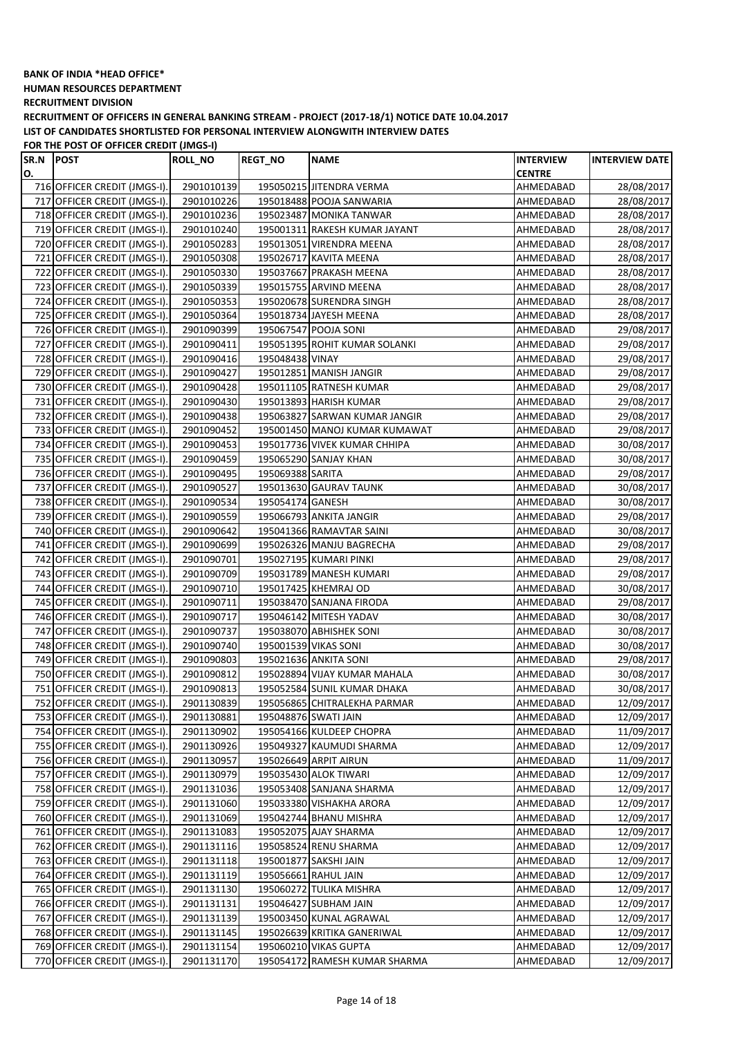**BANK OF INDIA *HEAD OFFICE***

**HUMAN RESOURCES DEPARTMENT**

**RECRUITMENT DIVISION**

**RECRUITMENT OF OFFICERS IN GENERAL BANKING STREAM - PROJECT (2017-18/1) NOTICE DATE 10.04.2017**

**LIST OF CANDIDATES SHORTLISTED FOR PERSONAL INTERVIEW ALONGWITH INTERVIEW DATES**

**FOR THE POST OF OFFICER CREDIT (JMGS-I)**

| SR.NO. | POST | ROLL_NO | REGT_NO | NAME | INTERVIEW CENTRE | INTERVIEW DATE |
|---|---|---|---|---|---|---|
| 716 | OFFICER CREDIT (JMGS-I). | 2901010139 | 195050215 | JITENDRA VERMA | AHMEDABAD | 28/08/2017 |
| 717 | OFFICER CREDIT (JMGS-I). | 2901010226 | 195018488 | POOJA SANWARIA | AHMEDABAD | 28/08/2017 |
| 718 | OFFICER CREDIT (JMGS-I). | 2901010236 | 195023487 | MONIKA TANWAR | AHMEDABAD | 28/08/2017 |
| 719 | OFFICER CREDIT (JMGS-I). | 2901010240 | 195001311 | RAKESH KUMAR JAYANT | AHMEDABAD | 28/08/2017 |
| 720 | OFFICER CREDIT (JMGS-I). | 2901050283 | 195013051 | VIRENDRA MEENA | AHMEDABAD | 28/08/2017 |
| 721 | OFFICER CREDIT (JMGS-I). | 2901050308 | 195026717 | KAVITA MEENA | AHMEDABAD | 28/08/2017 |
| 722 | OFFICER CREDIT (JMGS-I). | 2901050330 | 195037667 | PRAKASH MEENA | AHMEDABAD | 28/08/2017 |
| 723 | OFFICER CREDIT (JMGS-I). | 2901050339 | 195015755 | ARVIND MEENA | AHMEDABAD | 28/08/2017 |
| 724 | OFFICER CREDIT (JMGS-I). | 2901050353 | 195020678 | SURENDRA SINGH | AHMEDABAD | 28/08/2017 |
| 725 | OFFICER CREDIT (JMGS-I). | 2901050364 | 195018734 | JAYESH MEENA | AHMEDABAD | 28/08/2017 |
| 726 | OFFICER CREDIT (JMGS-I). | 2901090399 | 195067547 | POOJA SONI | AHMEDABAD | 29/08/2017 |
| 727 | OFFICER CREDIT (JMGS-I). | 2901090411 | 195051395 | ROHIT KUMAR SOLANKI | AHMEDABAD | 29/08/2017 |
| 728 | OFFICER CREDIT (JMGS-I). | 2901090416 | 195048438 | VINAY | AHMEDABAD | 29/08/2017 |
| 729 | OFFICER CREDIT (JMGS-I). | 2901090427 | 195012851 | MANISH JANGIR | AHMEDABAD | 29/08/2017 |
| 730 | OFFICER CREDIT (JMGS-I). | 2901090428 | 195011105 | RATNESH KUMAR | AHMEDABAD | 29/08/2017 |
| 731 | OFFICER CREDIT (JMGS-I). | 2901090430 | 195013893 | HARISH KUMAR | AHMEDABAD | 29/08/2017 |
| 732 | OFFICER CREDIT (JMGS-I). | 2901090438 | 195063827 | SARWAN KUMAR JANGIR | AHMEDABAD | 29/08/2017 |
| 733 | OFFICER CREDIT (JMGS-I). | 2901090452 | 195001450 | MANOJ KUMAR KUMAWAT | AHMEDABAD | 29/08/2017 |
| 734 | OFFICER CREDIT (JMGS-I). | 2901090453 | 195017736 | VIVEK KUMAR CHHIPA | AHMEDABAD | 30/08/2017 |
| 735 | OFFICER CREDIT (JMGS-I). | 2901090459 | 195065290 | SANJAY KHAN | AHMEDABAD | 30/08/2017 |
| 736 | OFFICER CREDIT (JMGS-I). | 2901090495 | 195069388 | SARITA | AHMEDABAD | 29/08/2017 |
| 737 | OFFICER CREDIT (JMGS-I). | 2901090527 | 195013630 | GAURAV TAUNK | AHMEDABAD | 30/08/2017 |
| 738 | OFFICER CREDIT (JMGS-I). | 2901090534 | 195054174 | GANESH | AHMEDABAD | 30/08/2017 |
| 739 | OFFICER CREDIT (JMGS-I). | 2901090559 | 195066793 | ANKITA JANGIR | AHMEDABAD | 29/08/2017 |
| 740 | OFFICER CREDIT (JMGS-I). | 2901090642 | 195041366 | RAMAVTAR SAINI | AHMEDABAD | 30/08/2017 |
| 741 | OFFICER CREDIT (JMGS-I). | 2901090699 | 195026326 | MANJU BAGRECHA | AHMEDABAD | 29/08/2017 |
| 742 | OFFICER CREDIT (JMGS-I). | 2901090701 | 195027195 | KUMARI PINKI | AHMEDABAD | 29/08/2017 |
| 743 | OFFICER CREDIT (JMGS-I). | 2901090709 | 195031789 | MANESH KUMARI | AHMEDABAD | 29/08/2017 |
| 744 | OFFICER CREDIT (JMGS-I). | 2901090710 | 195017425 | KHEMRAJ OD | AHMEDABAD | 30/08/2017 |
| 745 | OFFICER CREDIT (JMGS-I). | 2901090711 | 195038470 | SANJANA FIRODA | AHMEDABAD | 29/08/2017 |
| 746 | OFFICER CREDIT (JMGS-I). | 2901090717 | 195046142 | MITESH YADAV | AHMEDABAD | 30/08/2017 |
| 747 | OFFICER CREDIT (JMGS-I). | 2901090737 | 195038070 | ABHISHEK SONI | AHMEDABAD | 30/08/2017 |
| 748 | OFFICER CREDIT (JMGS-I). | 2901090740 | 195001539 | VIKAS SONI | AHMEDABAD | 30/08/2017 |
| 749 | OFFICER CREDIT (JMGS-I). | 2901090803 | 195021636 | ANKITA SONI | AHMEDABAD | 29/08/2017 |
| 750 | OFFICER CREDIT (JMGS-I). | 2901090812 | 195028894 | VIJAY KUMAR MAHALA | AHMEDABAD | 30/08/2017 |
| 751 | OFFICER CREDIT (JMGS-I). | 2901090813 | 195052584 | SUNIL KUMAR DHAKA | AHMEDABAD | 30/08/2017 |
| 752 | OFFICER CREDIT (JMGS-I). | 2901130839 | 195056865 | CHITRALEKHA PARMAR | AHMEDABAD | 12/09/2017 |
| 753 | OFFICER CREDIT (JMGS-I). | 2901130881 | 195048876 | SWATI JAIN | AHMEDABAD | 12/09/2017 |
| 754 | OFFICER CREDIT (JMGS-I). | 2901130902 | 195054166 | KULDEEP CHOPRA | AHMEDABAD | 11/09/2017 |
| 755 | OFFICER CREDIT (JMGS-I). | 2901130926 | 195049327 | KAUMUDI SHARMA | AHMEDABAD | 12/09/2017 |
| 756 | OFFICER CREDIT (JMGS-I). | 2901130957 | 195026649 | ARPIT AIRUN | AHMEDABAD | 11/09/2017 |
| 757 | OFFICER CREDIT (JMGS-I). | 2901130979 | 195035430 | ALOK TIWARI | AHMEDABAD | 12/09/2017 |
| 758 | OFFICER CREDIT (JMGS-I). | 2901131036 | 195053408 | SANJANA SHARMA | AHMEDABAD | 12/09/2017 |
| 759 | OFFICER CREDIT (JMGS-I). | 2901131060 | 195033380 | VISHAKHA ARORA | AHMEDABAD | 12/09/2017 |
| 760 | OFFICER CREDIT (JMGS-I). | 2901131069 | 195042744 | BHANU MISHRA | AHMEDABAD | 12/09/2017 |
| 761 | OFFICER CREDIT (JMGS-I). | 2901131083 | 195052075 | AJAY SHARMA | AHMEDABAD | 12/09/2017 |
| 762 | OFFICER CREDIT (JMGS-I). | 2901131116 | 195058524 | RENU SHARMA | AHMEDABAD | 12/09/2017 |
| 763 | OFFICER CREDIT (JMGS-I). | 2901131118 | 195001877 | SAKSHI JAIN | AHMEDABAD | 12/09/2017 |
| 764 | OFFICER CREDIT (JMGS-I). | 2901131119 | 195056661 | RAHUL JAIN | AHMEDABAD | 12/09/2017 |
| 765 | OFFICER CREDIT (JMGS-I). | 2901131130 | 195060272 | TULIKA MISHRA | AHMEDABAD | 12/09/2017 |
| 766 | OFFICER CREDIT (JMGS-I). | 2901131131 | 195046427 | SUBHAM JAIN | AHMEDABAD | 12/09/2017 |
| 767 | OFFICER CREDIT (JMGS-I). | 2901131139 | 195003450 | KUNAL AGRAWAL | AHMEDABAD | 12/09/2017 |
| 768 | OFFICER CREDIT (JMGS-I). | 2901131145 | 195026639 | KRITIKA GANERIWAL | AHMEDABAD | 12/09/2017 |
| 769 | OFFICER CREDIT (JMGS-I). | 2901131154 | 195060210 | VIKAS GUPTA | AHMEDABAD | 12/09/2017 |
| 770 | OFFICER CREDIT (JMGS-I). | 2901131170 | 195054172 | RAMESH KUMAR SHARMA | AHMEDABAD | 12/09/2017 |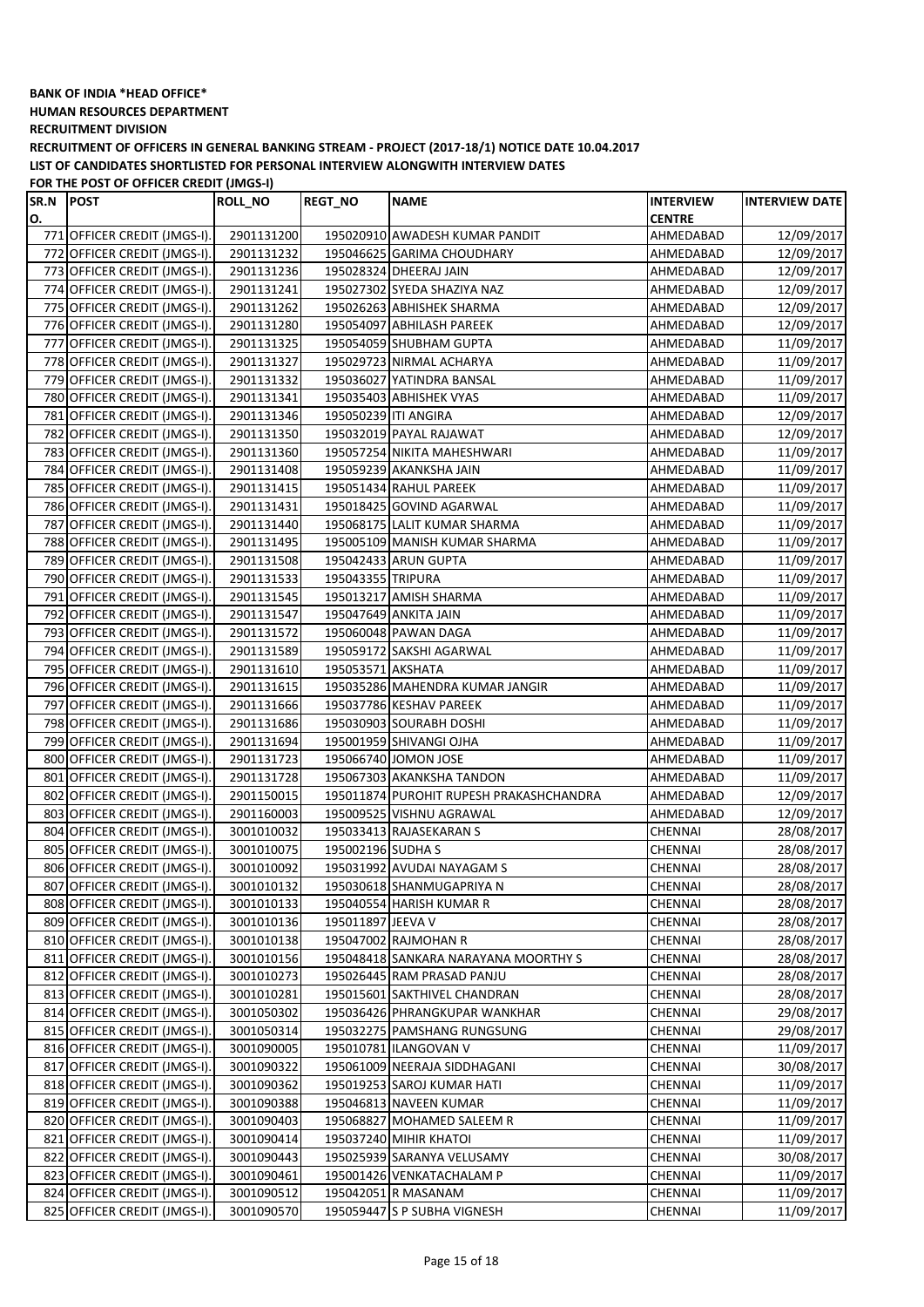**BANK OF INDIA *HEAD OFFICE***

**HUMAN RESOURCES DEPARTMENT**

**RECRUITMENT DIVISION**

**RECRUITMENT OF OFFICERS IN GENERAL BANKING STREAM - PROJECT (2017-18/1) NOTICE DATE 10.04.2017**

**LIST OF CANDIDATES SHORTLISTED FOR PERSONAL INTERVIEW ALONGWITH INTERVIEW DATES**

**FOR THE POST OF OFFICER CREDIT (JMGS-I)**

| SR.NO. | POST | ROLL_NO | REGT_NO | NAME | INTERVIEW CENTRE | INTERVIEW DATE |
|---|---|---|---|---|---|---|
| 771 | OFFICER CREDIT (JMGS-I). | 2901131200 | 195020910 | AWADESH KUMAR PANDIT | AHMEDABAD | 12/09/2017 |
| 772 | OFFICER CREDIT (JMGS-I). | 2901131232 | 195046625 | GARIMA CHOUDHARY | AHMEDABAD | 12/09/2017 |
| 773 | OFFICER CREDIT (JMGS-I). | 2901131236 | 195028324 | DHEERAJ JAIN | AHMEDABAD | 12/09/2017 |
| 774 | OFFICER CREDIT (JMGS-I). | 2901131241 | 195027302 | SYEDA SHAZIYA NAZ | AHMEDABAD | 12/09/2017 |
| 775 | OFFICER CREDIT (JMGS-I). | 2901131262 | 195026263 | ABHISHEK SHARMA | AHMEDABAD | 12/09/2017 |
| 776 | OFFICER CREDIT (JMGS-I). | 2901131280 | 195054097 | ABHILASH PAREEK | AHMEDABAD | 12/09/2017 |
| 777 | OFFICER CREDIT (JMGS-I). | 2901131325 | 195054059 | SHUBHAM GUPTA | AHMEDABAD | 11/09/2017 |
| 778 | OFFICER CREDIT (JMGS-I). | 2901131327 | 195029723 | NIRMAL ACHARYA | AHMEDABAD | 11/09/2017 |
| 779 | OFFICER CREDIT (JMGS-I). | 2901131332 | 195036027 | YATINDRA BANSAL | AHMEDABAD | 11/09/2017 |
| 780 | OFFICER CREDIT (JMGS-I). | 2901131341 | 195035403 | ABHISHEK VYAS | AHMEDABAD | 11/09/2017 |
| 781 | OFFICER CREDIT (JMGS-I). | 2901131346 | 195050239 | ITI ANGIRA | AHMEDABAD | 12/09/2017 |
| 782 | OFFICER CREDIT (JMGS-I). | 2901131350 | 195032019 | PAYAL RAJAWAT | AHMEDABAD | 12/09/2017 |
| 783 | OFFICER CREDIT (JMGS-I). | 2901131360 | 195057254 | NIKITA MAHESHWARI | AHMEDABAD | 11/09/2017 |
| 784 | OFFICER CREDIT (JMGS-I). | 2901131408 | 195059239 | AKANKSHA JAIN | AHMEDABAD | 11/09/2017 |
| 785 | OFFICER CREDIT (JMGS-I). | 2901131415 | 195051434 | RAHUL PAREEK | AHMEDABAD | 11/09/2017 |
| 786 | OFFICER CREDIT (JMGS-I). | 2901131431 | 195018425 | GOVIND AGARWAL | AHMEDABAD | 11/09/2017 |
| 787 | OFFICER CREDIT (JMGS-I). | 2901131440 | 195068175 | LALIT KUMAR SHARMA | AHMEDABAD | 11/09/2017 |
| 788 | OFFICER CREDIT (JMGS-I). | 2901131495 | 195005109 | MANISH KUMAR SHARMA | AHMEDABAD | 11/09/2017 |
| 789 | OFFICER CREDIT (JMGS-I). | 2901131508 | 195042433 | ARUN GUPTA | AHMEDABAD | 11/09/2017 |
| 790 | OFFICER CREDIT (JMGS-I). | 2901131533 | 195043355 | TRIPURA | AHMEDABAD | 11/09/2017 |
| 791 | OFFICER CREDIT (JMGS-I). | 2901131545 | 195013217 | AMISH SHARMA | AHMEDABAD | 11/09/2017 |
| 792 | OFFICER CREDIT (JMGS-I). | 2901131547 | 195047649 | ANKITA JAIN | AHMEDABAD | 11/09/2017 |
| 793 | OFFICER CREDIT (JMGS-I). | 2901131572 | 195060048 | PAWAN DAGA | AHMEDABAD | 11/09/2017 |
| 794 | OFFICER CREDIT (JMGS-I). | 2901131589 | 195059172 | SAKSHI AGARWAL | AHMEDABAD | 11/09/2017 |
| 795 | OFFICER CREDIT (JMGS-I). | 2901131610 | 195053571 | AKSHATA | AHMEDABAD | 11/09/2017 |
| 796 | OFFICER CREDIT (JMGS-I). | 2901131615 | 195035286 | MAHENDRA KUMAR JANGIR | AHMEDABAD | 11/09/2017 |
| 797 | OFFICER CREDIT (JMGS-I). | 2901131666 | 195037786 | KESHAV PAREEK | AHMEDABAD | 11/09/2017 |
| 798 | OFFICER CREDIT (JMGS-I). | 2901131686 | 195030903 | SOURABH DOSHI | AHMEDABAD | 11/09/2017 |
| 799 | OFFICER CREDIT (JMGS-I). | 2901131694 | 195001959 | SHIVANGI OJHA | AHMEDABAD | 11/09/2017 |
| 800 | OFFICER CREDIT (JMGS-I). | 2901131723 | 195066740 | JOMON JOSE | AHMEDABAD | 11/09/2017 |
| 801 | OFFICER CREDIT (JMGS-I). | 2901131728 | 195067303 | AKANKSHA TANDON | AHMEDABAD | 11/09/2017 |
| 802 | OFFICER CREDIT (JMGS-I). | 2901150015 | 195011874 | PUROHIT RUPESH PRAKASHCHANDRA | AHMEDABAD | 12/09/2017 |
| 803 | OFFICER CREDIT (JMGS-I). | 2901160003 | 195009525 | VISHNU AGRAWAL | AHMEDABAD | 12/09/2017 |
| 804 | OFFICER CREDIT (JMGS-I). | 3001010032 | 195033413 | RAJASEKARAN S | CHENNAI | 28/08/2017 |
| 805 | OFFICER CREDIT (JMGS-I). | 3001010075 | 195002196 | SUDHA S | CHENNAI | 28/08/2017 |
| 806 | OFFICER CREDIT (JMGS-I). | 3001010092 | 195031992 | AVUDAI NAYAGAM S | CHENNAI | 28/08/2017 |
| 807 | OFFICER CREDIT (JMGS-I). | 3001010132 | 195030618 | SHANMUGAPRIYA N | CHENNAI | 28/08/2017 |
| 808 | OFFICER CREDIT (JMGS-I). | 3001010133 | 195040554 | HARISH KUMAR R | CHENNAI | 28/08/2017 |
| 809 | OFFICER CREDIT (JMGS-I). | 3001010136 | 195011897 | JEEVA V | CHENNAI | 28/08/2017 |
| 810 | OFFICER CREDIT (JMGS-I). | 3001010138 | 195047002 | RAJMOHAN R | CHENNAI | 28/08/2017 |
| 811 | OFFICER CREDIT (JMGS-I). | 3001010156 | 195048418 | SANKARA NARAYANA MOORTHY S | CHENNAI | 28/08/2017 |
| 812 | OFFICER CREDIT (JMGS-I). | 3001010273 | 195026445 | RAM PRASAD PANJU | CHENNAI | 28/08/2017 |
| 813 | OFFICER CREDIT (JMGS-I). | 3001010281 | 195015601 | SAKTHIVEL CHANDRAN | CHENNAI | 28/08/2017 |
| 814 | OFFICER CREDIT (JMGS-I). | 3001050302 | 195036426 | PHRANGKUPAR WANKHAR | CHENNAI | 29/08/2017 |
| 815 | OFFICER CREDIT (JMGS-I). | 3001050314 | 195032275 | PAMSHANG RUNGSUNG | CHENNAI | 29/08/2017 |
| 816 | OFFICER CREDIT (JMGS-I). | 3001090005 | 195010781 | ILANGOVAN V | CHENNAI | 11/09/2017 |
| 817 | OFFICER CREDIT (JMGS-I). | 3001090322 | 195061009 | NEERAJA SIDDHAGANI | CHENNAI | 30/08/2017 |
| 818 | OFFICER CREDIT (JMGS-I). | 3001090362 | 195019253 | SAROJ KUMAR HATI | CHENNAI | 11/09/2017 |
| 819 | OFFICER CREDIT (JMGS-I). | 3001090388 | 195046813 | NAVEEN KUMAR | CHENNAI | 11/09/2017 |
| 820 | OFFICER CREDIT (JMGS-I). | 3001090403 | 195068827 | MOHAMED SALEEM R | CHENNAI | 11/09/2017 |
| 821 | OFFICER CREDIT (JMGS-I). | 3001090414 | 195037240 | MIHIR KHATOI | CHENNAI | 11/09/2017 |
| 822 | OFFICER CREDIT (JMGS-I). | 3001090443 | 195025939 | SARANYA VELUSAMY | CHENNAI | 30/08/2017 |
| 823 | OFFICER CREDIT (JMGS-I). | 3001090461 | 195001426 | VENKATACHALAM P | CHENNAI | 11/09/2017 |
| 824 | OFFICER CREDIT (JMGS-I). | 3001090512 | 195042051 | R MASANAM | CHENNAI | 11/09/2017 |
| 825 | OFFICER CREDIT (JMGS-I). | 3001090570 | 195059447 | S P SUBHA VIGNESH | CHENNAI | 11/09/2017 |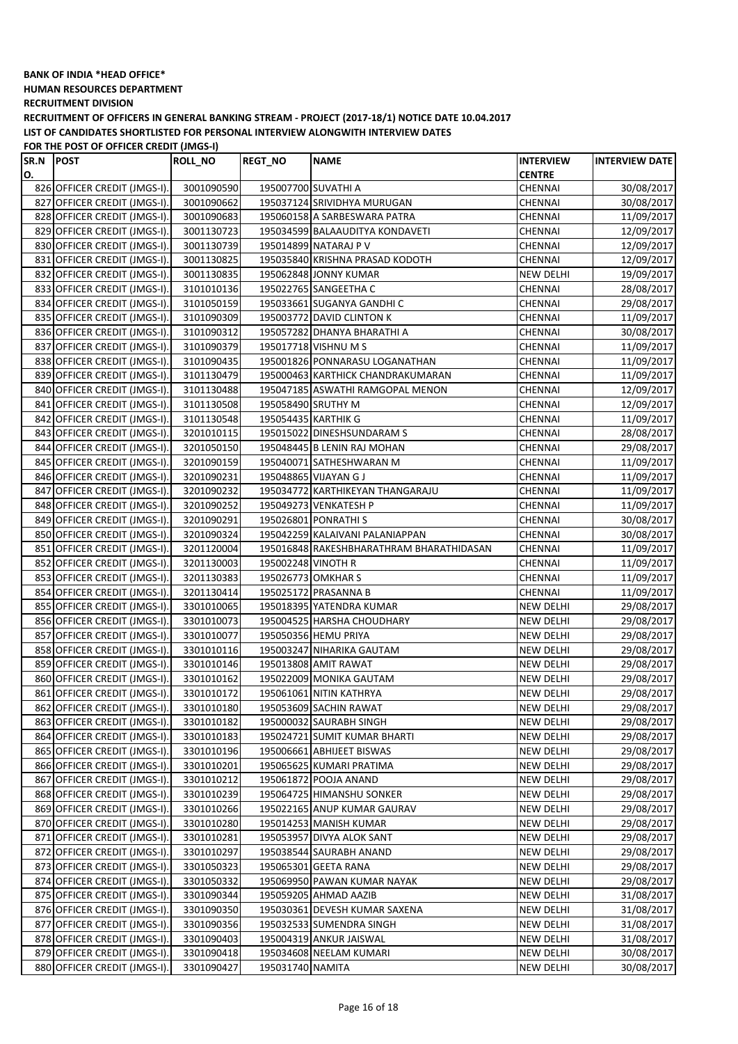**BANK OF INDIA \*HEAD OFFICE\***

**HUMAN RESOURCES DEPARTMENT**

**RECRUITMENT DIVISION**

**RECRUITMENT OF OFFICERS IN GENERAL BANKING STREAM - PROJECT (2017-18/1) NOTICE DATE 10.04.2017**

**LIST OF CANDIDATES SHORTLISTED FOR PERSONAL INTERVIEW ALONGWITH INTERVIEW DATES**

**FOR THE POST OF OFFICER CREDIT (JMGS-I)**

| SR.NO. | POST | ROLL_NO | REGT_NO | NAME | INTERVIEW CENTRE | INTERVIEW DATE |
|---|---|---|---|---|---|---|
| 826 | OFFICER CREDIT (JMGS-I). | 3001090590 | 195007700 | SUVATHI A | CHENNAI | 30/08/2017 |
| 827 | OFFICER CREDIT (JMGS-I). | 3001090662 | 195037124 | SRIVIDHYA MURUGAN | CHENNAI | 30/08/2017 |
| 828 | OFFICER CREDIT (JMGS-I). | 3001090683 | 195060158 | A SARBESWARA PATRA | CHENNAI | 11/09/2017 |
| 829 | OFFICER CREDIT (JMGS-I). | 3001130723 | 195034599 | BALAAUDITYA KONDAVETI | CHENNAI | 12/09/2017 |
| 830 | OFFICER CREDIT (JMGS-I). | 3001130739 | 195014899 | NATARAJ P V | CHENNAI | 12/09/2017 |
| 831 | OFFICER CREDIT (JMGS-I). | 3001130825 | 195035840 | KRISHNA PRASAD KODOTH | CHENNAI | 12/09/2017 |
| 832 | OFFICER CREDIT (JMGS-I). | 3001130835 | 195062848 | JONNY KUMAR | NEW DELHI | 19/09/2017 |
| 833 | OFFICER CREDIT (JMGS-I). | 3101010136 | 195022765 | SANGEETHA C | CHENNAI | 28/08/2017 |
| 834 | OFFICER CREDIT (JMGS-I). | 3101050159 | 195033661 | SUGANYA GANDHI C | CHENNAI | 29/08/2017 |
| 835 | OFFICER CREDIT (JMGS-I). | 3101090309 | 195003772 | DAVID CLINTON K | CHENNAI | 11/09/2017 |
| 836 | OFFICER CREDIT (JMGS-I). | 3101090312 | 195057282 | DHANYA BHARATHI A | CHENNAI | 30/08/2017 |
| 837 | OFFICER CREDIT (JMGS-I). | 3101090379 | 195017718 | VISHNU M S | CHENNAI | 11/09/2017 |
| 838 | OFFICER CREDIT (JMGS-I). | 3101090435 | 195001826 | PONNARASU LOGANATHAN | CHENNAI | 11/09/2017 |
| 839 | OFFICER CREDIT (JMGS-I). | 3101130479 | 195000463 | KARTHICK CHANDRAKUMARAN | CHENNAI | 11/09/2017 |
| 840 | OFFICER CREDIT (JMGS-I). | 3101130488 | 195047185 | ASWATHI RAMGOPAL MENON | CHENNAI | 12/09/2017 |
| 841 | OFFICER CREDIT (JMGS-I). | 3101130508 | 195058490 | SRUTHY M | CHENNAI | 12/09/2017 |
| 842 | OFFICER CREDIT (JMGS-I). | 3101130548 | 195054435 | KARTHIK G | CHENNAI | 11/09/2017 |
| 843 | OFFICER CREDIT (JMGS-I). | 3201010115 | 195015022 | DINESHSUNDARAM S | CHENNAI | 28/08/2017 |
| 844 | OFFICER CREDIT (JMGS-I). | 3201050150 | 195048445 | B LENIN RAJ MOHAN | CHENNAI | 29/08/2017 |
| 845 | OFFICER CREDIT (JMGS-I). | 3201090159 | 195040071 | SATHESHWARAN M | CHENNAI | 11/09/2017 |
| 846 | OFFICER CREDIT (JMGS-I). | 3201090231 | 195048865 | VIJAYAN G J | CHENNAI | 11/09/2017 |
| 847 | OFFICER CREDIT (JMGS-I). | 3201090232 | 195034772 | KARTHIKEYAN THANGARAJU | CHENNAI | 11/09/2017 |
| 848 | OFFICER CREDIT (JMGS-I). | 3201090252 | 195049273 | VENKATESH P | CHENNAI | 11/09/2017 |
| 849 | OFFICER CREDIT (JMGS-I). | 3201090291 | 195026801 | PONRATHI S | CHENNAI | 30/08/2017 |
| 850 | OFFICER CREDIT (JMGS-I). | 3201090324 | 195042259 | KALAIVANI PALANIAPPAN | CHENNAI | 30/08/2017 |
| 851 | OFFICER CREDIT (JMGS-I). | 3201120004 | 195016848 | RAKESHBHARATHRAM BHARATHIDASAN | CHENNAI | 11/09/2017 |
| 852 | OFFICER CREDIT (JMGS-I). | 3201130003 | 195002248 | VINOTH R | CHENNAI | 11/09/2017 |
| 853 | OFFICER CREDIT (JMGS-I). | 3201130383 | 195026773 | OMKHAR S | CHENNAI | 11/09/2017 |
| 854 | OFFICER CREDIT (JMGS-I). | 3201130414 | 195025172 | PRASANNA B | CHENNAI | 11/09/2017 |
| 855 | OFFICER CREDIT (JMGS-I). | 3301010065 | 195018395 | YATENDRA KUMAR | NEW DELHI | 29/08/2017 |
| 856 | OFFICER CREDIT (JMGS-I). | 3301010073 | 195004525 | HARSHA CHOUDHARY | NEW DELHI | 29/08/2017 |
| 857 | OFFICER CREDIT (JMGS-I). | 3301010077 | 195050356 | HEMU PRIYA | NEW DELHI | 29/08/2017 |
| 858 | OFFICER CREDIT (JMGS-I). | 3301010116 | 195003247 | NIHARIKA GAUTAM | NEW DELHI | 29/08/2017 |
| 859 | OFFICER CREDIT (JMGS-I). | 3301010146 | 195013808 | AMIT RAWAT | NEW DELHI | 29/08/2017 |
| 860 | OFFICER CREDIT (JMGS-I). | 3301010162 | 195022009 | MONIKA GAUTAM | NEW DELHI | 29/08/2017 |
| 861 | OFFICER CREDIT (JMGS-I). | 3301010172 | 195061061 | NITIN KATHRYA | NEW DELHI | 29/08/2017 |
| 862 | OFFICER CREDIT (JMGS-I). | 3301010180 | 195053609 | SACHIN RAWAT | NEW DELHI | 29/08/2017 |
| 863 | OFFICER CREDIT (JMGS-I). | 3301010182 | 195000032 | SAURABH SINGH | NEW DELHI | 29/08/2017 |
| 864 | OFFICER CREDIT (JMGS-I). | 3301010183 | 195024721 | SUMIT KUMAR BHARTI | NEW DELHI | 29/08/2017 |
| 865 | OFFICER CREDIT (JMGS-I). | 3301010196 | 195006661 | ABHIJEET BISWAS | NEW DELHI | 29/08/2017 |
| 866 | OFFICER CREDIT (JMGS-I). | 3301010201 | 195065625 | KUMARI PRATIMA | NEW DELHI | 29/08/2017 |
| 867 | OFFICER CREDIT (JMGS-I). | 3301010212 | 195061872 | POOJA ANAND | NEW DELHI | 29/08/2017 |
| 868 | OFFICER CREDIT (JMGS-I). | 3301010239 | 195064725 | HIMANSHU SONKER | NEW DELHI | 29/08/2017 |
| 869 | OFFICER CREDIT (JMGS-I). | 3301010266 | 195022165 | ANUP KUMAR GAURAV | NEW DELHI | 29/08/2017 |
| 870 | OFFICER CREDIT (JMGS-I). | 3301010280 | 195014253 | MANISH KUMAR | NEW DELHI | 29/08/2017 |
| 871 | OFFICER CREDIT (JMGS-I). | 3301010281 | 195053957 | DIVYA ALOK SANT | NEW DELHI | 29/08/2017 |
| 872 | OFFICER CREDIT (JMGS-I). | 3301010297 | 195038544 | SAURABH ANAND | NEW DELHI | 29/08/2017 |
| 873 | OFFICER CREDIT (JMGS-I). | 3301050323 | 195065301 | GEETA RANA | NEW DELHI | 29/08/2017 |
| 874 | OFFICER CREDIT (JMGS-I). | 3301050332 | 195069950 | PAWAN KUMAR NAYAK | NEW DELHI | 29/08/2017 |
| 875 | OFFICER CREDIT (JMGS-I). | 3301090344 | 195059205 | AHMAD AAZIB | NEW DELHI | 31/08/2017 |
| 876 | OFFICER CREDIT (JMGS-I). | 3301090350 | 195030361 | DEVESH KUMAR SAXENA | NEW DELHI | 31/08/2017 |
| 877 | OFFICER CREDIT (JMGS-I). | 3301090356 | 195032533 | SUMENDRA SINGH | NEW DELHI | 31/08/2017 |
| 878 | OFFICER CREDIT (JMGS-I). | 3301090403 | 195004319 | ANKUR JAISWAL | NEW DELHI | 31/08/2017 |
| 879 | OFFICER CREDIT (JMGS-I). | 3301090418 | 195034608 | NEELAM KUMARI | NEW DELHI | 30/08/2017 |
| 880 | OFFICER CREDIT (JMGS-I). | 3301090427 | 195031740 | NAMITA | NEW DELHI | 30/08/2017 |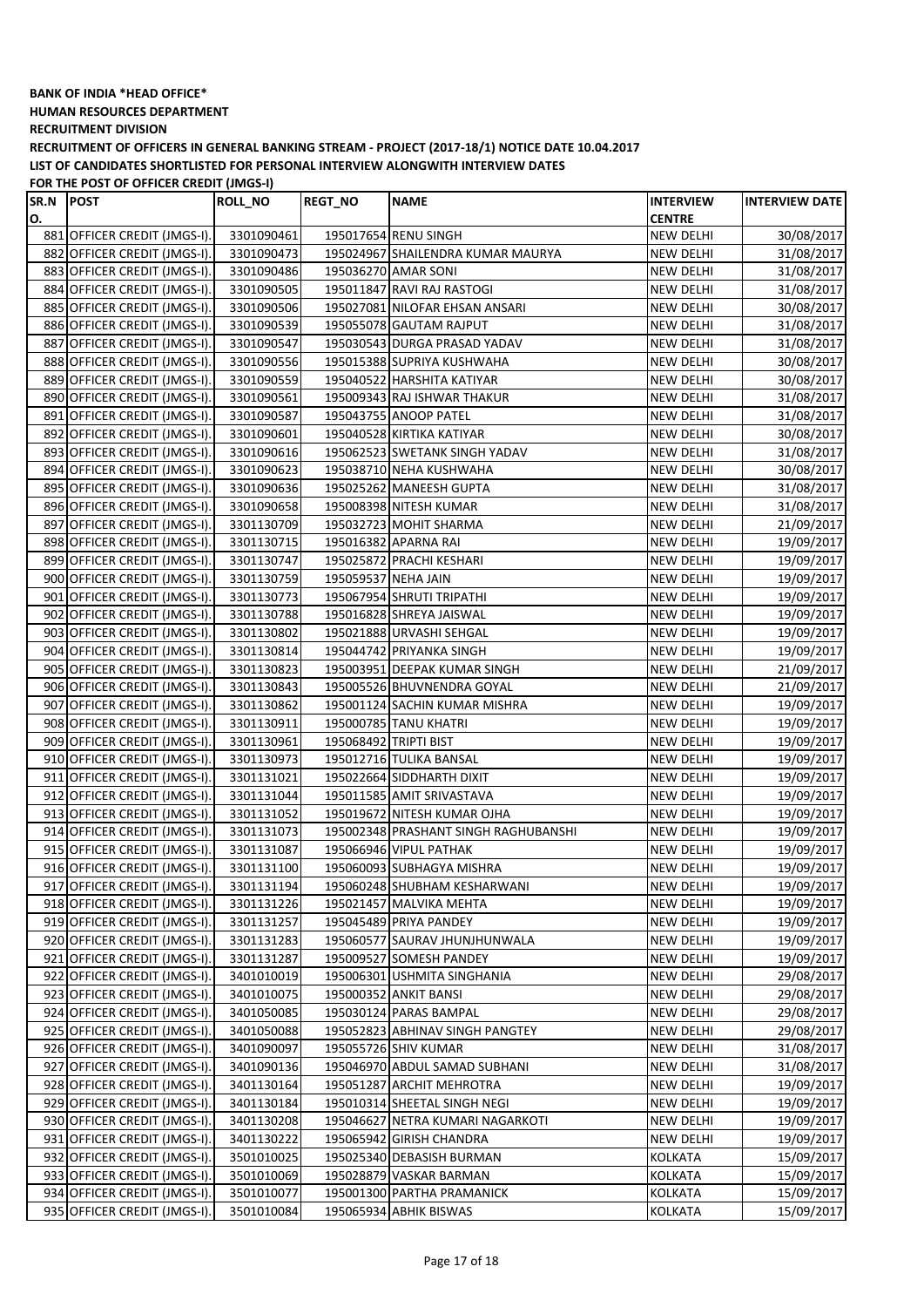**BANK OF INDIA \*HEAD OFFICE\***

**HUMAN RESOURCES DEPARTMENT**

**RECRUITMENT DIVISION**

**RECRUITMENT OF OFFICERS IN GENERAL BANKING STREAM - PROJECT (2017-18/1) NOTICE DATE 10.04.2017**

**LIST OF CANDIDATES SHORTLISTED FOR PERSONAL INTERVIEW ALONGWITH INTERVIEW DATES**

**FOR THE POST OF OFFICER CREDIT (JMGS-I)**

| SR.NO. | POST | ROLL_NO | REGT_NO | NAME | INTERVIEW CENTRE | INTERVIEW DATE |
|---|---|---|---|---|---|---|
| 881 | OFFICER CREDIT (JMGS-I). | 3301090461 | 195017654 | RENU SINGH | NEW DELHI | 30/08/2017 |
| 882 | OFFICER CREDIT (JMGS-I). | 3301090473 | 195024967 | SHAILENDRA KUMAR MAURYA | NEW DELHI | 31/08/2017 |
| 883 | OFFICER CREDIT (JMGS-I). | 3301090486 | 195036270 | AMAR SONI | NEW DELHI | 31/08/2017 |
| 884 | OFFICER CREDIT (JMGS-I). | 3301090505 | 195011847 | RAVI RAJ RASTOGI | NEW DELHI | 31/08/2017 |
| 885 | OFFICER CREDIT (JMGS-I). | 3301090506 | 195027081 | NILOFAR EHSAN ANSARI | NEW DELHI | 30/08/2017 |
| 886 | OFFICER CREDIT (JMGS-I). | 3301090539 | 195055078 | GAUTAM RAJPUT | NEW DELHI | 31/08/2017 |
| 887 | OFFICER CREDIT (JMGS-I). | 3301090547 | 195030543 | DURGA PRASAD YADAV | NEW DELHI | 31/08/2017 |
| 888 | OFFICER CREDIT (JMGS-I). | 3301090556 | 195015388 | SUPRIYA KUSHWAHA | NEW DELHI | 30/08/2017 |
| 889 | OFFICER CREDIT (JMGS-I). | 3301090559 | 195040522 | HARSHITA KATIYAR | NEW DELHI | 30/08/2017 |
| 890 | OFFICER CREDIT (JMGS-I). | 3301090561 | 195009343 | RAJ ISHWAR THAKUR | NEW DELHI | 31/08/2017 |
| 891 | OFFICER CREDIT (JMGS-I). | 3301090587 | 195043755 | ANOOP PATEL | NEW DELHI | 31/08/2017 |
| 892 | OFFICER CREDIT (JMGS-I). | 3301090601 | 195040528 | KIRTIKA KATIYAR | NEW DELHI | 30/08/2017 |
| 893 | OFFICER CREDIT (JMGS-I). | 3301090616 | 195062523 | SWETANK SINGH YADAV | NEW DELHI | 31/08/2017 |
| 894 | OFFICER CREDIT (JMGS-I). | 3301090623 | 195038710 | NEHA KUSHWAHA | NEW DELHI | 30/08/2017 |
| 895 | OFFICER CREDIT (JMGS-I). | 3301090636 | 195025262 | MANEESH GUPTA | NEW DELHI | 31/08/2017 |
| 896 | OFFICER CREDIT (JMGS-I). | 3301090658 | 195008398 | NITESH KUMAR | NEW DELHI | 31/08/2017 |
| 897 | OFFICER CREDIT (JMGS-I). | 3301130709 | 195032723 | MOHIT SHARMA | NEW DELHI | 21/09/2017 |
| 898 | OFFICER CREDIT (JMGS-I). | 3301130715 | 195016382 | APARNA RAI | NEW DELHI | 19/09/2017 |
| 899 | OFFICER CREDIT (JMGS-I). | 3301130747 | 195025872 | PRACHI KESHARI | NEW DELHI | 19/09/2017 |
| 900 | OFFICER CREDIT (JMGS-I). | 3301130759 | 195059537 | NEHA JAIN | NEW DELHI | 19/09/2017 |
| 901 | OFFICER CREDIT (JMGS-I). | 3301130773 | 195067954 | SHRUTI TRIPATHI | NEW DELHI | 19/09/2017 |
| 902 | OFFICER CREDIT (JMGS-I). | 3301130788 | 195016828 | SHREYA JAISWAL | NEW DELHI | 19/09/2017 |
| 903 | OFFICER CREDIT (JMGS-I). | 3301130802 | 195021888 | URVASHI SEHGAL | NEW DELHI | 19/09/2017 |
| 904 | OFFICER CREDIT (JMGS-I). | 3301130814 | 195044742 | PRIYANKA SINGH | NEW DELHI | 19/09/2017 |
| 905 | OFFICER CREDIT (JMGS-I). | 3301130823 | 195003951 | DEEPAK KUMAR SINGH | NEW DELHI | 21/09/2017 |
| 906 | OFFICER CREDIT (JMGS-I). | 3301130843 | 195005526 | BHUVNENDRA GOYAL | NEW DELHI | 21/09/2017 |
| 907 | OFFICER CREDIT (JMGS-I). | 3301130862 | 195001124 | SACHIN KUMAR MISHRA | NEW DELHI | 19/09/2017 |
| 908 | OFFICER CREDIT (JMGS-I). | 3301130911 | 195000785 | TANU KHATRI | NEW DELHI | 19/09/2017 |
| 909 | OFFICER CREDIT (JMGS-I). | 3301130961 | 195068492 | TRIPTI BIST | NEW DELHI | 19/09/2017 |
| 910 | OFFICER CREDIT (JMGS-I). | 3301130973 | 195012716 | TULIKA BANSAL | NEW DELHI | 19/09/2017 |
| 911 | OFFICER CREDIT (JMGS-I). | 3301131021 | 195022664 | SIDDHARTH DIXIT | NEW DELHI | 19/09/2017 |
| 912 | OFFICER CREDIT (JMGS-I). | 3301131044 | 195011585 | AMIT SRIVASTAVA | NEW DELHI | 19/09/2017 |
| 913 | OFFICER CREDIT (JMGS-I). | 3301131052 | 195019672 | NITESH KUMAR OJHA | NEW DELHI | 19/09/2017 |
| 914 | OFFICER CREDIT (JMGS-I). | 3301131073 | 195002348 | PRASHANT SINGH RAGHUBANSHI | NEW DELHI | 19/09/2017 |
| 915 | OFFICER CREDIT (JMGS-I). | 3301131087 | 195066946 | VIPUL PATHAK | NEW DELHI | 19/09/2017 |
| 916 | OFFICER CREDIT (JMGS-I). | 3301131100 | 195060093 | SUBHAGYA MISHRA | NEW DELHI | 19/09/2017 |
| 917 | OFFICER CREDIT (JMGS-I). | 3301131194 | 195060248 | SHUBHAM KESHARWANI | NEW DELHI | 19/09/2017 |
| 918 | OFFICER CREDIT (JMGS-I). | 3301131226 | 195021457 | MALVIKA MEHTA | NEW DELHI | 19/09/2017 |
| 919 | OFFICER CREDIT (JMGS-I). | 3301131257 | 195045489 | PRIYA PANDEY | NEW DELHI | 19/09/2017 |
| 920 | OFFICER CREDIT (JMGS-I). | 3301131283 | 195060577 | SAURAV JHUNJHUNWALA | NEW DELHI | 19/09/2017 |
| 921 | OFFICER CREDIT (JMGS-I). | 3301131287 | 195009527 | SOMESH PANDEY | NEW DELHI | 19/09/2017 |
| 922 | OFFICER CREDIT (JMGS-I). | 3401010019 | 195006301 | USHMITA SINGHANIA | NEW DELHI | 29/08/2017 |
| 923 | OFFICER CREDIT (JMGS-I). | 3401010075 | 195000352 | ANKIT BANSI | NEW DELHI | 29/08/2017 |
| 924 | OFFICER CREDIT (JMGS-I). | 3401050085 | 195030124 | PARAS BAMPAL | NEW DELHI | 29/08/2017 |
| 925 | OFFICER CREDIT (JMGS-I). | 3401050088 | 195052823 | ABHINAV SINGH PANGTEY | NEW DELHI | 29/08/2017 |
| 926 | OFFICER CREDIT (JMGS-I). | 3401090097 | 195055726 | SHIV KUMAR | NEW DELHI | 31/08/2017 |
| 927 | OFFICER CREDIT (JMGS-I). | 3401090136 | 195046970 | ABDUL SAMAD SUBHANI | NEW DELHI | 31/08/2017 |
| 928 | OFFICER CREDIT (JMGS-I). | 3401130164 | 195051287 | ARCHIT MEHROTRA | NEW DELHI | 19/09/2017 |
| 929 | OFFICER CREDIT (JMGS-I). | 3401130184 | 195010314 | SHEETAL SINGH NEGI | NEW DELHI | 19/09/2017 |
| 930 | OFFICER CREDIT (JMGS-I). | 3401130208 | 195046627 | NETRA KUMARI NAGARKOTI | NEW DELHI | 19/09/2017 |
| 931 | OFFICER CREDIT (JMGS-I). | 3401130222 | 195065942 | GIRISH CHANDRA | NEW DELHI | 19/09/2017 |
| 932 | OFFICER CREDIT (JMGS-I). | 3501010025 | 195025340 | DEBASISH BURMAN | KOLKATA | 15/09/2017 |
| 933 | OFFICER CREDIT (JMGS-I). | 3501010069 | 195028879 | VASKAR BARMAN | KOLKATA | 15/09/2017 |
| 934 | OFFICER CREDIT (JMGS-I). | 3501010077 | 195001300 | PARTHA PRAMANICK | KOLKATA | 15/09/2017 |
| 935 | OFFICER CREDIT (JMGS-I). | 3501010084 | 195065934 | ABHIK BISWAS | KOLKATA | 15/09/2017 |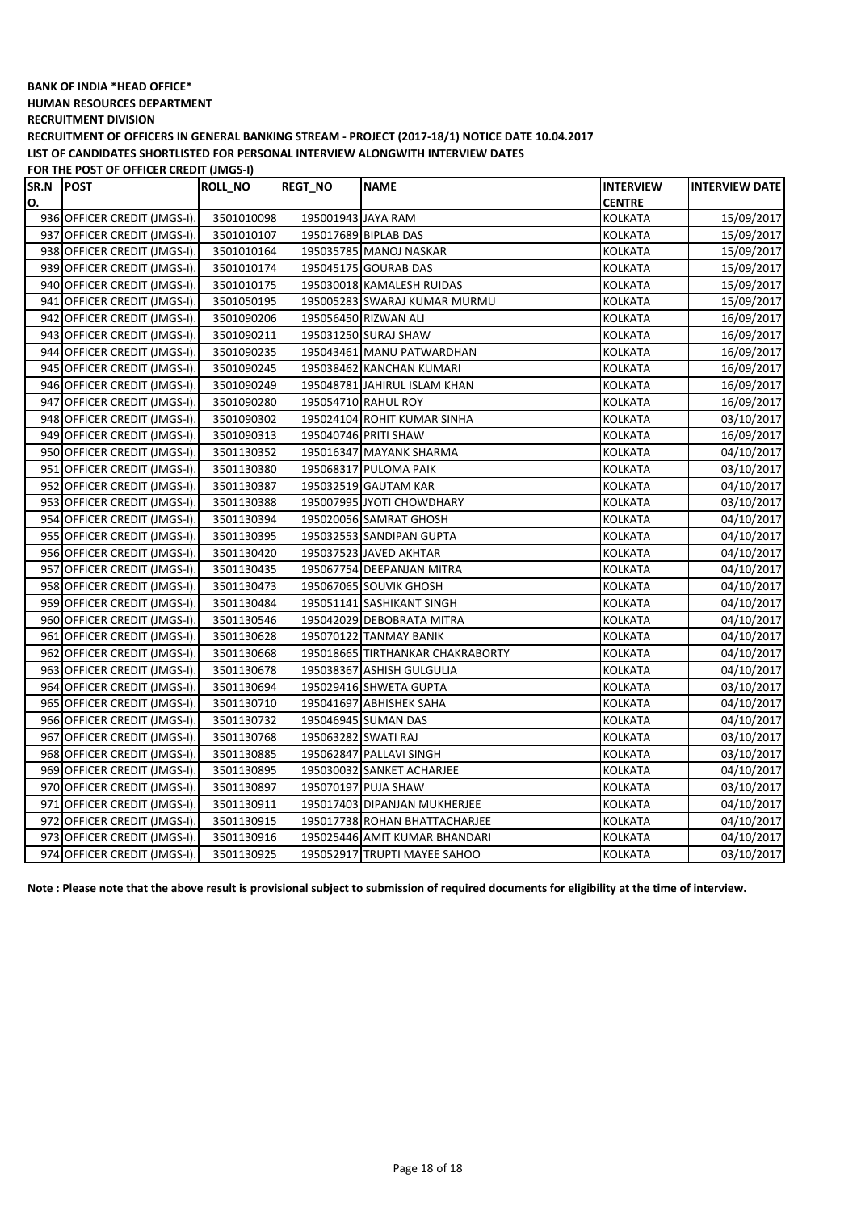**BANK OF INDIA *HEAD OFFICE***

**HUMAN RESOURCES DEPARTMENT**

**RECRUITMENT DIVISION**

**RECRUITMENT OF OFFICERS IN GENERAL BANKING STREAM - PROJECT (2017-18/1) NOTICE DATE 10.04.2017**

**LIST OF CANDIDATES SHORTLISTED FOR PERSONAL INTERVIEW ALONGWITH INTERVIEW DATES**

**FOR THE POST OF OFFICER CREDIT (JMGS-I)**

| SR.NO. | POST | ROLL_NO | REGT_NO | NAME | INTERVIEW CENTRE | INTERVIEW DATE |
|---|---|---|---|---|---|---|
| 936 | OFFICER CREDIT (JMGS-I). | 3501010098 | 195001943 | JAYA RAM | KOLKATA | 15/09/2017 |
| 937 | OFFICER CREDIT (JMGS-I). | 3501010107 | 195017689 | BIPLAB DAS | KOLKATA | 15/09/2017 |
| 938 | OFFICER CREDIT (JMGS-I). | 3501010164 | 195035785 | MANOJ NASKAR | KOLKATA | 15/09/2017 |
| 939 | OFFICER CREDIT (JMGS-I). | 3501010174 | 195045175 | GOURAB DAS | KOLKATA | 15/09/2017 |
| 940 | OFFICER CREDIT (JMGS-I). | 3501010175 | 195030018 | KAMALESH RUIDAS | KOLKATA | 15/09/2017 |
| 941 | OFFICER CREDIT (JMGS-I). | 3501050195 | 195005283 | SWARAJ KUMAR MURMU | KOLKATA | 15/09/2017 |
| 942 | OFFICER CREDIT (JMGS-I). | 3501090206 | 195056450 | RIZWAN ALI | KOLKATA | 16/09/2017 |
| 943 | OFFICER CREDIT (JMGS-I). | 3501090211 | 195031250 | SURAJ SHAW | KOLKATA | 16/09/2017 |
| 944 | OFFICER CREDIT (JMGS-I). | 3501090235 | 195043461 | MANU PATWARDHAN | KOLKATA | 16/09/2017 |
| 945 | OFFICER CREDIT (JMGS-I). | 3501090245 | 195038462 | KANCHAN KUMARI | KOLKATA | 16/09/2017 |
| 946 | OFFICER CREDIT (JMGS-I). | 3501090249 | 195048781 | JAHIRUL ISLAM KHAN | KOLKATA | 16/09/2017 |
| 947 | OFFICER CREDIT (JMGS-I). | 3501090280 | 195054710 | RAHUL ROY | KOLKATA | 16/09/2017 |
| 948 | OFFICER CREDIT (JMGS-I). | 3501090302 | 195024104 | ROHIT KUMAR SINHA | KOLKATA | 03/10/2017 |
| 949 | OFFICER CREDIT (JMGS-I). | 3501090313 | 195040746 | PRITI SHAW | KOLKATA | 16/09/2017 |
| 950 | OFFICER CREDIT (JMGS-I). | 3501130352 | 195016347 | MAYANK SHARMA | KOLKATA | 04/10/2017 |
| 951 | OFFICER CREDIT (JMGS-I). | 3501130380 | 195068317 | PULOMA PAIK | KOLKATA | 03/10/2017 |
| 952 | OFFICER CREDIT (JMGS-I). | 3501130387 | 195032519 | GAUTAM KAR | KOLKATA | 04/10/2017 |
| 953 | OFFICER CREDIT (JMGS-I). | 3501130388 | 195007995 | JYOTI CHOWDHARY | KOLKATA | 03/10/2017 |
| 954 | OFFICER CREDIT (JMGS-I). | 3501130394 | 195020056 | SAMRAT GHOSH | KOLKATA | 04/10/2017 |
| 955 | OFFICER CREDIT (JMGS-I). | 3501130395 | 195032553 | SANDIPAN GUPTA | KOLKATA | 04/10/2017 |
| 956 | OFFICER CREDIT (JMGS-I). | 3501130420 | 195037523 | JAVED AKHTAR | KOLKATA | 04/10/2017 |
| 957 | OFFICER CREDIT (JMGS-I). | 3501130435 | 195067754 | DEEPANJAN MITRA | KOLKATA | 04/10/2017 |
| 958 | OFFICER CREDIT (JMGS-I). | 3501130473 | 195067065 | SOUVIK GHOSH | KOLKATA | 04/10/2017 |
| 959 | OFFICER CREDIT (JMGS-I). | 3501130484 | 195051141 | SASHIKANT SINGH | KOLKATA | 04/10/2017 |
| 960 | OFFICER CREDIT (JMGS-I). | 3501130546 | 195042029 | DEBOBRATA MITRA | KOLKATA | 04/10/2017 |
| 961 | OFFICER CREDIT (JMGS-I). | 3501130628 | 195070122 | TANMAY BANIK | KOLKATA | 04/10/2017 |
| 962 | OFFICER CREDIT (JMGS-I). | 3501130668 | 195018665 | TIRTHANKAR CHAKRABORTY | KOLKATA | 04/10/2017 |
| 963 | OFFICER CREDIT (JMGS-I). | 3501130678 | 195038367 | ASHISH GULGULIA | KOLKATA | 04/10/2017 |
| 964 | OFFICER CREDIT (JMGS-I). | 3501130694 | 195029416 | SHWETA GUPTA | KOLKATA | 03/10/2017 |
| 965 | OFFICER CREDIT (JMGS-I). | 3501130710 | 195041697 | ABHISHEK SAHA | KOLKATA | 04/10/2017 |
| 966 | OFFICER CREDIT (JMGS-I). | 3501130732 | 195046945 | SUMAN DAS | KOLKATA | 04/10/2017 |
| 967 | OFFICER CREDIT (JMGS-I). | 3501130768 | 195063282 | SWATI RAJ | KOLKATA | 03/10/2017 |
| 968 | OFFICER CREDIT (JMGS-I). | 3501130885 | 195062847 | PALLAVI SINGH | KOLKATA | 03/10/2017 |
| 969 | OFFICER CREDIT (JMGS-I). | 3501130895 | 195030032 | SANKET ACHARJEE | KOLKATA | 04/10/2017 |
| 970 | OFFICER CREDIT (JMGS-I). | 3501130897 | 195070197 | PUJA SHAW | KOLKATA | 03/10/2017 |
| 971 | OFFICER CREDIT (JMGS-I). | 3501130911 | 195017403 | DIPANJAN MUKHERJEE | KOLKATA | 04/10/2017 |
| 972 | OFFICER CREDIT (JMGS-I). | 3501130915 | 195017738 | ROHAN BHATTACHARJEE | KOLKATA | 04/10/2017 |
| 973 | OFFICER CREDIT (JMGS-I). | 3501130916 | 195025446 | AMIT KUMAR BHANDARI | KOLKATA | 04/10/2017 |
| 974 | OFFICER CREDIT (JMGS-I). | 3501130925 | 195052917 | TRUPTI MAYEE SAHOO | KOLKATA | 03/10/2017 |

**Note : Please note that the above result is provisional subject to submission of required documents for eligibility at the time of interview.**